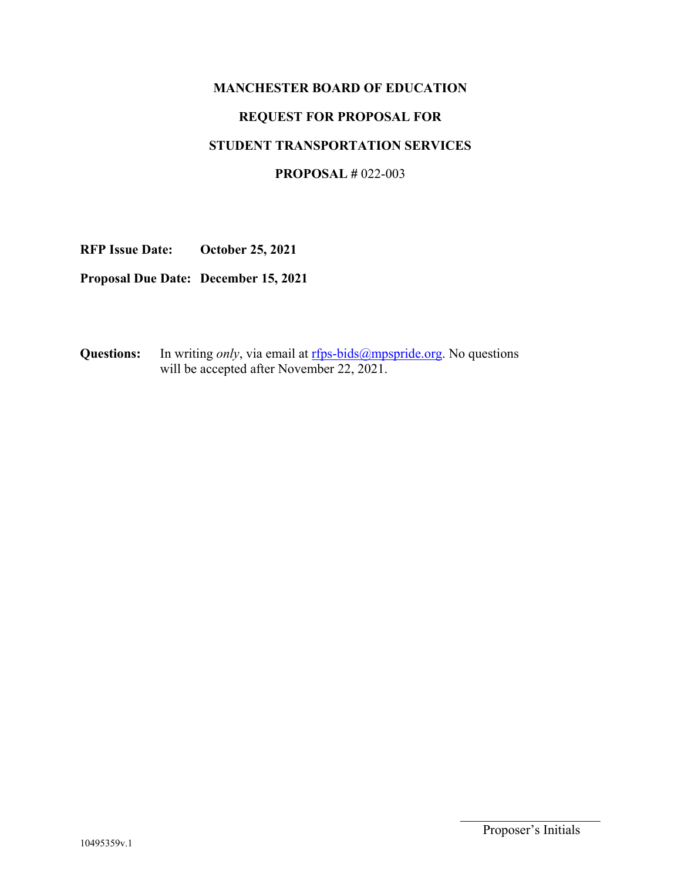# MANCHESTER BOARD OF EDUCATION

# REQUEST FOR PROPOSAL FOR

# STUDENT TRANSPORTATION SERVICES

## PROPOSAL # 022-003

**RFP Issue Date:** **October 25, 2021**

**Proposal Due Date:** **December 15, 2021**

**Questions:** In writing *only*, via email at rfps-bids@mpspride.org. No questions will be accepted after November 22, 2021.

_______________
Proposer's Initials

10495359v.1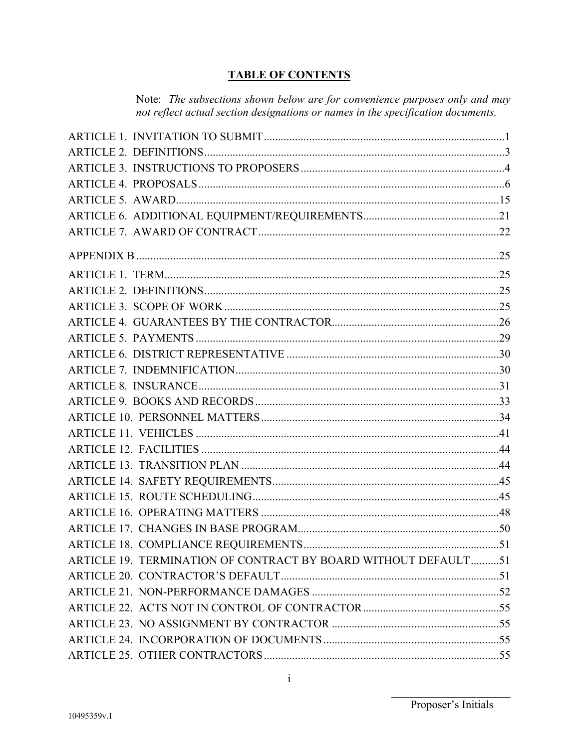# TABLE OF CONTENTS

Note: *The subsections shown below are for convenience purposes only and may not reflect actual section designations or names in the specification documents.*

| | |
|---|---|
| ARTICLE 1. INVITATION TO SUBMIT | 1 |
| ARTICLE 2. DEFINITIONS | 3 |
| ARTICLE 3. INSTRUCTIONS TO PROPOSERS | 4 |
| ARTICLE 4. PROPOSALS | 6 |
| ARTICLE 5. AWARD | 15 |
| ARTICLE 6. ADDITIONAL EQUIPMENT/REQUIREMENTS | 21 |
| ARTICLE 7. AWARD OF CONTRACT | 22 |
| APPENDIX B | 25 |
| ARTICLE 1. TERM | 25 |
| ARTICLE 2. DEFINITIONS | 25 |
| ARTICLE 3. SCOPE OF WORK | 25 |
| ARTICLE 4. GUARANTEES BY THE CONTRACTOR | 26 |
| ARTICLE 5. PAYMENTS | 29 |
| ARTICLE 6. DISTRICT REPRESENTATIVE | 30 |
| ARTICLE 7. INDEMNIFICATION | 30 |
| ARTICLE 8. INSURANCE | 31 |
| ARTICLE 9. BOOKS AND RECORDS | 33 |
| ARTICLE 10. PERSONNEL MATTERS | 34 |
| ARTICLE 11. VEHICLES | 41 |
| ARTICLE 12. FACILITIES | 44 |
| ARTICLE 13. TRANSITION PLAN | 44 |
| ARTICLE 14. SAFETY REQUIREMENTS | 45 |
| ARTICLE 15. ROUTE SCHEDULING | 45 |
| ARTICLE 16. OPERATING MATTERS | 48 |
| ARTICLE 17. CHANGES IN BASE PROGRAM | 50 |
| ARTICLE 18. COMPLIANCE REQUIREMENTS | 51 |
| ARTICLE 19. TERMINATION OF CONTRACT BY BOARD WITHOUT DEFAULT | 51 |
| ARTICLE 20. CONTRACTOR'S DEFAULT | 51 |
| ARTICLE 21. NON-PERFORMANCE DAMAGES | 52 |
| ARTICLE 22. ACTS NOT IN CONTROL OF CONTRACTOR | 55 |
| ARTICLE 23. NO ASSIGNMENT BY CONTRACTOR | 55 |
| ARTICLE 24. INCORPORATION OF DOCUMENTS | 55 |
| ARTICLE 25. OTHER CONTRACTORS | 55 |

\_\_\_\_\_\_\_\_\_\_\_\_\_\_\_\_\_\_\_\_\_\_
Proposer's Initials

10495359v.1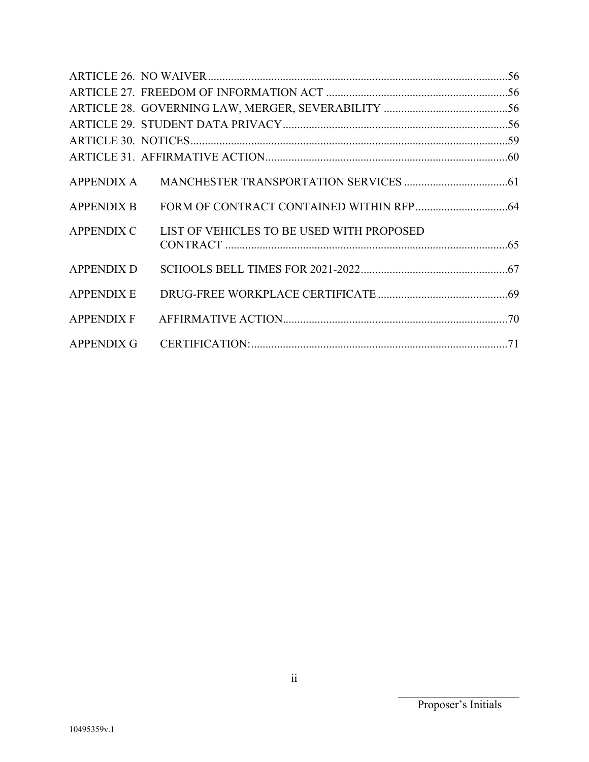ARTICLE 26. NO WAIVER .......................................................................................................... 56
ARTICLE 27. FREEDOM OF INFORMATION ACT ............................................................... 56
ARTICLE 28. GOVERNING LAW, MERGER, SEVERABILITY ............................................ 56
ARTICLE 29. STUDENT DATA PRIVACY ............................................................................... 56
ARTICLE 30. NOTICES .............................................................................................................. 59
ARTICLE 31. AFFIRMATIVE ACTION ..................................................................................... 60

APPENDIX A MANCHESTER TRANSPORTATION SERVICES ..................................... 61

APPENDIX B FORM OF CONTRACT CONTAINED WITHIN RFP ................................ 64

APPENDIX C LIST OF VEHICLES TO BE USED WITH PROPOSED CONTRACT ................................................................................................. 65

APPENDIX D SCHOOLS BELL TIMES FOR 2021-2022 .................................................... 67

APPENDIX E DRUG-FREE WORKPLACE CERTIFICATE .............................................. 69

APPENDIX F AFFIRMATIVE ACTION ............................................................................... 70

APPENDIX G CERTIFICATION: ......................................................................................... 71

______________________
Proposer's Initials

10495359v.1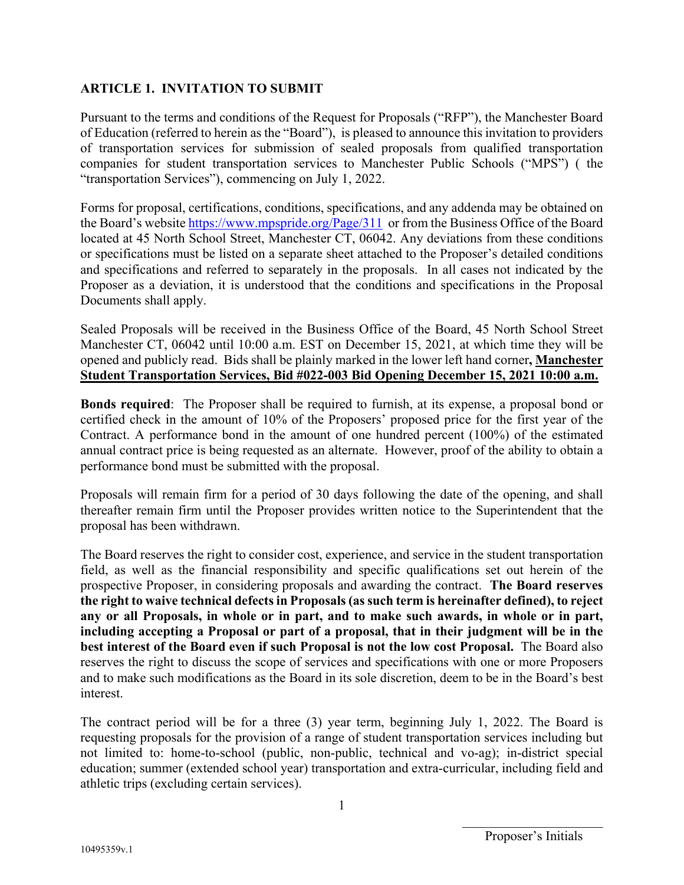## ARTICLE 1. INVITATION TO SUBMIT

Pursuant to the terms and conditions of the Request for Proposals ("RFP"), the Manchester Board of Education (referred to herein as the "Board"), is pleased to announce this invitation to providers of transportation services for submission of sealed proposals from qualified transportation companies for student transportation services to Manchester Public Schools ("MPS") ( the "transportation Services"), commencing on July 1, 2022.

Forms for proposal, certifications, conditions, specifications, and any addenda may be obtained on the Board's website https://www.mpspride.org/Page/311 or from the Business Office of the Board located at 45 North School Street, Manchester CT, 06042. Any deviations from these conditions or specifications must be listed on a separate sheet attached to the Proposer's detailed conditions and specifications and referred to separately in the proposals. In all cases not indicated by the Proposer as a deviation, it is understood that the conditions and specifications in the Proposal Documents shall apply.

Sealed Proposals will be received in the Business Office of the Board, 45 North School Street Manchester CT, 06042 until 10:00 a.m. EST on December 15, 2021, at which time they will be opened and publicly read. Bids shall be plainly marked in the lower left hand corner**, Manchester Student Transportation Services, Bid #022-003 Bid Opening December 15, 2021 10:00 a.m.**

**Bonds required**: The Proposer shall be required to furnish, at its expense, a proposal bond or certified check in the amount of 10% of the Proposers' proposed price for the first year of the Contract. A performance bond in the amount of one hundred percent (100%) of the estimated annual contract price is being requested as an alternate. However, proof of the ability to obtain a performance bond must be submitted with the proposal.

Proposals will remain firm for a period of 30 days following the date of the opening, and shall thereafter remain firm until the Proposer provides written notice to the Superintendent that the proposal has been withdrawn.

The Board reserves the right to consider cost, experience, and service in the student transportation field, as well as the financial responsibility and specific qualifications set out herein of the prospective Proposer, in considering proposals and awarding the contract. **The Board reserves the right to waive technical defects in Proposals (as such term is hereinafter defined), to reject any or all Proposals, in whole or in part, and to make such awards, in whole or in part, including accepting a Proposal or part of a proposal, that in their judgment will be in the best interest of the Board even if such Proposal is not the low cost Proposal.** The Board also reserves the right to discuss the scope of services and specifications with one or more Proposers and to make such modifications as the Board in its sole discretion, deem to be in the Board's best interest.

The contract period will be for a three (3) year term, beginning July 1, 2022. The Board is requesting proposals for the provision of a range of student transportation services including but not limited to: home-to-school (public, non-public, technical and vo-ag); in-district special education; summer (extended school year) transportation and extra-curricular, including field and athletic trips (excluding certain services).

\_\_\_\_\_\_\_\_\_\_\_\_\_\_\_\_\_\_\_\_
Proposer's Initials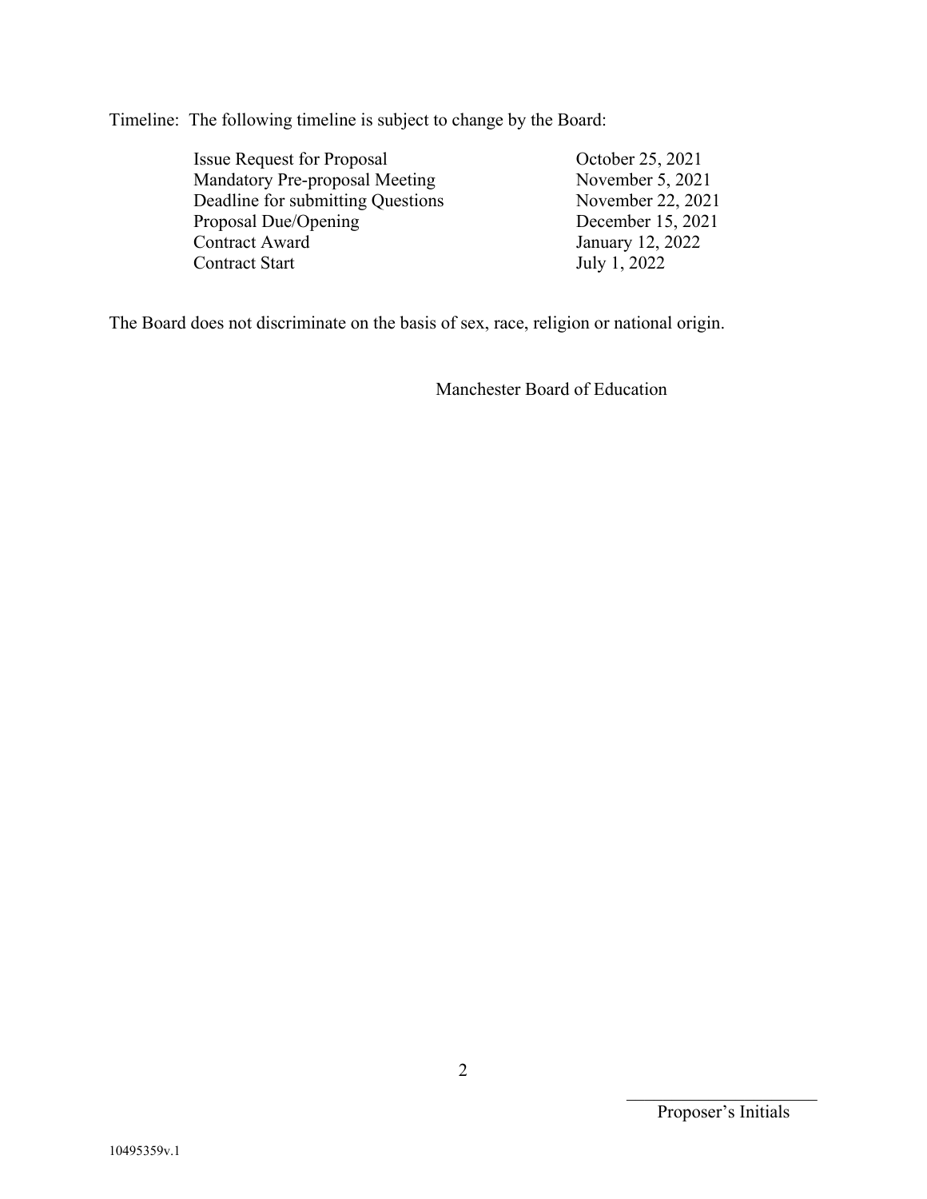Timeline: The following timeline is subject to change by the Board:

| | |
|---|---|
| Issue Request for Proposal | October 25, 2021 |
| Mandatory Pre-proposal Meeting | November 5, 2021 |
| Deadline for submitting Questions | November 22, 2021 |
| Proposal Due/Opening | December 15, 2021 |
| Contract Award | January 12, 2022 |
| Contract Start | July 1, 2022 |

The Board does not discriminate on the basis of sex, race, religion or national origin.

Manchester Board of Education

\_\_\_\_\_\_\_\_\_\_\_\_\_\_\_\_\_\_\_\_\_\_
Proposer's Initials

10495359v.1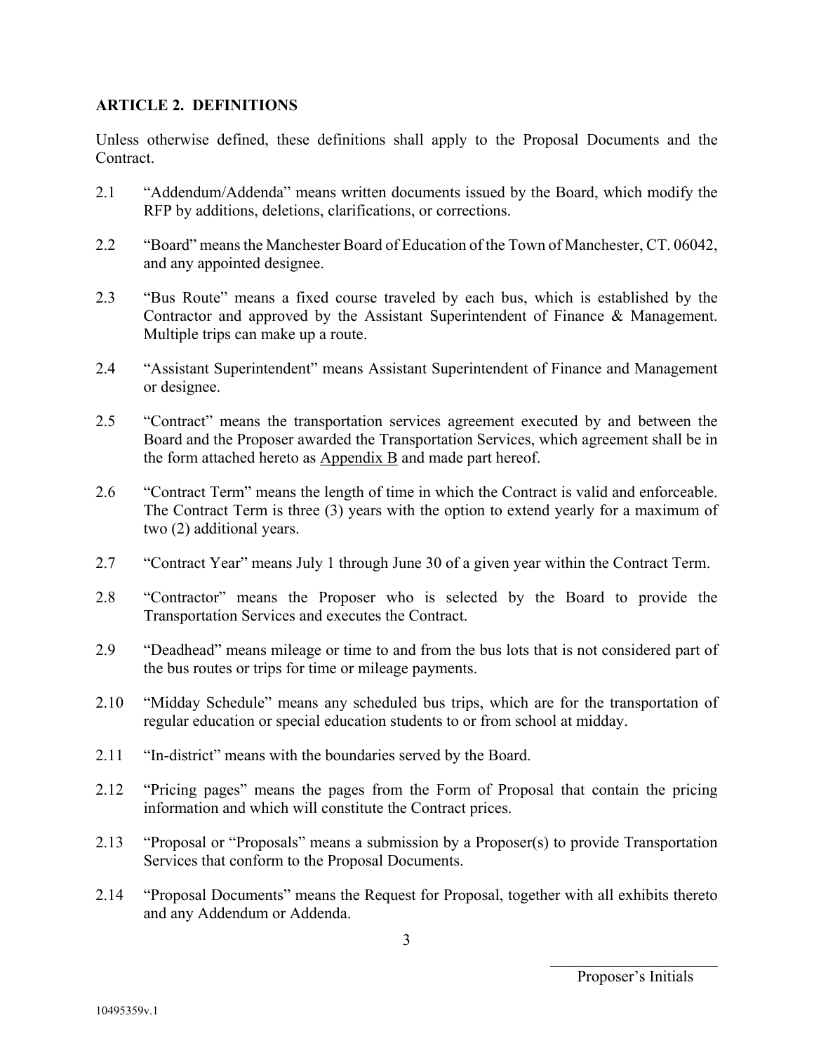## ARTICLE 2. DEFINITIONS

Unless otherwise defined, these definitions shall apply to the Proposal Documents and the Contract.

2.1 "Addendum/Addenda" means written documents issued by the Board, which modify the RFP by additions, deletions, clarifications, or corrections.

2.2 "Board" means the Manchester Board of Education of the Town of Manchester, CT. 06042, and any appointed designee.

2.3 "Bus Route" means a fixed course traveled by each bus, which is established by the Contractor and approved by the Assistant Superintendent of Finance & Management. Multiple trips can make up a route.

2.4 "Assistant Superintendent" means Assistant Superintendent of Finance and Management or designee.

2.5 "Contract" means the transportation services agreement executed by and between the Board and the Proposer awarded the Transportation Services, which agreement shall be in the form attached hereto as Appendix B and made part hereof.

2.6 "Contract Term" means the length of time in which the Contract is valid and enforceable. The Contract Term is three (3) years with the option to extend yearly for a maximum of two (2) additional years.

2.7 "Contract Year" means July 1 through June 30 of a given year within the Contract Term.

2.8 "Contractor" means the Proposer who is selected by the Board to provide the Transportation Services and executes the Contract.

2.9 "Deadhead" means mileage or time to and from the bus lots that is not considered part of the bus routes or trips for time or mileage payments.

2.10 "Midday Schedule" means any scheduled bus trips, which are for the transportation of regular education or special education students to or from school at midday.

2.11 "In-district" means with the boundaries served by the Board.

2.12 "Pricing pages" means the pages from the Form of Proposal that contain the pricing information and which will constitute the Contract prices.

2.13 "Proposal or "Proposals" means a submission by a Proposer(s) to provide Transportation Services that conform to the Proposal Documents.

2.14 "Proposal Documents" means the Request for Proposal, together with all exhibits thereto and any Addendum or Addenda.

\_\_\_\_\_\_\_\_\_\_\_\_\_\_\_\_\_\_\_\_\_\_\_\_

Proposer's Initials

10495359v.1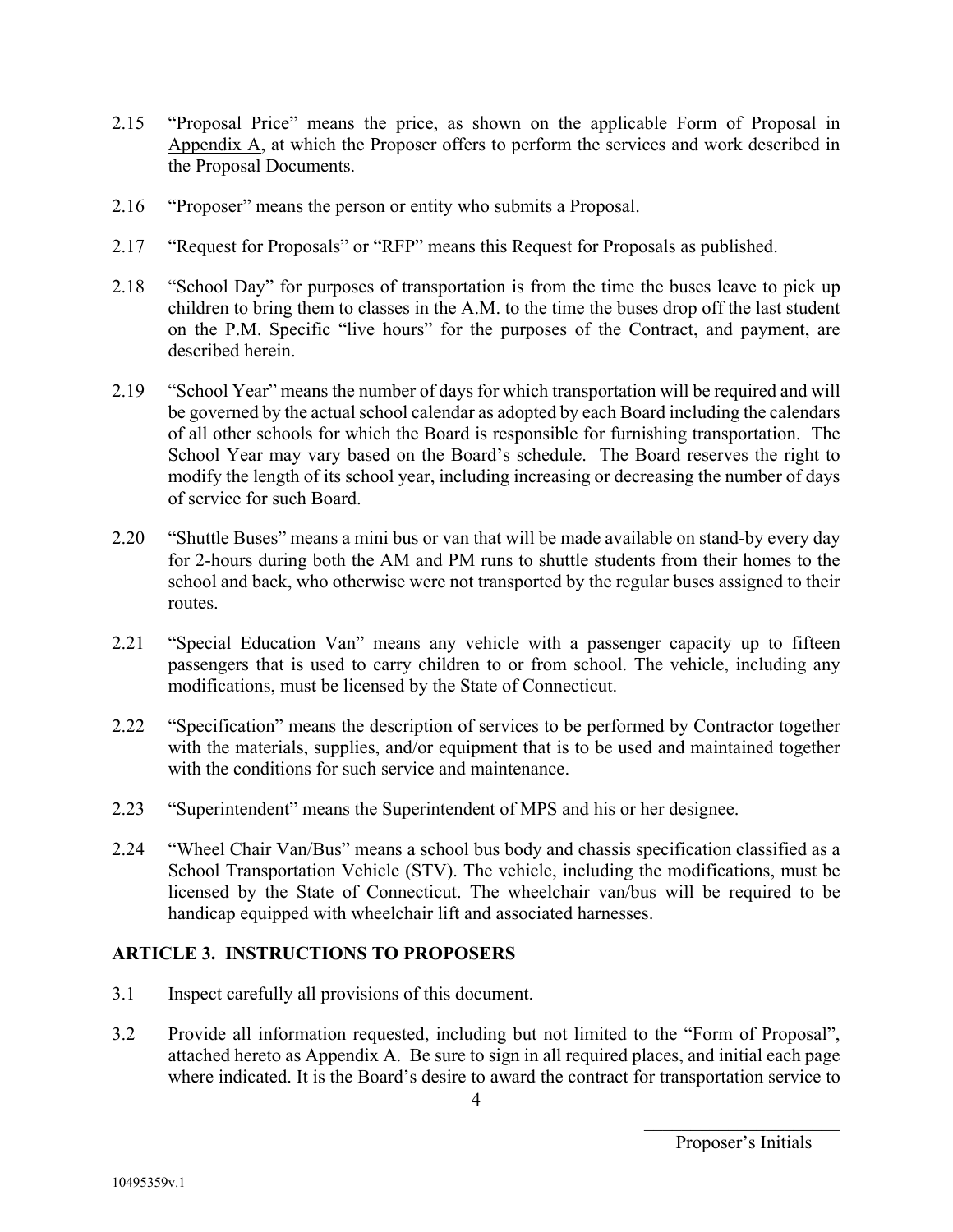2.15 "Proposal Price" means the price, as shown on the applicable Form of Proposal in Appendix A, at which the Proposer offers to perform the services and work described in the Proposal Documents.

2.16 "Proposer" means the person or entity who submits a Proposal.

2.17 "Request for Proposals" or "RFP" means this Request for Proposals as published.

2.18 "School Day" for purposes of transportation is from the time the buses leave to pick up children to bring them to classes in the A.M. to the time the buses drop off the last student on the P.M. Specific "live hours" for the purposes of the Contract, and payment, are described herein.

2.19 "School Year" means the number of days for which transportation will be required and will be governed by the actual school calendar as adopted by each Board including the calendars of all other schools for which the Board is responsible for furnishing transportation. The School Year may vary based on the Board's schedule. The Board reserves the right to modify the length of its school year, including increasing or decreasing the number of days of service for such Board.

2.20 "Shuttle Buses" means a mini bus or van that will be made available on stand-by every day for 2-hours during both the AM and PM runs to shuttle students from their homes to the school and back, who otherwise were not transported by the regular buses assigned to their routes.

2.21 "Special Education Van" means any vehicle with a passenger capacity up to fifteen passengers that is used to carry children to or from school. The vehicle, including any modifications, must be licensed by the State of Connecticut.

2.22 "Specification" means the description of services to be performed by Contractor together with the materials, supplies, and/or equipment that is to be used and maintained together with the conditions for such service and maintenance.

2.23 "Superintendent" means the Superintendent of MPS and his or her designee.

2.24 "Wheel Chair Van/Bus" means a school bus body and chassis specification classified as a School Transportation Vehicle (STV). The vehicle, including the modifications, must be licensed by the State of Connecticut. The wheelchair van/bus will be required to be handicap equipped with wheelchair lift and associated harnesses.

## ARTICLE 3. INSTRUCTIONS TO PROPOSERS

3.1 Inspect carefully all provisions of this document.

3.2 Provide all information requested, including but not limited to the "Form of Proposal", attached hereto as Appendix A. Be sure to sign in all required places, and initial each page where indicated. It is the Board's desire to award the contract for transportation service to

_____________________
Proposer's Initials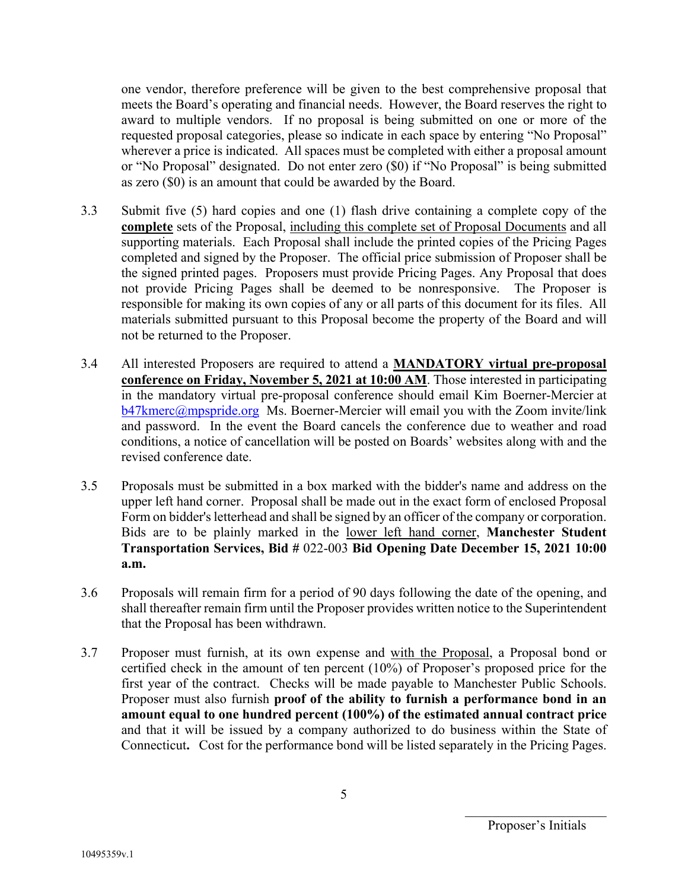one vendor, therefore preference will be given to the best comprehensive proposal that meets the Board's operating and financial needs. However, the Board reserves the right to award to multiple vendors. If no proposal is being submitted on one or more of the requested proposal categories, please so indicate in each space by entering "No Proposal" wherever a price is indicated. All spaces must be completed with either a proposal amount or "No Proposal" designated. Do not enter zero ($0) if "No Proposal" is being submitted as zero ($0) is an amount that could be awarded by the Board.

3.3 Submit five (5) hard copies and one (1) flash drive containing a complete copy of the **complete** sets of the Proposal, including this complete set of Proposal Documents and all supporting materials. Each Proposal shall include the printed copies of the Pricing Pages completed and signed by the Proposer. The official price submission of Proposer shall be the signed printed pages. Proposers must provide Pricing Pages. Any Proposal that does not provide Pricing Pages shall be deemed to be nonresponsive. The Proposer is responsible for making its own copies of any or all parts of this document for its files. All materials submitted pursuant to this Proposal become the property of the Board and will not be returned to the Proposer.

3.4 All interested Proposers are required to attend a **MANDATORY virtual pre-proposal conference on Friday, November 5, 2021 at 10:00 AM**. Those interested in participating in the mandatory virtual pre-proposal conference should email Kim Boerner-Mercier at b47kmerc@mpspride.org Ms. Boerner-Mercier will email you with the Zoom invite/link and password. In the event the Board cancels the conference due to weather and road conditions, a notice of cancellation will be posted on Boards' websites along with and the revised conference date.

3.5 Proposals must be submitted in a box marked with the bidder's name and address on the upper left hand corner. Proposal shall be made out in the exact form of enclosed Proposal Form on bidder's letterhead and shall be signed by an officer of the company or corporation. Bids are to be plainly marked in the lower left hand corner, **Manchester Student Transportation Services, Bid #** 022-003 **Bid Opening Date December 15, 2021 10:00 a.m.**

3.6 Proposals will remain firm for a period of 90 days following the date of the opening, and shall thereafter remain firm until the Proposer provides written notice to the Superintendent that the Proposal has been withdrawn.

3.7 Proposer must furnish, at its own expense and with the Proposal, a Proposal bond or certified check in the amount of ten percent (10%) of Proposer's proposed price for the first year of the contract. Checks will be made payable to Manchester Public Schools. Proposer must also furnish **proof of the ability to furnish a performance bond in an amount equal to one hundred percent (100%) of the estimated annual contract price** and that it will be issued by a company authorized to do business within the State of Connecticut**.** Cost for the performance bond will be listed separately in the Pricing Pages.

Proposer's Initials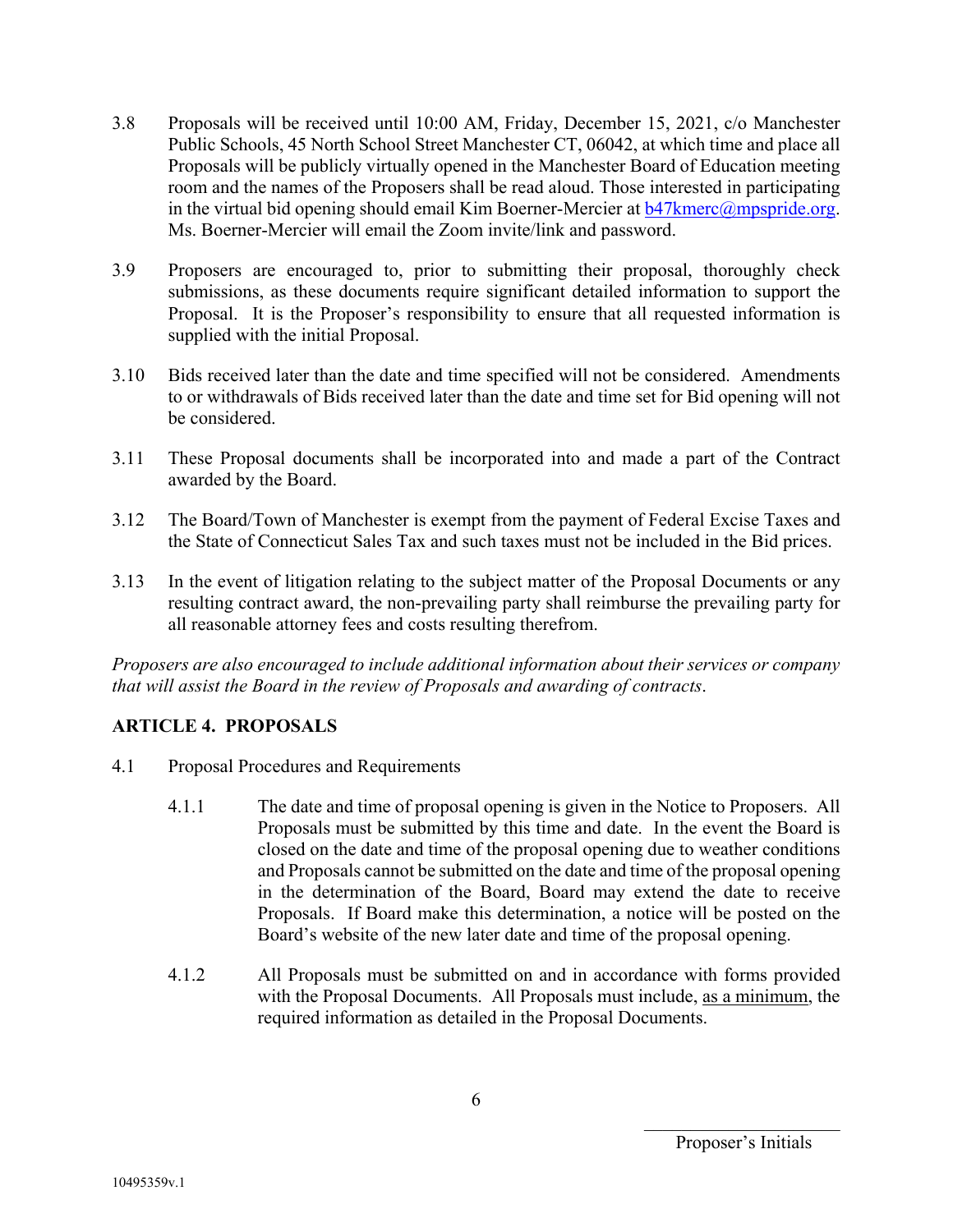3.8 Proposals will be received until 10:00 AM, Friday, December 15, 2021, c/o Manchester Public Schools, 45 North School Street Manchester CT, 06042, at which time and place all Proposals will be publicly virtually opened in the Manchester Board of Education meeting room and the names of the Proposers shall be read aloud. Those interested in participating in the virtual bid opening should email Kim Boerner-Mercier at b47kmerc@mpspride.org. Ms. Boerner-Mercier will email the Zoom invite/link and password.

3.9 Proposers are encouraged to, prior to submitting their proposal, thoroughly check submissions, as these documents require significant detailed information to support the Proposal. It is the Proposer's responsibility to ensure that all requested information is supplied with the initial Proposal.

3.10 Bids received later than the date and time specified will not be considered. Amendments to or withdrawals of Bids received later than the date and time set for Bid opening will not be considered.

3.11 These Proposal documents shall be incorporated into and made a part of the Contract awarded by the Board.

3.12 The Board/Town of Manchester is exempt from the payment of Federal Excise Taxes and the State of Connecticut Sales Tax and such taxes must not be included in the Bid prices.

3.13 In the event of litigation relating to the subject matter of the Proposal Documents or any resulting contract award, the non-prevailing party shall reimburse the prevailing party for all reasonable attorney fees and costs resulting therefrom.

*Proposers are also encouraged to include additional information about their services or company that will assist the Board in the review of Proposals and awarding of contracts*.

## ARTICLE 4. PROPOSALS

4.1 Proposal Procedures and Requirements

4.1.1 The date and time of proposal opening is given in the Notice to Proposers. All Proposals must be submitted by this time and date. In the event the Board is closed on the date and time of the proposal opening due to weather conditions and Proposals cannot be submitted on the date and time of the proposal opening in the determination of the Board, Board may extend the date to receive Proposals. If Board make this determination, a notice will be posted on the Board's website of the new later date and time of the proposal opening.

4.1.2 All Proposals must be submitted on and in accordance with forms provided with the Proposal Documents. All Proposals must include, as a minimum, the required information as detailed in the Proposal Documents.

\_\_\_\_\_\_\_\_\_\_\_\_\_\_\_\_\_\_\_\_
Proposer's Initials

10495359v.1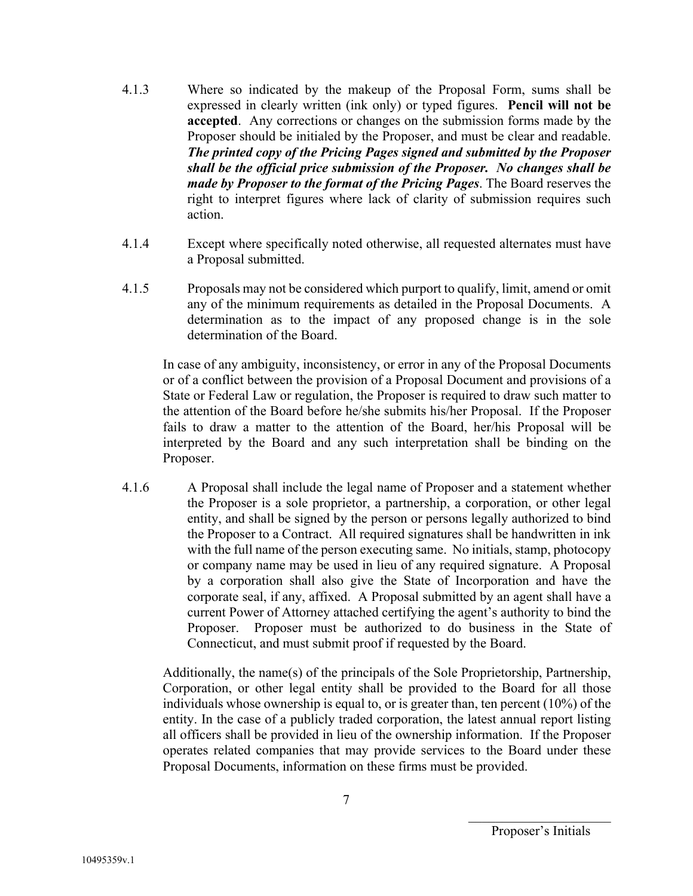4.1.3 Where so indicated by the makeup of the Proposal Form, sums shall be expressed in clearly written (ink only) or typed figures. **Pencil will not be accepted**. Any corrections or changes on the submission forms made by the Proposer should be initialed by the Proposer, and must be clear and readable. ***The printed copy of the Pricing Pages signed and submitted by the Proposer shall be the official price submission of the Proposer. No changes shall be made by Proposer to the format of the Pricing Pages***. The Board reserves the right to interpret figures where lack of clarity of submission requires such action.

4.1.4 Except where specifically noted otherwise, all requested alternates must have a Proposal submitted.

4.1.5 Proposals may not be considered which purport to qualify, limit, amend or omit any of the minimum requirements as detailed in the Proposal Documents. A determination as to the impact of any proposed change is in the sole determination of the Board.

In case of any ambiguity, inconsistency, or error in any of the Proposal Documents or of a conflict between the provision of a Proposal Document and provisions of a State or Federal Law or regulation, the Proposer is required to draw such matter to the attention of the Board before he/she submits his/her Proposal. If the Proposer fails to draw a matter to the attention of the Board, her/his Proposal will be interpreted by the Board and any such interpretation shall be binding on the Proposer.

4.1.6 A Proposal shall include the legal name of Proposer and a statement whether the Proposer is a sole proprietor, a partnership, a corporation, or other legal entity, and shall be signed by the person or persons legally authorized to bind the Proposer to a Contract. All required signatures shall be handwritten in ink with the full name of the person executing same. No initials, stamp, photocopy or company name may be used in lieu of any required signature. A Proposal by a corporation shall also give the State of Incorporation and have the corporate seal, if any, affixed. A Proposal submitted by an agent shall have a current Power of Attorney attached certifying the agent's authority to bind the Proposer. Proposer must be authorized to do business in the State of Connecticut, and must submit proof if requested by the Board.

Additionally, the name(s) of the principals of the Sole Proprietorship, Partnership, Corporation, or other legal entity shall be provided to the Board for all those individuals whose ownership is equal to, or is greater than, ten percent (10%) of the entity. In the case of a publicly traded corporation, the latest annual report listing all officers shall be provided in lieu of the ownership information. If the Proposer operates related companies that may provide services to the Board under these Proposal Documents, information on these firms must be provided.

\_\_\_\_\_\_\_\_\_\_\_\_\_\_\_\_\_\_\_\_\_\_
Proposer's Initials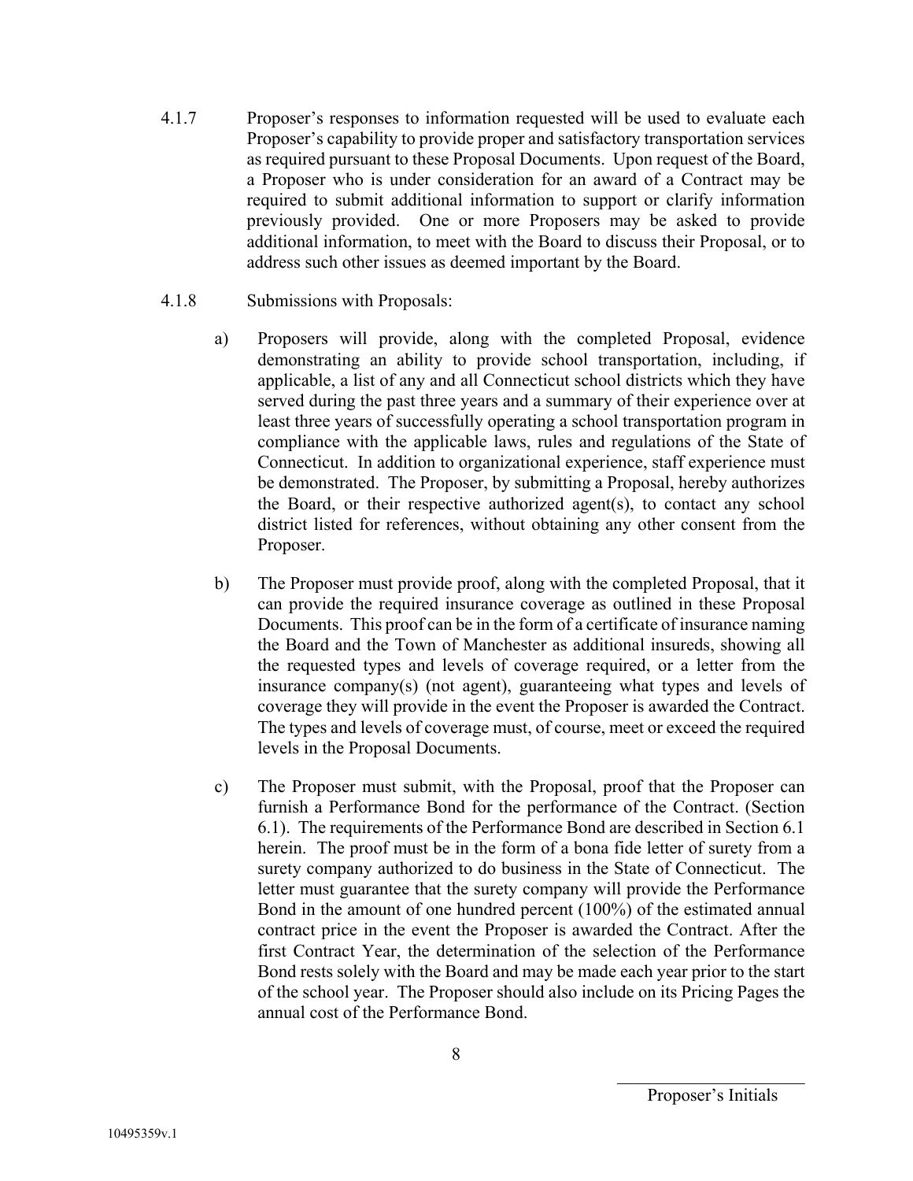4.1.7 Proposer's responses to information requested will be used to evaluate each Proposer's capability to provide proper and satisfactory transportation services as required pursuant to these Proposal Documents. Upon request of the Board, a Proposer who is under consideration for an award of a Contract may be required to submit additional information to support or clarify information previously provided. One or more Proposers may be asked to provide additional information, to meet with the Board to discuss their Proposal, or to address such other issues as deemed important by the Board.

4.1.8 Submissions with Proposals:

a) Proposers will provide, along with the completed Proposal, evidence demonstrating an ability to provide school transportation, including, if applicable, a list of any and all Connecticut school districts which they have served during the past three years and a summary of their experience over at least three years of successfully operating a school transportation program in compliance with the applicable laws, rules and regulations of the State of Connecticut. In addition to organizational experience, staff experience must be demonstrated. The Proposer, by submitting a Proposal, hereby authorizes the Board, or their respective authorized agent(s), to contact any school district listed for references, without obtaining any other consent from the Proposer.

b) The Proposer must provide proof, along with the completed Proposal, that it can provide the required insurance coverage as outlined in these Proposal Documents. This proof can be in the form of a certificate of insurance naming the Board and the Town of Manchester as additional insureds, showing all the requested types and levels of coverage required, or a letter from the insurance company(s) (not agent), guaranteeing what types and levels of coverage they will provide in the event the Proposer is awarded the Contract. The types and levels of coverage must, of course, meet or exceed the required levels in the Proposal Documents.

c) The Proposer must submit, with the Proposal, proof that the Proposer can furnish a Performance Bond for the performance of the Contract. (Section 6.1). The requirements of the Performance Bond are described in Section 6.1 herein. The proof must be in the form of a bona fide letter of surety from a surety company authorized to do business in the State of Connecticut. The letter must guarantee that the surety company will provide the Performance Bond in the amount of one hundred percent (100%) of the estimated annual contract price in the event the Proposer is awarded the Contract. After the first Contract Year, the determination of the selection of the Performance Bond rests solely with the Board and may be made each year prior to the start of the school year. The Proposer should also include on its Pricing Pages the annual cost of the Performance Bond.

\_\_\_\_\_\_\_\_\_\_\_\_\_\_\_\_\_\_\_\_\_\_
Proposer's Initials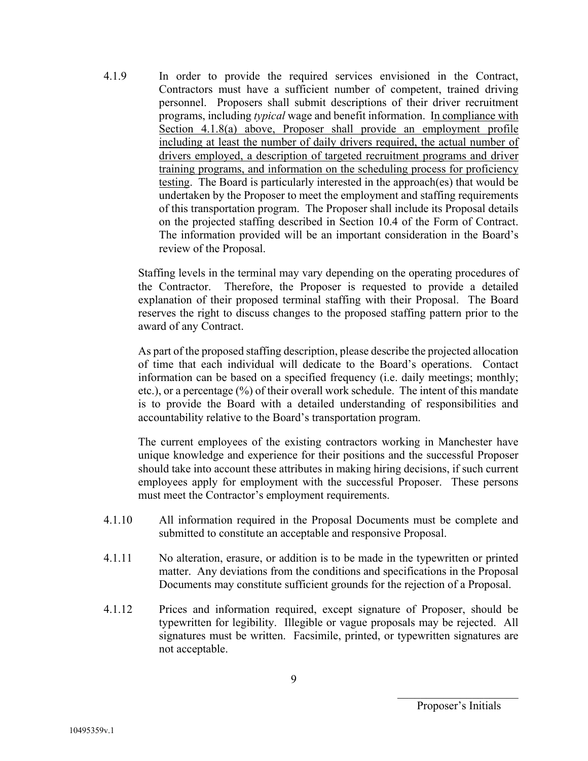4.1.9 In order to provide the required services envisioned in the Contract, Contractors must have a sufficient number of competent, trained driving personnel. Proposers shall submit descriptions of their driver recruitment programs, including *typical* wage and benefit information. <u>In compliance with Section 4.1.8(a) above, Proposer shall provide an employment profile including at least the number of daily drivers required, the actual number of drivers employed, a description of targeted recruitment programs and driver training programs, and information on the scheduling process for proficiency testing</u>. The Board is particularly interested in the approach(es) that would be undertaken by the Proposer to meet the employment and staffing requirements of this transportation program. The Proposer shall include its Proposal details on the projected staffing described in Section 10.4 of the Form of Contract. The information provided will be an important consideration in the Board's review of the Proposal.

Staffing levels in the terminal may vary depending on the operating procedures of the Contractor. Therefore, the Proposer is requested to provide a detailed explanation of their proposed terminal staffing with their Proposal. The Board reserves the right to discuss changes to the proposed staffing pattern prior to the award of any Contract.

As part of the proposed staffing description, please describe the projected allocation of time that each individual will dedicate to the Board's operations. Contact information can be based on a specified frequency (i.e. daily meetings; monthly; etc.), or a percentage (%) of their overall work schedule. The intent of this mandate is to provide the Board with a detailed understanding of responsibilities and accountability relative to the Board's transportation program.

The current employees of the existing contractors working in Manchester have unique knowledge and experience for their positions and the successful Proposer should take into account these attributes in making hiring decisions, if such current employees apply for employment with the successful Proposer. These persons must meet the Contractor's employment requirements.

4.1.10 All information required in the Proposal Documents must be complete and submitted to constitute an acceptable and responsive Proposal.

4.1.11 No alteration, erasure, or addition is to be made in the typewritten or printed matter. Any deviations from the conditions and specifications in the Proposal Documents may constitute sufficient grounds for the rejection of a Proposal.

4.1.12 Prices and information required, except signature of Proposer, should be typewritten for legibility. Illegible or vague proposals may be rejected. All signatures must be written. Facsimile, printed, or typewritten signatures are not acceptable.

\_\_\_\_\_\_\_\_\_\_\_\_\_\_\_\_\_\_\_\_\_\_
Proposer's Initials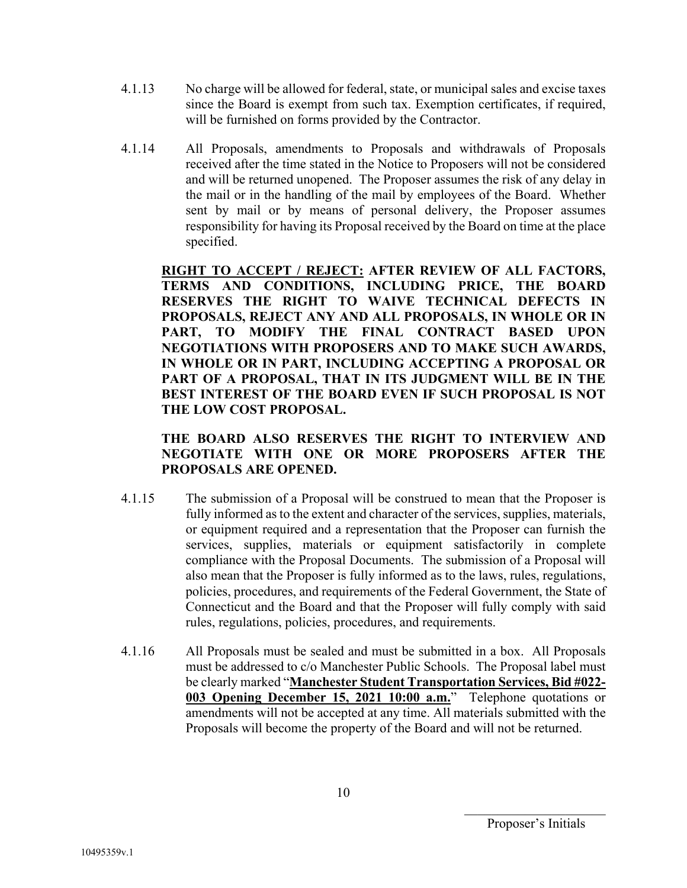4.1.13 No charge will be allowed for federal, state, or municipal sales and excise taxes since the Board is exempt from such tax. Exemption certificates, if required, will be furnished on forms provided by the Contractor.

4.1.14 All Proposals, amendments to Proposals and withdrawals of Proposals received after the time stated in the Notice to Proposers will not be considered and will be returned unopened. The Proposer assumes the risk of any delay in the mail or in the handling of the mail by employees of the Board. Whether sent by mail or by means of personal delivery, the Proposer assumes responsibility for having its Proposal received by the Board on time at the place specified.

**<u>RIGHT TO ACCEPT / REJECT:</u> AFTER REVIEW OF ALL FACTORS, TERMS AND CONDITIONS, INCLUDING PRICE, THE BOARD RESERVES THE RIGHT TO WAIVE TECHNICAL DEFECTS IN PROPOSALS, REJECT ANY AND ALL PROPOSALS, IN WHOLE OR IN PART, TO MODIFY THE FINAL CONTRACT BASED UPON NEGOTIATIONS WITH PROPOSERS AND TO MAKE SUCH AWARDS, IN WHOLE OR IN PART, INCLUDING ACCEPTING A PROPOSAL OR PART OF A PROPOSAL, THAT IN ITS JUDGMENT WILL BE IN THE BEST INTEREST OF THE BOARD EVEN IF SUCH PROPOSAL IS NOT THE LOW COST PROPOSAL.**

**THE BOARD ALSO RESERVES THE RIGHT TO INTERVIEW AND NEGOTIATE WITH ONE OR MORE PROPOSERS AFTER THE PROPOSALS ARE OPENED.**

4.1.15 The submission of a Proposal will be construed to mean that the Proposer is fully informed as to the extent and character of the services, supplies, materials, or equipment required and a representation that the Proposer can furnish the services, supplies, materials or equipment satisfactorily in complete compliance with the Proposal Documents. The submission of a Proposal will also mean that the Proposer is fully informed as to the laws, rules, regulations, policies, procedures, and requirements of the Federal Government, the State of Connecticut and the Board and that the Proposer will fully comply with said rules, regulations, policies, procedures, and requirements.

4.1.16 All Proposals must be sealed and must be submitted in a box. All Proposals must be addressed to c/o Manchester Public Schools. The Proposal label must be clearly marked "**<u>Manchester Student Transportation Services, Bid #022-003 Opening December 15, 2021 10:00 a.m.</u>**" Telephone quotations or amendments will not be accepted at any time. All materials submitted with the Proposals will become the property of the Board and will not be returned.

\_\_\_\_\_\_\_\_\_\_\_\_\_\_\_\_\_\_\_\_\_\_
Proposer's Initials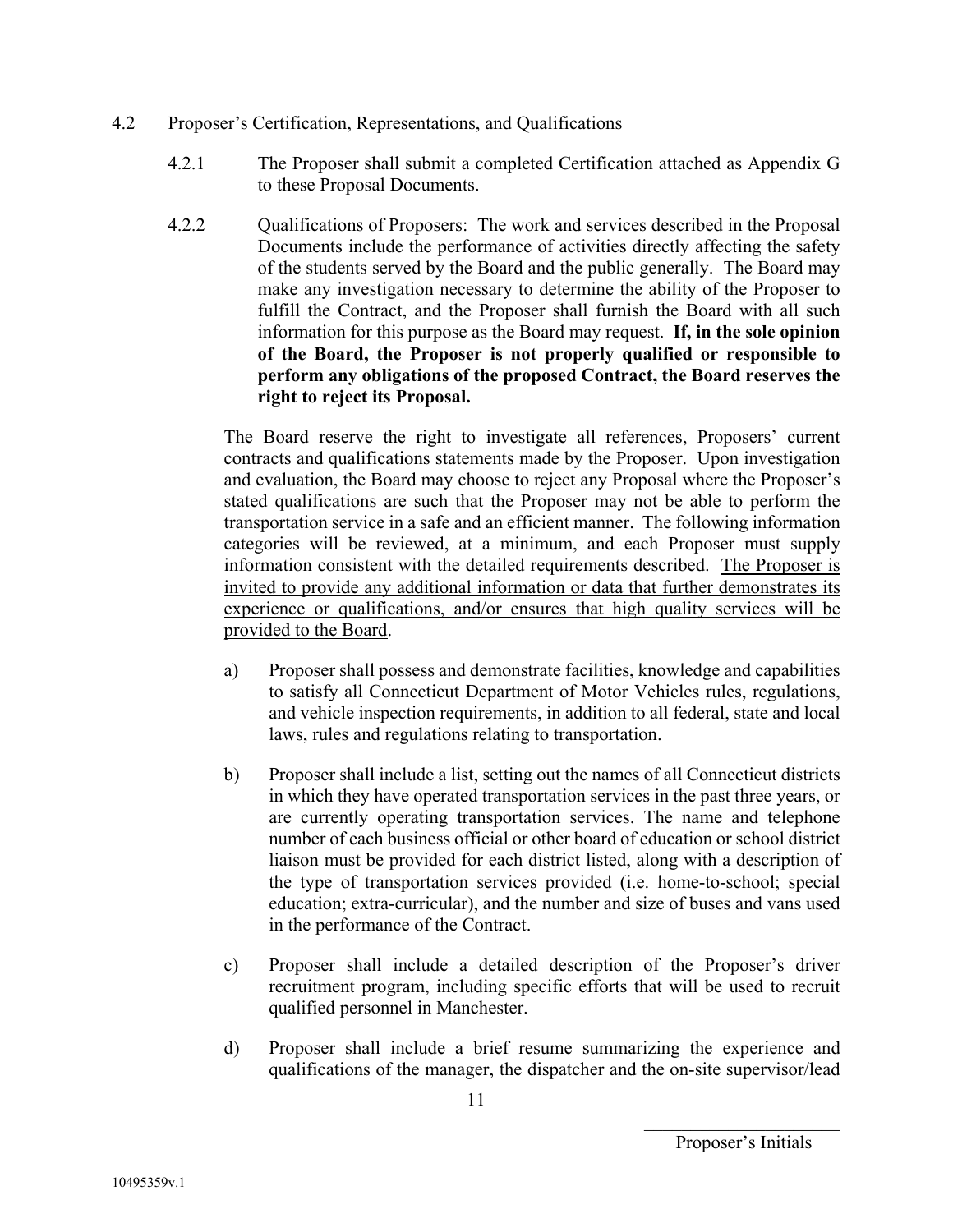4.2 Proposer's Certification, Representations, and Qualifications

4.2.1 The Proposer shall submit a completed Certification attached as Appendix G to these Proposal Documents.

4.2.2 Qualifications of Proposers: The work and services described in the Proposal Documents include the performance of activities directly affecting the safety of the students served by the Board and the public generally. The Board may make any investigation necessary to determine the ability of the Proposer to fulfill the Contract, and the Proposer shall furnish the Board with all such information for this purpose as the Board may request. **If, in the sole opinion of the Board, the Proposer is not properly qualified or responsible to perform any obligations of the proposed Contract, the Board reserves the right to reject its Proposal.**

The Board reserve the right to investigate all references, Proposers' current contracts and qualifications statements made by the Proposer. Upon investigation and evaluation, the Board may choose to reject any Proposal where the Proposer's stated qualifications are such that the Proposer may not be able to perform the transportation service in a safe and an efficient manner. The following information categories will be reviewed, at a minimum, and each Proposer must supply information consistent with the detailed requirements described. <u>The Proposer is invited to provide any additional information or data that further demonstrates its experience or qualifications, and/or ensures that high quality services will be provided to the Board</u>.

a) Proposer shall possess and demonstrate facilities, knowledge and capabilities to satisfy all Connecticut Department of Motor Vehicles rules, regulations, and vehicle inspection requirements, in addition to all federal, state and local laws, rules and regulations relating to transportation.

b) Proposer shall include a list, setting out the names of all Connecticut districts in which they have operated transportation services in the past three years, or are currently operating transportation services. The name and telephone number of each business official or other board of education or school district liaison must be provided for each district listed, along with a description of the type of transportation services provided (i.e. home-to-school; special education; extra-curricular), and the number and size of buses and vans used in the performance of the Contract.

c) Proposer shall include a detailed description of the Proposer's driver recruitment program, including specific efforts that will be used to recruit qualified personnel in Manchester.

d) Proposer shall include a brief resume summarizing the experience and qualifications of the manager, the dispatcher and the on-site supervisor/lead

\_\_\_\_\_\_\_\_\_\_\_\_\_\_\_\_\_\_\_\_\_\_
Proposer's Initials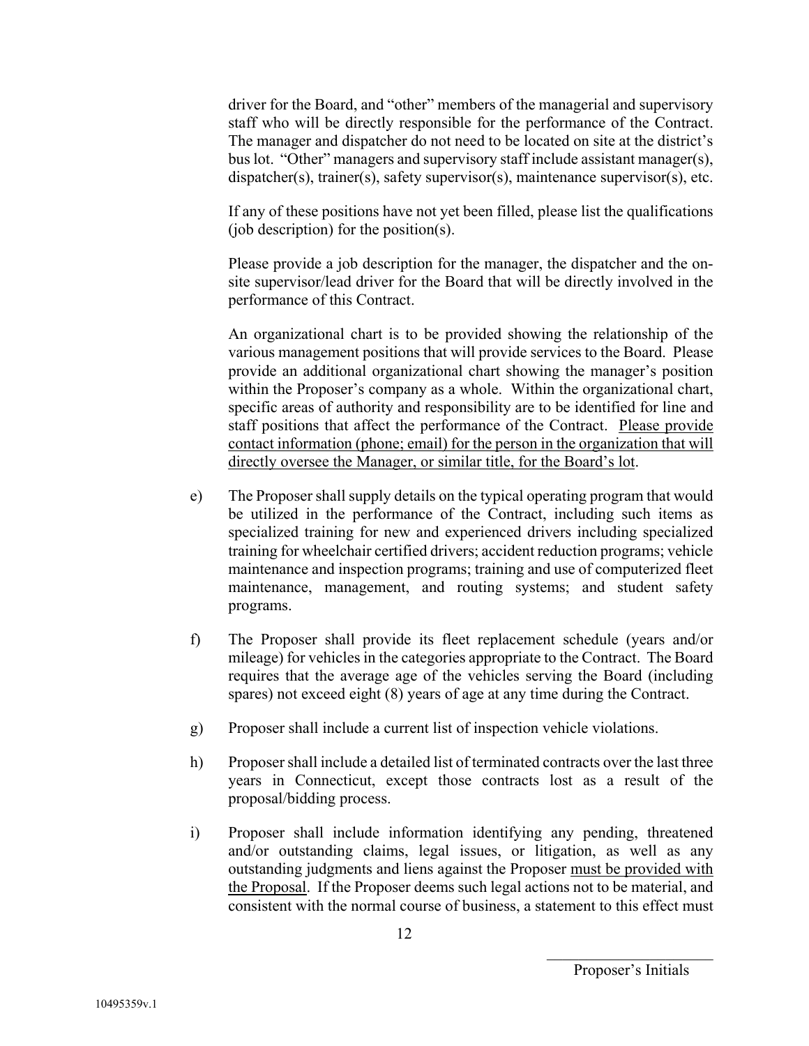driver for the Board, and "other" members of the managerial and supervisory staff who will be directly responsible for the performance of the Contract. The manager and dispatcher do not need to be located on site at the district's bus lot. "Other" managers and supervisory staff include assistant manager(s), dispatcher(s), trainer(s), safety supervisor(s), maintenance supervisor(s), etc.

If any of these positions have not yet been filled, please list the qualifications (job description) for the position(s).

Please provide a job description for the manager, the dispatcher and the on-site supervisor/lead driver for the Board that will be directly involved in the performance of this Contract.

An organizational chart is to be provided showing the relationship of the various management positions that will provide services to the Board. Please provide an additional organizational chart showing the manager's position within the Proposer's company as a whole. Within the organizational chart, specific areas of authority and responsibility are to be identified for line and staff positions that affect the performance of the Contract. <u>Please provide contact information (phone; email) for the person in the organization that will directly oversee the Manager, or similar title, for the Board's lot</u>.

e) The Proposer shall supply details on the typical operating program that would be utilized in the performance of the Contract, including such items as specialized training for new and experienced drivers including specialized training for wheelchair certified drivers; accident reduction programs; vehicle maintenance and inspection programs; training and use of computerized fleet maintenance, management, and routing systems; and student safety programs.

f) The Proposer shall provide its fleet replacement schedule (years and/or mileage) for vehicles in the categories appropriate to the Contract. The Board requires that the average age of the vehicles serving the Board (including spares) not exceed eight (8) years of age at any time during the Contract.

g) Proposer shall include a current list of inspection vehicle violations.

h) Proposer shall include a detailed list of terminated contracts over the last three years in Connecticut, except those contracts lost as a result of the proposal/bidding process.

i) Proposer shall include information identifying any pending, threatened and/or outstanding claims, legal issues, or litigation, as well as any outstanding judgments and liens against the Proposer <u>must be provided with the Proposal</u>. If the Proposer deems such legal actions not to be material, and consistent with the normal course of business, a statement to this effect must

\_\_\_\_\_\_\_\_\_\_\_\_\_\_\_\_\_\_\_\_\_\_
Proposer's Initials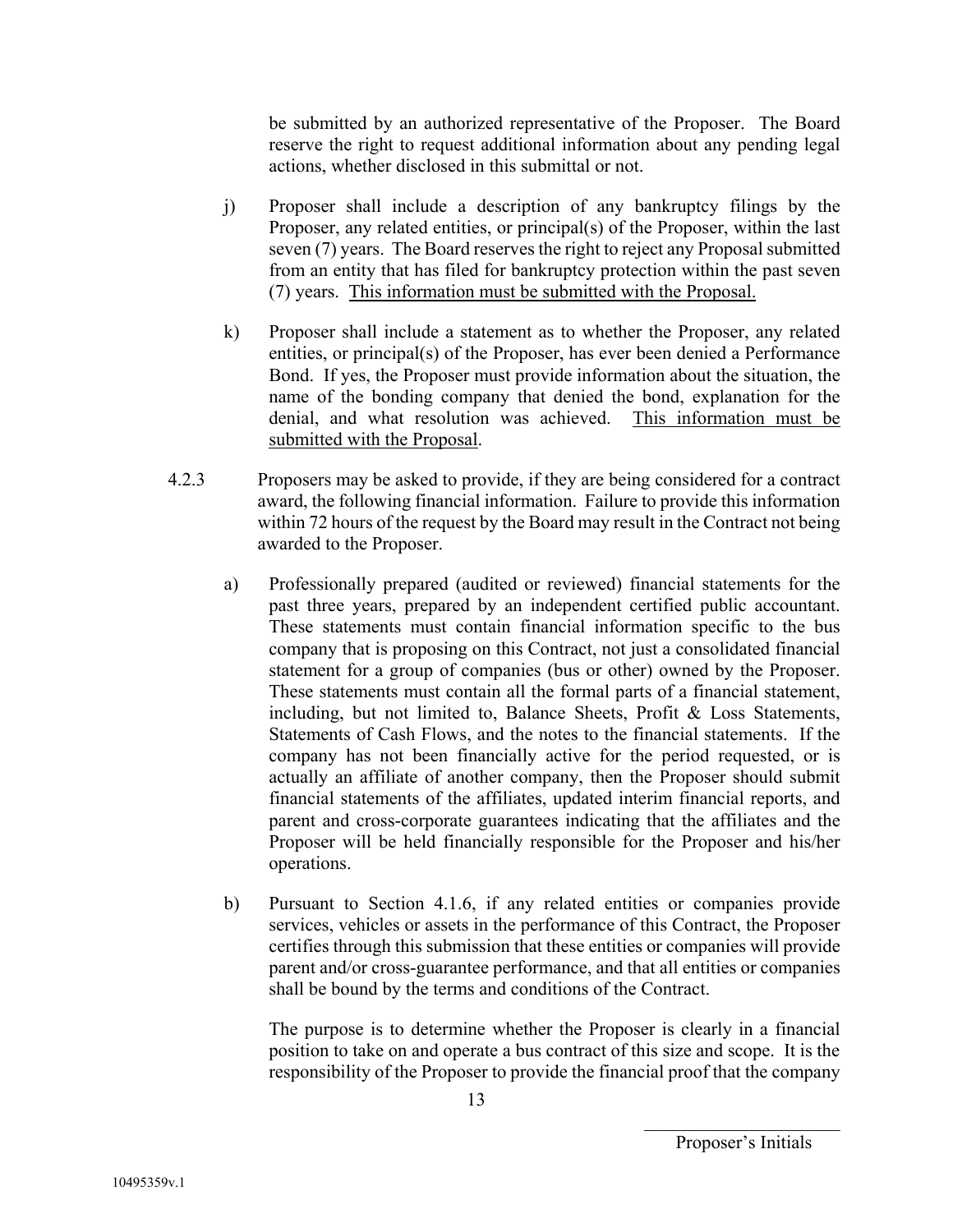be submitted by an authorized representative of the Proposer. The Board reserve the right to request additional information about any pending legal actions, whether disclosed in this submittal or not.

j) Proposer shall include a description of any bankruptcy filings by the Proposer, any related entities, or principal(s) of the Proposer, within the last seven (7) years. The Board reserves the right to reject any Proposal submitted from an entity that has filed for bankruptcy protection within the past seven (7) years. <u>This information must be submitted with the Proposal.</u>

k) Proposer shall include a statement as to whether the Proposer, any related entities, or principal(s) of the Proposer, has ever been denied a Performance Bond. If yes, the Proposer must provide information about the situation, the name of the bonding company that denied the bond, explanation for the denial, and what resolution was achieved. <u>This information must be submitted with the Proposal</u>.

4.2.3 Proposers may be asked to provide, if they are being considered for a contract award, the following financial information. Failure to provide this information within 72 hours of the request by the Board may result in the Contract not being awarded to the Proposer.

a) Professionally prepared (audited or reviewed) financial statements for the past three years, prepared by an independent certified public accountant. These statements must contain financial information specific to the bus company that is proposing on this Contract, not just a consolidated financial statement for a group of companies (bus or other) owned by the Proposer. These statements must contain all the formal parts of a financial statement, including, but not limited to, Balance Sheets, Profit & Loss Statements, Statements of Cash Flows, and the notes to the financial statements. If the company has not been financially active for the period requested, or is actually an affiliate of another company, then the Proposer should submit financial statements of the affiliates, updated interim financial reports, and parent and cross-corporate guarantees indicating that the affiliates and the Proposer will be held financially responsible for the Proposer and his/her operations.

b) Pursuant to Section 4.1.6, if any related entities or companies provide services, vehicles or assets in the performance of this Contract, the Proposer certifies through this submission that these entities or companies will provide parent and/or cross-guarantee performance, and that all entities or companies shall be bound by the terms and conditions of the Contract.

The purpose is to determine whether the Proposer is clearly in a financial position to take on and operate a bus contract of this size and scope. It is the responsibility of the Proposer to provide the financial proof that the company

\_\_\_\_\_\_\_\_\_\_\_\_\_\_\_\_\_\_\_\_
Proposer's Initials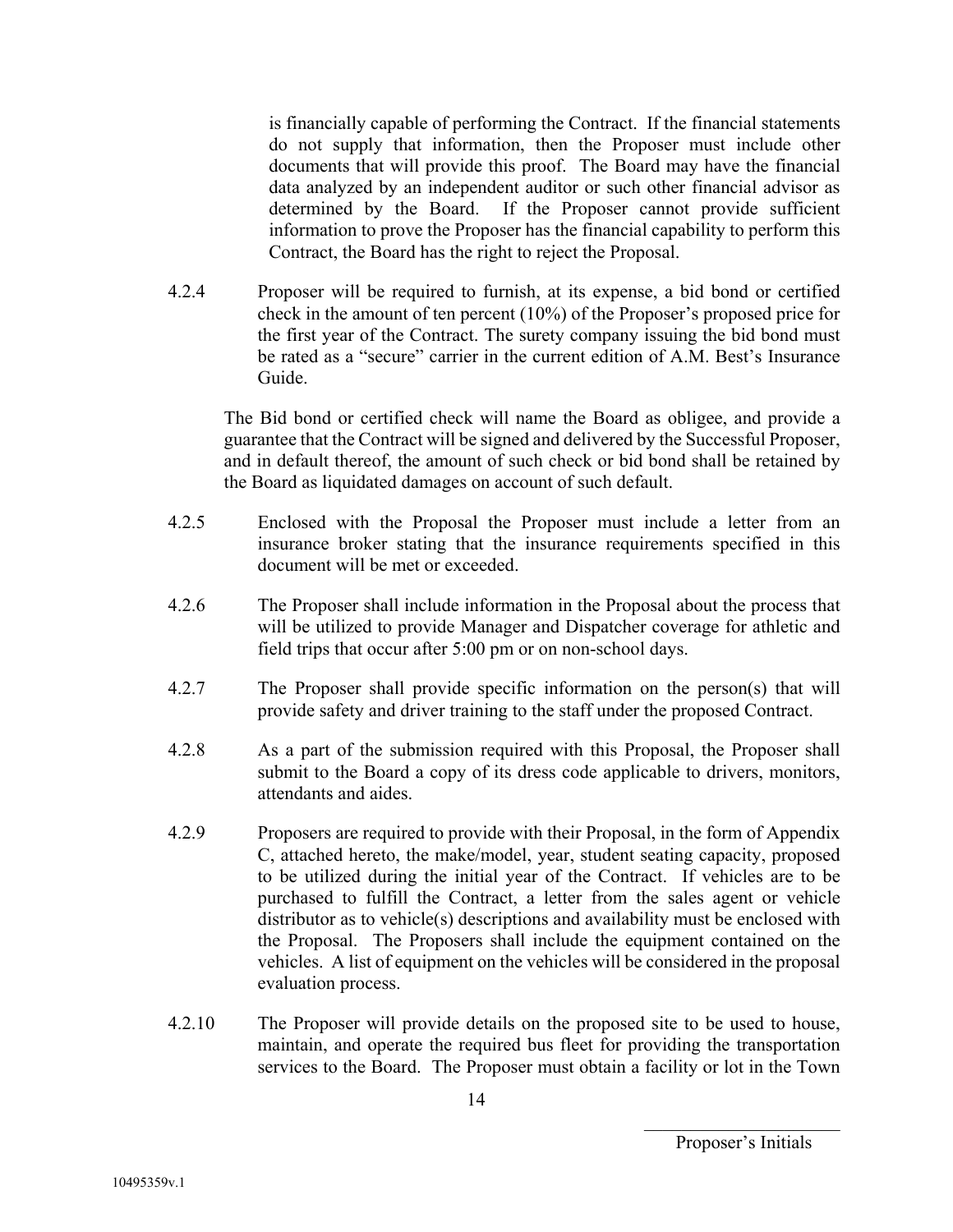is financially capable of performing the Contract. If the financial statements do not supply that information, then the Proposer must include other documents that will provide this proof. The Board may have the financial data analyzed by an independent auditor or such other financial advisor as determined by the Board. If the Proposer cannot provide sufficient information to prove the Proposer has the financial capability to perform this Contract, the Board has the right to reject the Proposal.

4.2.4 Proposer will be required to furnish, at its expense, a bid bond or certified check in the amount of ten percent (10%) of the Proposer's proposed price for the first year of the Contract. The surety company issuing the bid bond must be rated as a "secure" carrier in the current edition of A.M. Best's Insurance Guide.

The Bid bond or certified check will name the Board as obligee, and provide a guarantee that the Contract will be signed and delivered by the Successful Proposer, and in default thereof, the amount of such check or bid bond shall be retained by the Board as liquidated damages on account of such default.

4.2.5 Enclosed with the Proposal the Proposer must include a letter from an insurance broker stating that the insurance requirements specified in this document will be met or exceeded.

4.2.6 The Proposer shall include information in the Proposal about the process that will be utilized to provide Manager and Dispatcher coverage for athletic and field trips that occur after 5:00 pm or on non-school days.

4.2.7 The Proposer shall provide specific information on the person(s) that will provide safety and driver training to the staff under the proposed Contract.

4.2.8 As a part of the submission required with this Proposal, the Proposer shall submit to the Board a copy of its dress code applicable to drivers, monitors, attendants and aides.

4.2.9 Proposers are required to provide with their Proposal, in the form of Appendix C, attached hereto, the make/model, year, student seating capacity, proposed to be utilized during the initial year of the Contract. If vehicles are to be purchased to fulfill the Contract, a letter from the sales agent or vehicle distributor as to vehicle(s) descriptions and availability must be enclosed with the Proposal. The Proposers shall include the equipment contained on the vehicles. A list of equipment on the vehicles will be considered in the proposal evaluation process.

4.2.10 The Proposer will provide details on the proposed site to be used to house, maintain, and operate the required bus fleet for providing the transportation services to the Board. The Proposer must obtain a facility or lot in the Town

\_\_\_\_\_\_\_\_\_\_\_\_\_\_\_\_\_\_\_\_\_\_

Proposer's Initials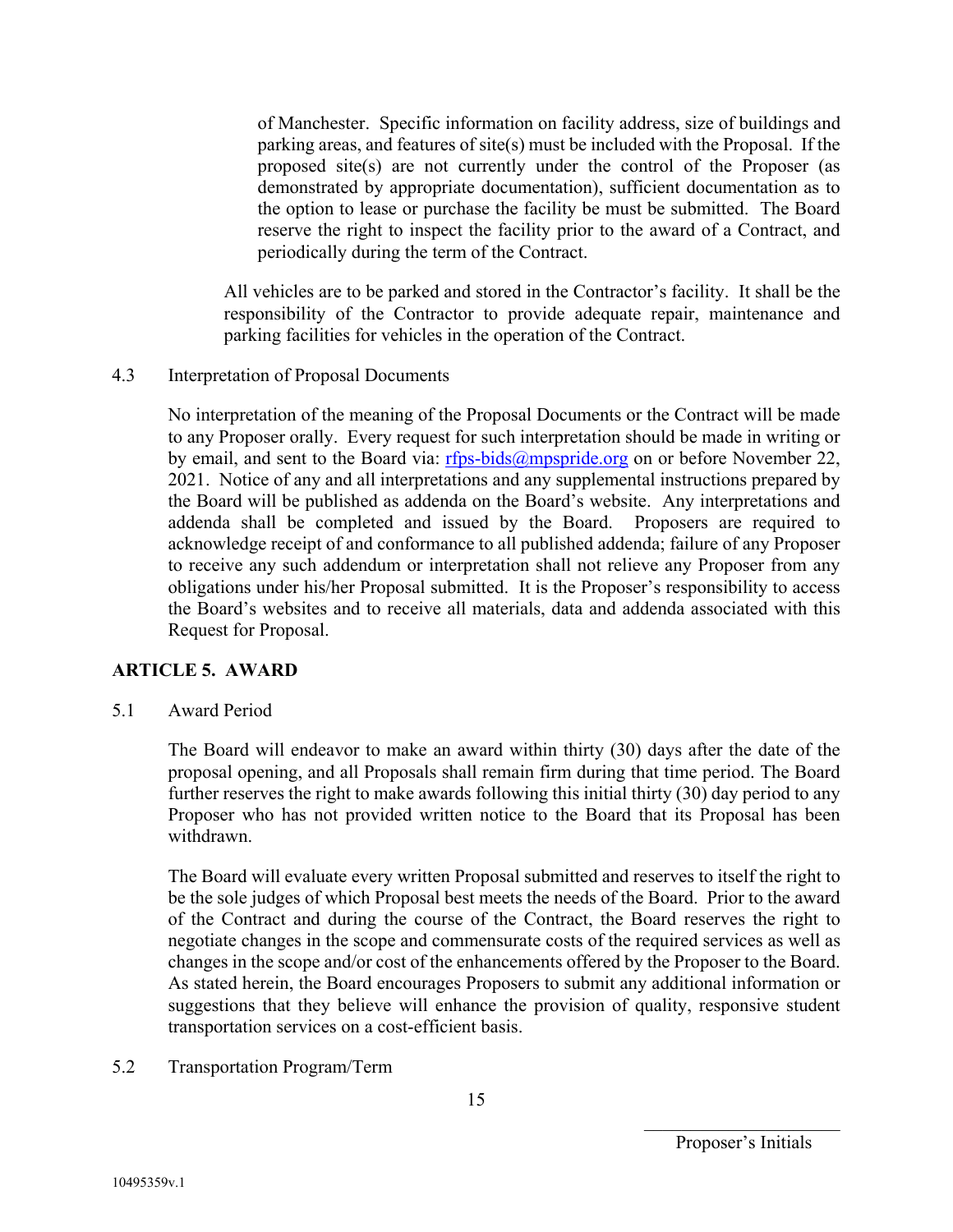of Manchester. Specific information on facility address, size of buildings and parking areas, and features of site(s) must be included with the Proposal. If the proposed site(s) are not currently under the control of the Proposer (as demonstrated by appropriate documentation), sufficient documentation as to the option to lease or purchase the facility be must be submitted. The Board reserve the right to inspect the facility prior to the award of a Contract, and periodically during the term of the Contract.

All vehicles are to be parked and stored in the Contractor's facility. It shall be the responsibility of the Contractor to provide adequate repair, maintenance and parking facilities for vehicles in the operation of the Contract.

4.3 Interpretation of Proposal Documents

No interpretation of the meaning of the Proposal Documents or the Contract will be made to any Proposer orally. Every request for such interpretation should be made in writing or by email, and sent to the Board via: rfps-bids@mpspride.org on or before November 22, 2021. Notice of any and all interpretations and any supplemental instructions prepared by the Board will be published as addenda on the Board's website. Any interpretations and addenda shall be completed and issued by the Board. Proposers are required to acknowledge receipt of and conformance to all published addenda; failure of any Proposer to receive any such addendum or interpretation shall not relieve any Proposer from any obligations under his/her Proposal submitted. It is the Proposer's responsibility to access the Board's websites and to receive all materials, data and addenda associated with this Request for Proposal.

## ARTICLE 5. AWARD

5.1 Award Period

The Board will endeavor to make an award within thirty (30) days after the date of the proposal opening, and all Proposals shall remain firm during that time period. The Board further reserves the right to make awards following this initial thirty (30) day period to any Proposer who has not provided written notice to the Board that its Proposal has been withdrawn.

The Board will evaluate every written Proposal submitted and reserves to itself the right to be the sole judges of which Proposal best meets the needs of the Board. Prior to the award of the Contract and during the course of the Contract, the Board reserves the right to negotiate changes in the scope and commensurate costs of the required services as well as changes in the scope and/or cost of the enhancements offered by the Proposer to the Board. As stated herein, the Board encourages Proposers to submit any additional information or suggestions that they believe will enhance the provision of quality, responsive student transportation services on a cost-efficient basis.

5.2 Transportation Program/Term

_______________ Proposer's Initials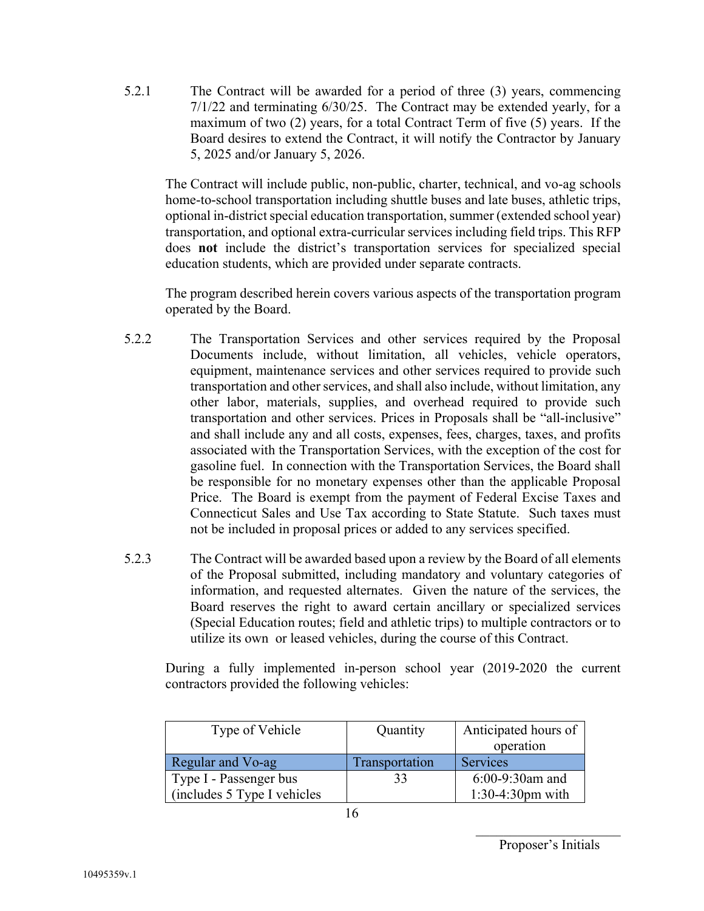5.2.1 The Contract will be awarded for a period of three (3) years, commencing 7/1/22 and terminating 6/30/25. The Contract may be extended yearly, for a maximum of two (2) years, for a total Contract Term of five (5) years. If the Board desires to extend the Contract, it will notify the Contractor by January 5, 2025 and/or January 5, 2026.

The Contract will include public, non-public, charter, technical, and vo-ag schools home-to-school transportation including shuttle buses and late buses, athletic trips, optional in-district special education transportation, summer (extended school year) transportation, and optional extra-curricular services including field trips. This RFP does **not** include the district's transportation services for specialized special education students, which are provided under separate contracts.

The program described herein covers various aspects of the transportation program operated by the Board.

5.2.2 The Transportation Services and other services required by the Proposal Documents include, without limitation, all vehicles, vehicle operators, equipment, maintenance services and other services required to provide such transportation and other services, and shall also include, without limitation, any other labor, materials, supplies, and overhead required to provide such transportation and other services. Prices in Proposals shall be "all-inclusive" and shall include any and all costs, expenses, fees, charges, taxes, and profits associated with the Transportation Services, with the exception of the cost for gasoline fuel. In connection with the Transportation Services, the Board shall be responsible for no monetary expenses other than the applicable Proposal Price. The Board is exempt from the payment of Federal Excise Taxes and Connecticut Sales and Use Tax according to State Statute. Such taxes must not be included in proposal prices or added to any services specified.

5.2.3 The Contract will be awarded based upon a review by the Board of all elements of the Proposal submitted, including mandatory and voluntary categories of information, and requested alternates. Given the nature of the services, the Board reserves the right to award certain ancillary or specialized services (Special Education routes; field and athletic trips) to multiple contractors or to utilize its own or leased vehicles, during the course of this Contract.

During a fully implemented in-person school year (2019-2020 the current contractors provided the following vehicles:

| Type of Vehicle | Quantity | Anticipated hours of operation |
|---|---|---|
| Regular and Vo-ag | Transportation | Services |
| Type I - Passenger bus (includes 5 Type I vehicles | 33 | 6:00-9:30am and 1:30-4:30pm with |

Proposer's Initials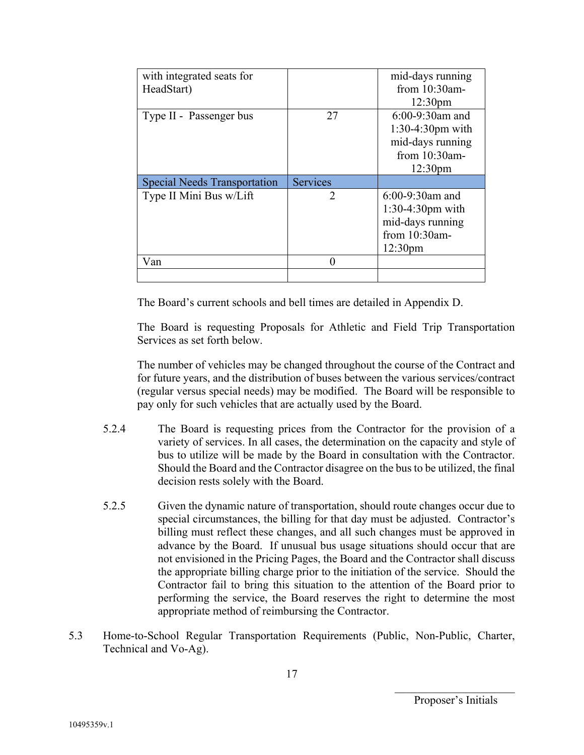| with integrated seats for HeadStart) | | mid-days running from 10:30am-12:30pm |
|---|---|---|
| Type II - Passenger bus | 27 | 6:00-9:30am and 1:30-4:30pm with mid-days running from 10:30am-12:30pm |
| Special Needs Transportation | Services | |
| Type II Mini Bus w/Lift | 2 | 6:00-9:30am and 1:30-4:30pm with mid-days running from 10:30am-12:30pm |
| Van | 0 | |
| | | |

The Board's current schools and bell times are detailed in Appendix D.

The Board is requesting Proposals for Athletic and Field Trip Transportation Services as set forth below.

The number of vehicles may be changed throughout the course of the Contract and for future years, and the distribution of buses between the various services/contract (regular versus special needs) may be modified. The Board will be responsible to pay only for such vehicles that are actually used by the Board.

5.2.4 The Board is requesting prices from the Contractor for the provision of a variety of services. In all cases, the determination on the capacity and style of bus to utilize will be made by the Board in consultation with the Contractor. Should the Board and the Contractor disagree on the bus to be utilized, the final decision rests solely with the Board.

5.2.5 Given the dynamic nature of transportation, should route changes occur due to special circumstances, the billing for that day must be adjusted. Contractor's billing must reflect these changes, and all such changes must be approved in advance by the Board. If unusual bus usage situations should occur that are not envisioned in the Pricing Pages, the Board and the Contractor shall discuss the appropriate billing charge prior to the initiation of the service. Should the Contractor fail to bring this situation to the attention of the Board prior to performing the service, the Board reserves the right to determine the most appropriate method of reimbursing the Contractor.

5.3 Home-to-School Regular Transportation Requirements (Public, Non-Public, Charter, Technical and Vo-Ag).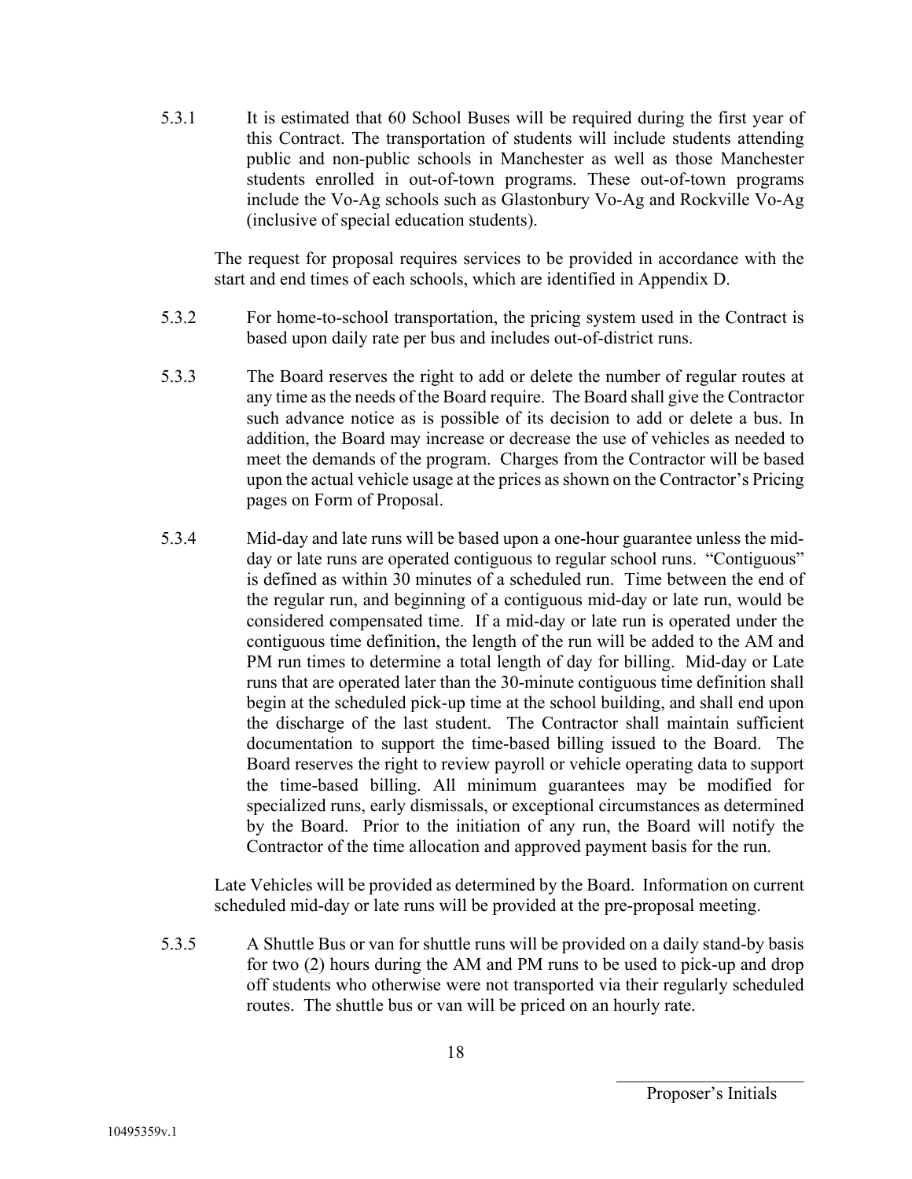5.3.1 It is estimated that 60 School Buses will be required during the first year of this Contract. The transportation of students will include students attending public and non-public schools in Manchester as well as those Manchester students enrolled in out-of-town programs. These out-of-town programs include the Vo-Ag schools such as Glastonbury Vo-Ag and Rockville Vo-Ag (inclusive of special education students).

The request for proposal requires services to be provided in accordance with the start and end times of each schools, which are identified in Appendix D.

5.3.2 For home-to-school transportation, the pricing system used in the Contract is based upon daily rate per bus and includes out-of-district runs.

5.3.3 The Board reserves the right to add or delete the number of regular routes at any time as the needs of the Board require. The Board shall give the Contractor such advance notice as is possible of its decision to add or delete a bus. In addition, the Board may increase or decrease the use of vehicles as needed to meet the demands of the program. Charges from the Contractor will be based upon the actual vehicle usage at the prices as shown on the Contractor's Pricing pages on Form of Proposal.

5.3.4 Mid-day and late runs will be based upon a one-hour guarantee unless the mid-day or late runs are operated contiguous to regular school runs. "Contiguous" is defined as within 30 minutes of a scheduled run. Time between the end of the regular run, and beginning of a contiguous mid-day or late run, would be considered compensated time. If a mid-day or late run is operated under the contiguous time definition, the length of the run will be added to the AM and PM run times to determine a total length of day for billing. Mid-day or Late runs that are operated later than the 30-minute contiguous time definition shall begin at the scheduled pick-up time at the school building, and shall end upon the discharge of the last student. The Contractor shall maintain sufficient documentation to support the time-based billing issued to the Board. The Board reserves the right to review payroll or vehicle operating data to support the time-based billing. All minimum guarantees may be modified for specialized runs, early dismissals, or exceptional circumstances as determined by the Board. Prior to the initiation of any run, the Board will notify the Contractor of the time allocation and approved payment basis for the run.

Late Vehicles will be provided as determined by the Board. Information on current scheduled mid-day or late runs will be provided at the pre-proposal meeting.

5.3.5 A Shuttle Bus or van for shuttle runs will be provided on a daily stand-by basis for two (2) hours during the AM and PM runs to be used to pick-up and drop off students who otherwise were not transported via their regularly scheduled routes. The shuttle bus or van will be priced on an hourly rate.

\_\_\_\_\_\_\_\_\_\_\_\_\_\_\_\_\_\_\_\_\_\_
Proposer's Initials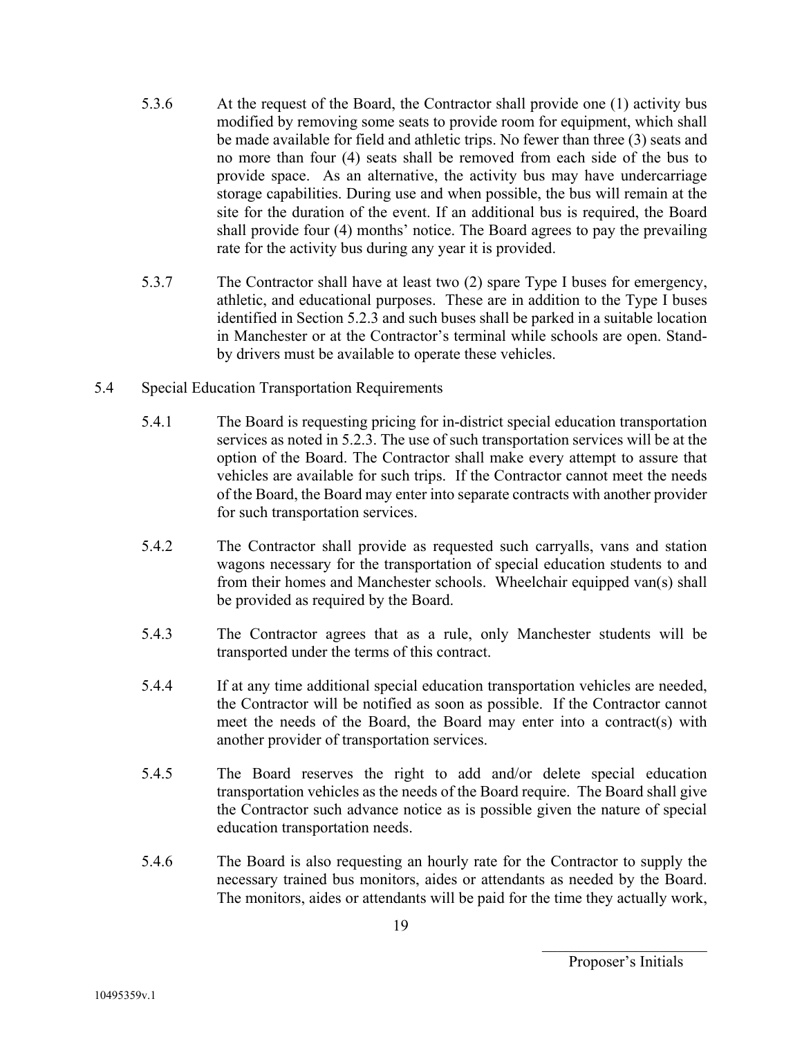5.3.6 At the request of the Board, the Contractor shall provide one (1) activity bus modified by removing some seats to provide room for equipment, which shall be made available for field and athletic trips. No fewer than three (3) seats and no more than four (4) seats shall be removed from each side of the bus to provide space. As an alternative, the activity bus may have undercarriage storage capabilities. During use and when possible, the bus will remain at the site for the duration of the event. If an additional bus is required, the Board shall provide four (4) months' notice. The Board agrees to pay the prevailing rate for the activity bus during any year it is provided.

5.3.7 The Contractor shall have at least two (2) spare Type I buses for emergency, athletic, and educational purposes. These are in addition to the Type I buses identified in Section 5.2.3 and such buses shall be parked in a suitable location in Manchester or at the Contractor's terminal while schools are open. Stand-by drivers must be available to operate these vehicles.

5.4 Special Education Transportation Requirements

5.4.1 The Board is requesting pricing for in-district special education transportation services as noted in 5.2.3. The use of such transportation services will be at the option of the Board. The Contractor shall make every attempt to assure that vehicles are available for such trips. If the Contractor cannot meet the needs of the Board, the Board may enter into separate contracts with another provider for such transportation services.

5.4.2 The Contractor shall provide as requested such carryalls, vans and station wagons necessary for the transportation of special education students to and from their homes and Manchester schools. Wheelchair equipped van(s) shall be provided as required by the Board.

5.4.3 The Contractor agrees that as a rule, only Manchester students will be transported under the terms of this contract.

5.4.4 If at any time additional special education transportation vehicles are needed, the Contractor will be notified as soon as possible. If the Contractor cannot meet the needs of the Board, the Board may enter into a contract(s) with another provider of transportation services.

5.4.5 The Board reserves the right to add and/or delete special education transportation vehicles as the needs of the Board require. The Board shall give the Contractor such advance notice as is possible given the nature of special education transportation needs.

5.4.6 The Board is also requesting an hourly rate for the Contractor to supply the necessary trained bus monitors, aides or attendants as needed by the Board. The monitors, aides or attendants will be paid for the time they actually work,

\_\_\_\_\_\_\_\_\_\_\_\_\_\_\_\_\_\_\_\_\_\_
Proposer's Initials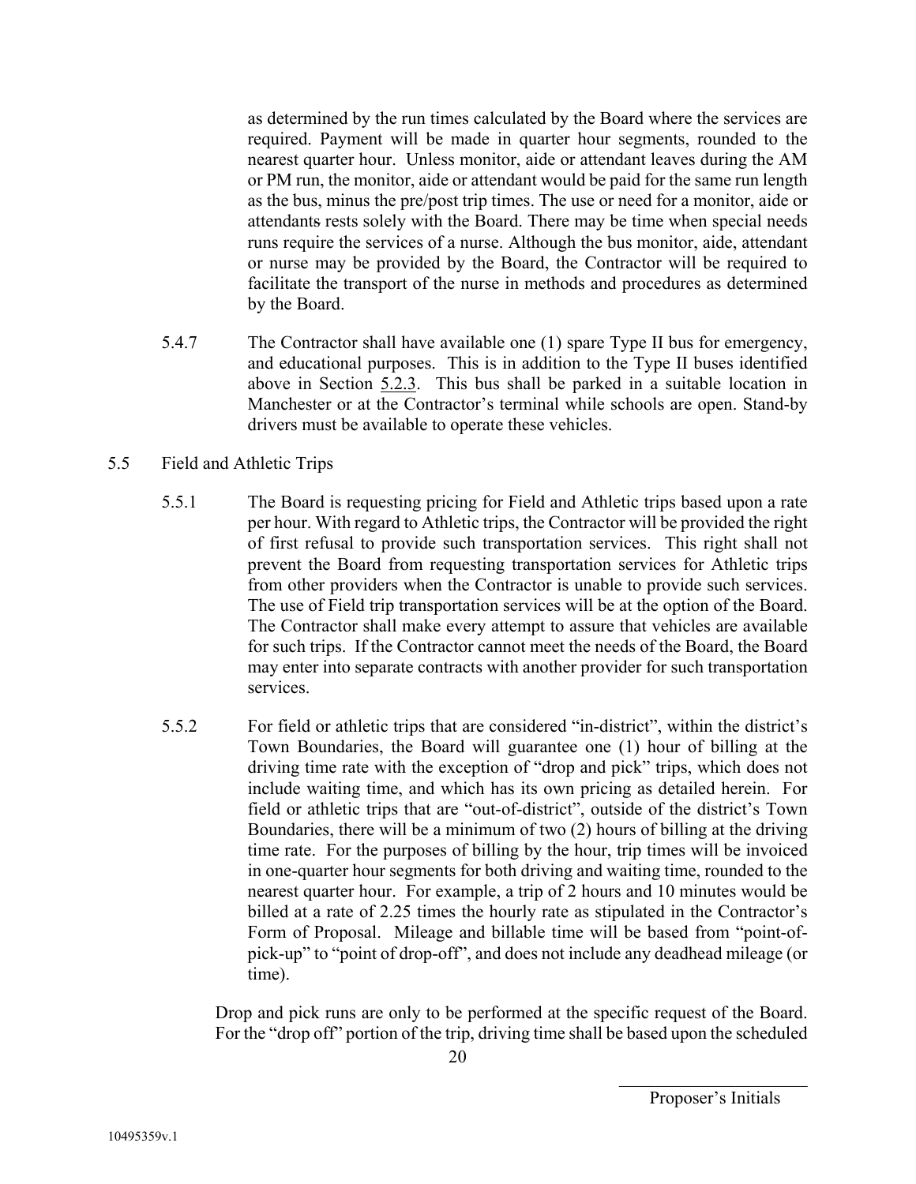as determined by the run times calculated by the Board where the services are required. Payment will be made in quarter hour segments, rounded to the nearest quarter hour. Unless monitor, aide or attendant leaves during the AM or PM run, the monitor, aide or attendant would be paid for the same run length as the bus, minus the pre/post trip times. The use or need for a monitor, aide or attendant rests solely with the Board. There may be time when special needs runs require the services of a nurse. Although the bus monitor, aide, attendant or nurse may be provided by the Board, the Contractor will be required to facilitate the transport of the nurse in methods and procedures as determined by the Board.

5.4.7 The Contractor shall have available one (1) spare Type II bus for emergency, and educational purposes. This is in addition to the Type II buses identified above in Section 5.2.3. This bus shall be parked in a suitable location in Manchester or at the Contractor's terminal while schools are open. Stand-by drivers must be available to operate these vehicles.

5.5 Field and Athletic Trips

5.5.1 The Board is requesting pricing for Field and Athletic trips based upon a rate per hour. With regard to Athletic trips, the Contractor will be provided the right of first refusal to provide such transportation services. This right shall not prevent the Board from requesting transportation services for Athletic trips from other providers when the Contractor is unable to provide such services. The use of Field trip transportation services will be at the option of the Board. The Contractor shall make every attempt to assure that vehicles are available for such trips. If the Contractor cannot meet the needs of the Board, the Board may enter into separate contracts with another provider for such transportation services.

5.5.2 For field or athletic trips that are considered "in-district", within the district's Town Boundaries, the Board will guarantee one (1) hour of billing at the driving time rate with the exception of "drop and pick" trips, which does not include waiting time, and which has its own pricing as detailed herein. For field or athletic trips that are "out-of-district", outside of the district's Town Boundaries, there will be a minimum of two (2) hours of billing at the driving time rate. For the purposes of billing by the hour, trip times will be invoiced in one-quarter hour segments for both driving and waiting time, rounded to the nearest quarter hour. For example, a trip of 2 hours and 10 minutes would be billed at a rate of 2.25 times the hourly rate as stipulated in the Contractor's Form of Proposal. Mileage and billable time will be based from "point-of-pick-up" to "point of drop-off", and does not include any deadhead mileage (or time).

Drop and pick runs are only to be performed at the specific request of the Board. For the "drop off" portion of the trip, driving time shall be based upon the scheduled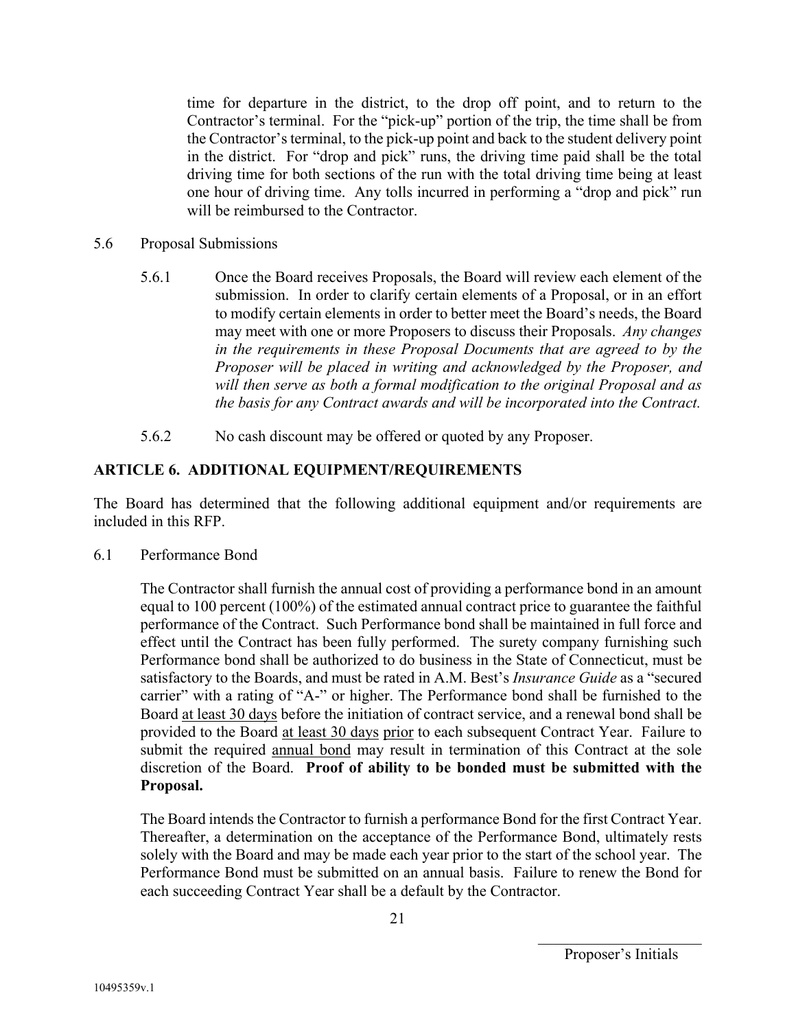time for departure in the district, to the drop off point, and to return to the Contractor's terminal. For the "pick-up" portion of the trip, the time shall be from the Contractor's terminal, to the pick-up point and back to the student delivery point in the district. For "drop and pick" runs, the driving time paid shall be the total driving time for both sections of the run with the total driving time being at least one hour of driving time. Any tolls incurred in performing a "drop and pick" run will be reimbursed to the Contractor.

5.6 Proposal Submissions

5.6.1 Once the Board receives Proposals, the Board will review each element of the submission. In order to clarify certain elements of a Proposal, or in an effort to modify certain elements in order to better meet the Board's needs, the Board may meet with one or more Proposers to discuss their Proposals. *Any changes in the requirements in these Proposal Documents that are agreed to by the Proposer will be placed in writing and acknowledged by the Proposer, and will then serve as both a formal modification to the original Proposal and as the basis for any Contract awards and will be incorporated into the Contract.*

5.6.2 No cash discount may be offered or quoted by any Proposer.

## ARTICLE 6. ADDITIONAL EQUIPMENT/REQUIREMENTS

The Board has determined that the following additional equipment and/or requirements are included in this RFP.

6.1 Performance Bond

The Contractor shall furnish the annual cost of providing a performance bond in an amount equal to 100 percent (100%) of the estimated annual contract price to guarantee the faithful performance of the Contract. Such Performance bond shall be maintained in full force and effect until the Contract has been fully performed. The surety company furnishing such Performance bond shall be authorized to do business in the State of Connecticut, must be satisfactory to the Boards, and must be rated in A.M. Best's *Insurance Guide* as a "secured carrier" with a rating of "A-" or higher. The Performance bond shall be furnished to the Board at least 30 days before the initiation of contract service, and a renewal bond shall be provided to the Board at least 30 days prior to each subsequent Contract Year. Failure to submit the required annual bond may result in termination of this Contract at the sole discretion of the Board. **Proof of ability to be bonded must be submitted with the Proposal.**

The Board intends the Contractor to furnish a performance Bond for the first Contract Year. Thereafter, a determination on the acceptance of the Performance Bond, ultimately rests solely with the Board and may be made each year prior to the start of the school year. The Performance Bond must be submitted on an annual basis. Failure to renew the Bond for each succeeding Contract Year shall be a default by the Contractor.

\_\_\_\_\_\_\_\_\_\_\_\_\_\_\_\_\_\_\_\_\_\_
Proposer's Initials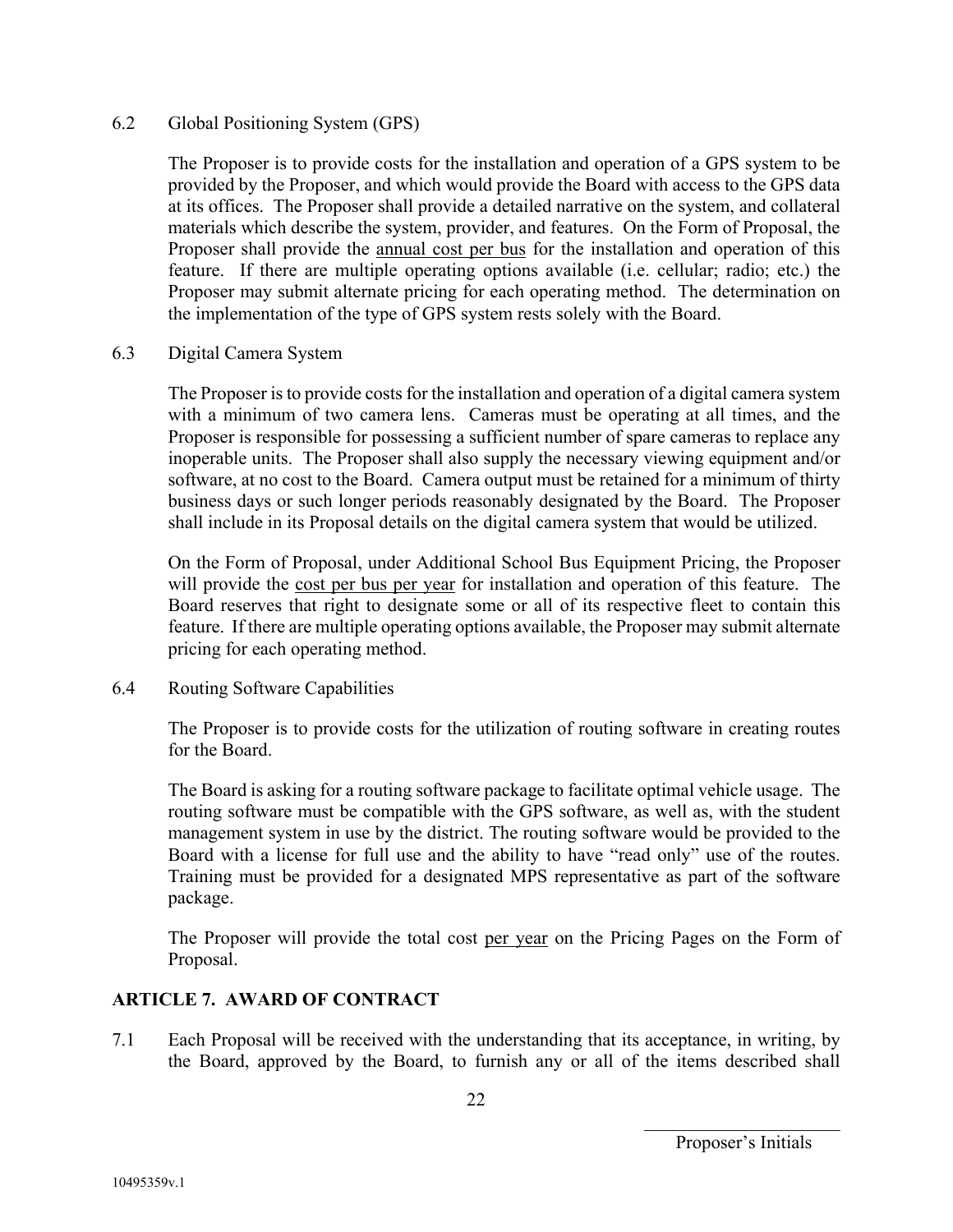6.2 Global Positioning System (GPS)

The Proposer is to provide costs for the installation and operation of a GPS system to be provided by the Proposer, and which would provide the Board with access to the GPS data at its offices. The Proposer shall provide a detailed narrative on the system, and collateral materials which describe the system, provider, and features. On the Form of Proposal, the Proposer shall provide the annual cost per bus for the installation and operation of this feature. If there are multiple operating options available (i.e. cellular; radio; etc.) the Proposer may submit alternate pricing for each operating method. The determination on the implementation of the type of GPS system rests solely with the Board.

6.3 Digital Camera System

The Proposer is to provide costs for the installation and operation of a digital camera system with a minimum of two camera lens. Cameras must be operating at all times, and the Proposer is responsible for possessing a sufficient number of spare cameras to replace any inoperable units. The Proposer shall also supply the necessary viewing equipment and/or software, at no cost to the Board. Camera output must be retained for a minimum of thirty business days or such longer periods reasonably designated by the Board. The Proposer shall include in its Proposal details on the digital camera system that would be utilized.

On the Form of Proposal, under Additional School Bus Equipment Pricing, the Proposer will provide the cost per bus per year for installation and operation of this feature. The Board reserves that right to designate some or all of its respective fleet to contain this feature. If there are multiple operating options available, the Proposer may submit alternate pricing for each operating method.

6.4 Routing Software Capabilities

The Proposer is to provide costs for the utilization of routing software in creating routes for the Board.

The Board is asking for a routing software package to facilitate optimal vehicle usage. The routing software must be compatible with the GPS software, as well as, with the student management system in use by the district. The routing software would be provided to the Board with a license for full use and the ability to have "read only" use of the routes. Training must be provided for a designated MPS representative as part of the software package.

The Proposer will provide the total cost per year on the Pricing Pages on the Form of Proposal.

## ARTICLE 7. AWARD OF CONTRACT

7.1 Each Proposal will be received with the understanding that its acceptance, in writing, by the Board, approved by the Board, to furnish any or all of the items described shall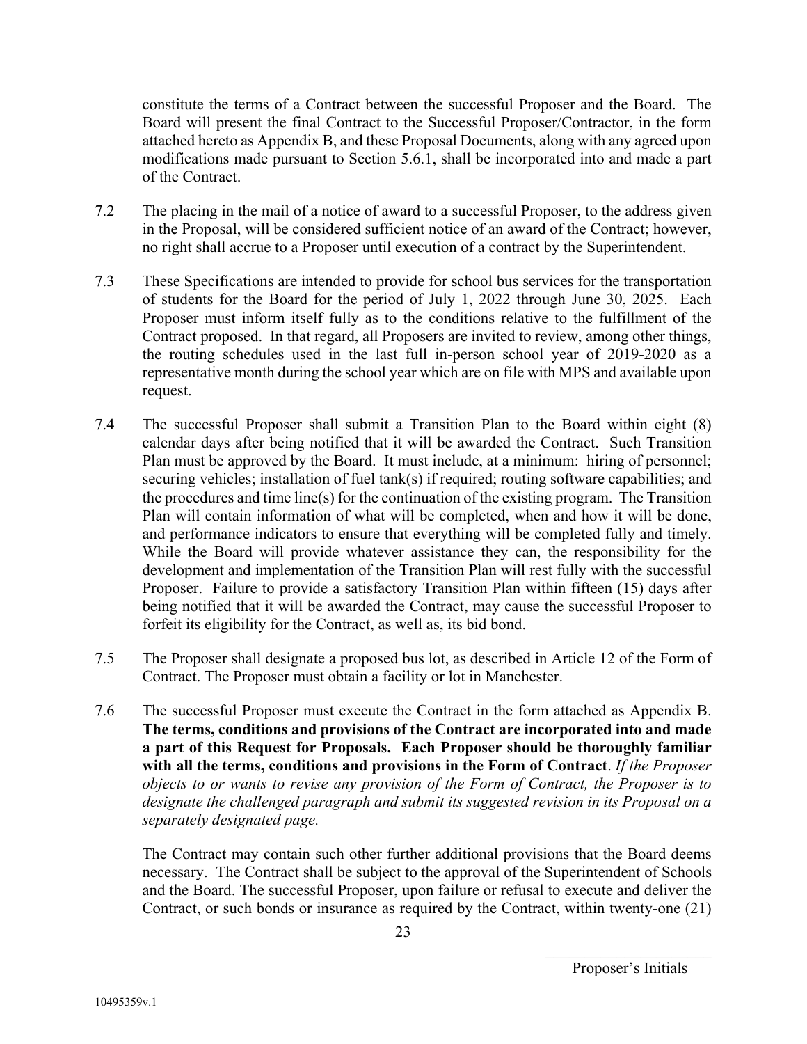constitute the terms of a Contract between the successful Proposer and the Board. The Board will present the final Contract to the Successful Proposer/Contractor, in the form attached hereto as Appendix B, and these Proposal Documents, along with any agreed upon modifications made pursuant to Section 5.6.1, shall be incorporated into and made a part of the Contract.

7.2 The placing in the mail of a notice of award to a successful Proposer, to the address given in the Proposal, will be considered sufficient notice of an award of the Contract; however, no right shall accrue to a Proposer until execution of a contract by the Superintendent.

7.3 These Specifications are intended to provide for school bus services for the transportation of students for the Board for the period of July 1, 2022 through June 30, 2025. Each Proposer must inform itself fully as to the conditions relative to the fulfillment of the Contract proposed. In that regard, all Proposers are invited to review, among other things, the routing schedules used in the last full in-person school year of 2019-2020 as a representative month during the school year which are on file with MPS and available upon request.

7.4 The successful Proposer shall submit a Transition Plan to the Board within eight (8) calendar days after being notified that it will be awarded the Contract. Such Transition Plan must be approved by the Board. It must include, at a minimum: hiring of personnel; securing vehicles; installation of fuel tank(s) if required; routing software capabilities; and the procedures and time line(s) for the continuation of the existing program. The Transition Plan will contain information of what will be completed, when and how it will be done, and performance indicators to ensure that everything will be completed fully and timely. While the Board will provide whatever assistance they can, the responsibility for the development and implementation of the Transition Plan will rest fully with the successful Proposer. Failure to provide a satisfactory Transition Plan within fifteen (15) days after being notified that it will be awarded the Contract, may cause the successful Proposer to forfeit its eligibility for the Contract, as well as, its bid bond.

7.5 The Proposer shall designate a proposed bus lot, as described in Article 12 of the Form of Contract. The Proposer must obtain a facility or lot in Manchester.

7.6 The successful Proposer must execute the Contract in the form attached as Appendix B. **The terms, conditions and provisions of the Contract are incorporated into and made a part of this Request for Proposals. Each Proposer should be thoroughly familiar with all the terms, conditions and provisions in the Form of Contract**. *If the Proposer objects to or wants to revise any provision of the Form of Contract, the Proposer is to designate the challenged paragraph and submit its suggested revision in its Proposal on a separately designated page.*

The Contract may contain such other further additional provisions that the Board deems necessary. The Contract shall be subject to the approval of the Superintendent of Schools and the Board. The successful Proposer, upon failure or refusal to execute and deliver the Contract, or such bonds or insurance as required by the Contract, within twenty-one (21)

\_\_\_\_\_\_\_\_\_\_\_\_\_\_\_\_\_\_\_\_
Proposer's Initials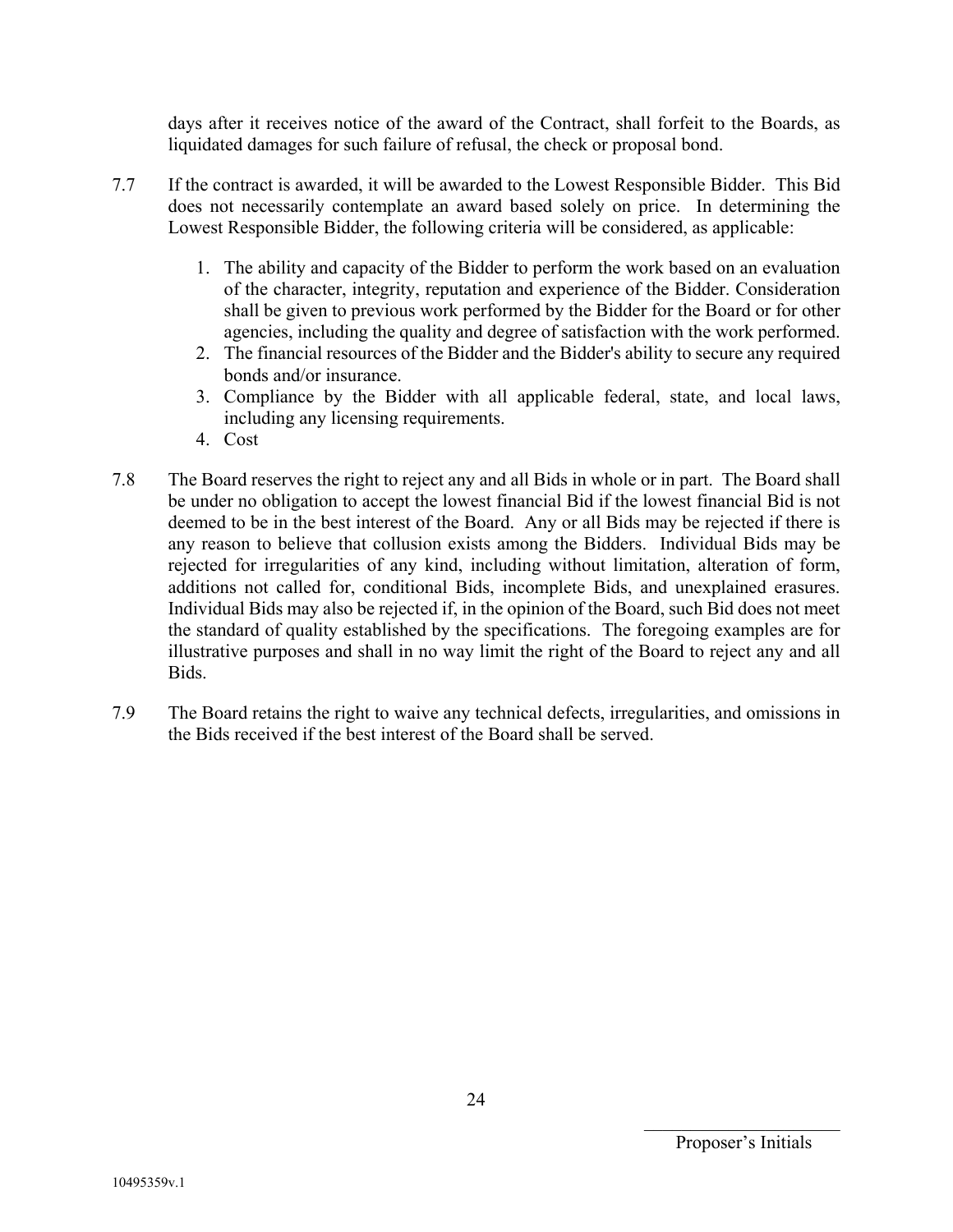days after it receives notice of the award of the Contract, shall forfeit to the Boards, as liquidated damages for such failure of refusal, the check or proposal bond.

7.7 If the contract is awarded, it will be awarded to the Lowest Responsible Bidder. This Bid does not necessarily contemplate an award based solely on price. In determining the Lowest Responsible Bidder, the following criteria will be considered, as applicable:

1. The ability and capacity of the Bidder to perform the work based on an evaluation of the character, integrity, reputation and experience of the Bidder. Consideration shall be given to previous work performed by the Bidder for the Board or for other agencies, including the quality and degree of satisfaction with the work performed.
2. The financial resources of the Bidder and the Bidder's ability to secure any required bonds and/or insurance.
3. Compliance by the Bidder with all applicable federal, state, and local laws, including any licensing requirements.
4. Cost

7.8 The Board reserves the right to reject any and all Bids in whole or in part. The Board shall be under no obligation to accept the lowest financial Bid if the lowest financial Bid is not deemed to be in the best interest of the Board. Any or all Bids may be rejected if there is any reason to believe that collusion exists among the Bidders. Individual Bids may be rejected for irregularities of any kind, including without limitation, alteration of form, additions not called for, conditional Bids, incomplete Bids, and unexplained erasures. Individual Bids may also be rejected if, in the opinion of the Board, such Bid does not meet the standard of quality established by the specifications. The foregoing examples are for illustrative purposes and shall in no way limit the right of the Board to reject any and all Bids.

7.9 The Board retains the right to waive any technical defects, irregularities, and omissions in the Bids received if the best interest of the Board shall be served.

\_\_\_\_\_\_\_\_\_\_\_\_\_\_\_\_\_\_\_\_\_\_\_\_

Proposer's Initials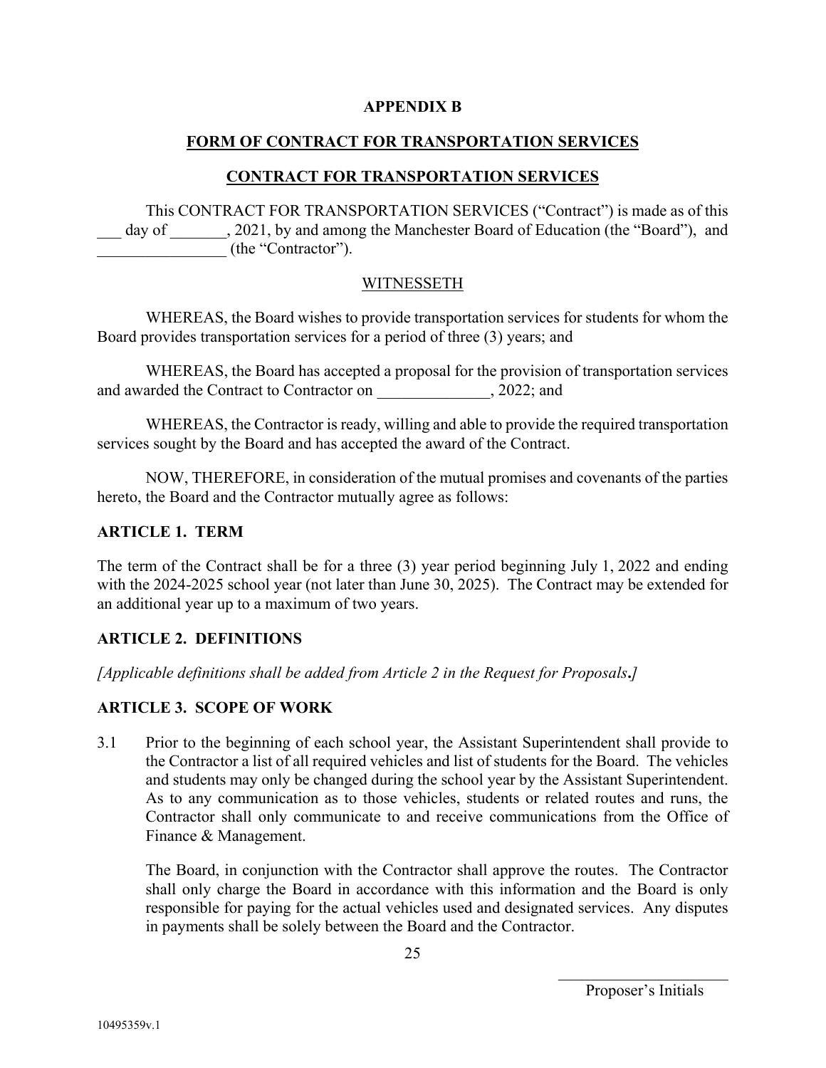**APPENDIX B**

**FORM OF CONTRACT FOR TRANSPORTATION SERVICES**

**CONTRACT FOR TRANSPORTATION SERVICES**

This CONTRACT FOR TRANSPORTATION SERVICES ("Contract") is made as of this ___ day of _______, 2021, by and among the Manchester Board of Education (the "Board"), and ________________ (the "Contractor").

WITNESSETH

WHEREAS, the Board wishes to provide transportation services for students for whom the Board provides transportation services for a period of three (3) years; and

WHEREAS, the Board has accepted a proposal for the provision of transportation services and awarded the Contract to Contractor on ______________, 2022; and

WHEREAS, the Contractor is ready, willing and able to provide the required transportation services sought by the Board and has accepted the award of the Contract.

NOW, THEREFORE, in consideration of the mutual promises and covenants of the parties hereto, the Board and the Contractor mutually agree as follows:

## ARTICLE 1. TERM

The term of the Contract shall be for a three (3) year period beginning July 1, 2022 and ending with the 2024-2025 school year (not later than June 30, 2025). The Contract may be extended for an additional year up to a maximum of two years.

## ARTICLE 2. DEFINITIONS

*[Applicable definitions shall be added from Article 2 in the Request for Proposals.]*

## ARTICLE 3. SCOPE OF WORK

3.1 Prior to the beginning of each school year, the Assistant Superintendent shall provide to the Contractor a list of all required vehicles and list of students for the Board. The vehicles and students may only be changed during the school year by the Assistant Superintendent. As to any communication as to those vehicles, students or related routes and runs, the Contractor shall only communicate to and receive communications from the Office of Finance & Management.

The Board, in conjunction with the Contractor shall approve the routes. The Contractor shall only charge the Board in accordance with this information and the Board is only responsible for paying for the actual vehicles used and designated services. Any disputes in payments shall be solely between the Board and the Contractor.

______________________
Proposer's Initials

10495359v.1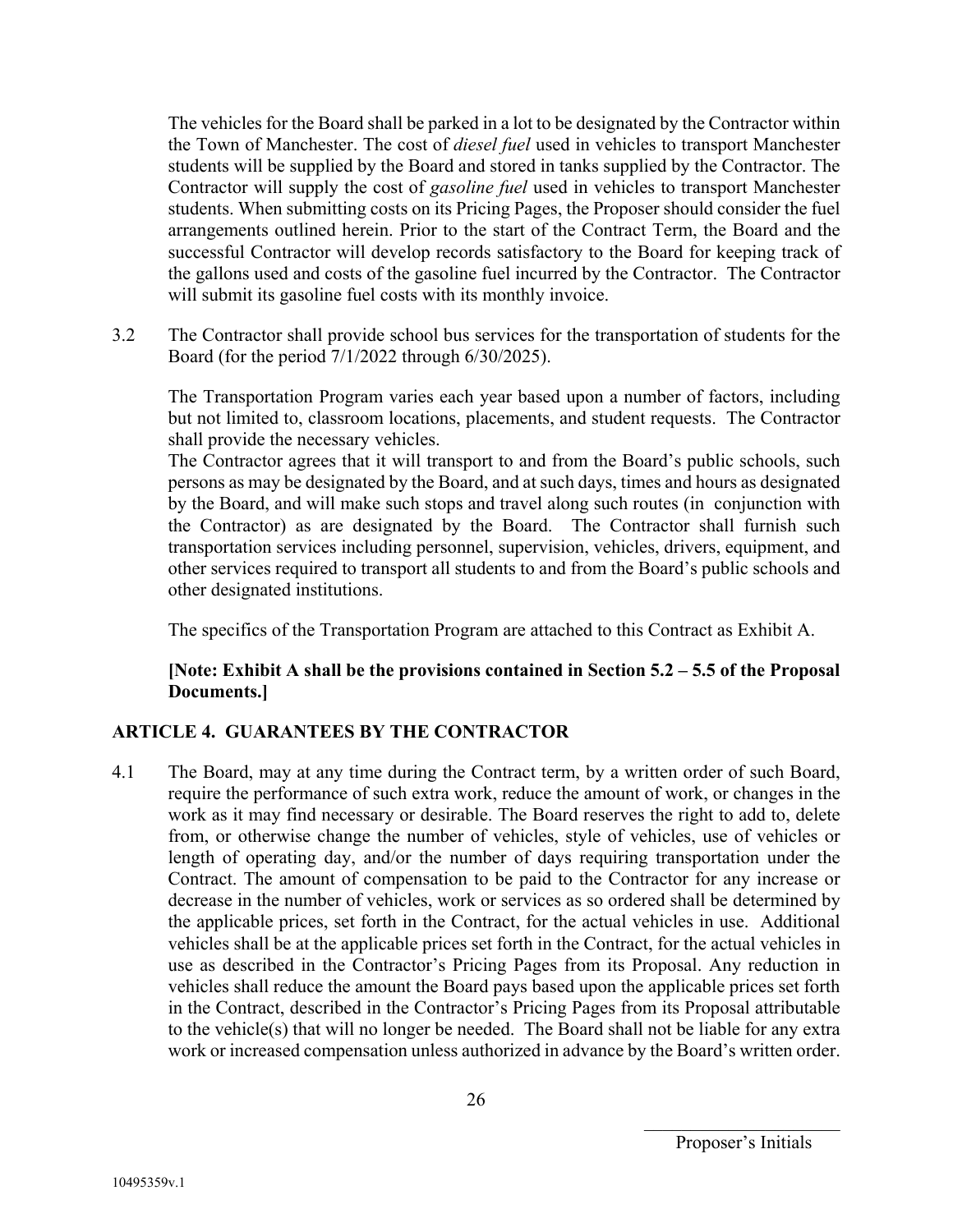The vehicles for the Board shall be parked in a lot to be designated by the Contractor within the Town of Manchester. The cost of *diesel fuel* used in vehicles to transport Manchester students will be supplied by the Board and stored in tanks supplied by the Contractor. The Contractor will supply the cost of *gasoline fuel* used in vehicles to transport Manchester students. When submitting costs on its Pricing Pages, the Proposer should consider the fuel arrangements outlined herein. Prior to the start of the Contract Term, the Board and the successful Contractor will develop records satisfactory to the Board for keeping track of the gallons used and costs of the gasoline fuel incurred by the Contractor. The Contractor will submit its gasoline fuel costs with its monthly invoice.

3.2 The Contractor shall provide school bus services for the transportation of students for the Board (for the period 7/1/2022 through 6/30/2025).

The Transportation Program varies each year based upon a number of factors, including but not limited to, classroom locations, placements, and student requests. The Contractor shall provide the necessary vehicles.

The Contractor agrees that it will transport to and from the Board's public schools, such persons as may be designated by the Board, and at such days, times and hours as designated by the Board, and will make such stops and travel along such routes (in conjunction with the Contractor) as are designated by the Board. The Contractor shall furnish such transportation services including personnel, supervision, vehicles, drivers, equipment, and other services required to transport all students to and from the Board's public schools and other designated institutions.

The specifics of the Transportation Program are attached to this Contract as Exhibit A.

**[Note: Exhibit A shall be the provisions contained in Section 5.2 – 5.5 of the Proposal Documents.]**

## ARTICLE 4. GUARANTEES BY THE CONTRACTOR

4.1 The Board, may at any time during the Contract term, by a written order of such Board, require the performance of such extra work, reduce the amount of work, or changes in the work as it may find necessary or desirable. The Board reserves the right to add to, delete from, or otherwise change the number of vehicles, style of vehicles, use of vehicles or length of operating day, and/or the number of days requiring transportation under the Contract. The amount of compensation to be paid to the Contractor for any increase or decrease in the number of vehicles, work or services as so ordered shall be determined by the applicable prices, set forth in the Contract, for the actual vehicles in use. Additional vehicles shall be at the applicable prices set forth in the Contract, for the actual vehicles in use as described in the Contractor's Pricing Pages from its Proposal. Any reduction in vehicles shall reduce the amount the Board pays based upon the applicable prices set forth in the Contract, described in the Contractor's Pricing Pages from its Proposal attributable to the vehicle(s) that will no longer be needed. The Board shall not be liable for any extra work or increased compensation unless authorized in advance by the Board's written order.

\_\_\_\_\_\_\_\_\_\_\_\_\_\_\_\_\_\_\_\_
Proposer's Initials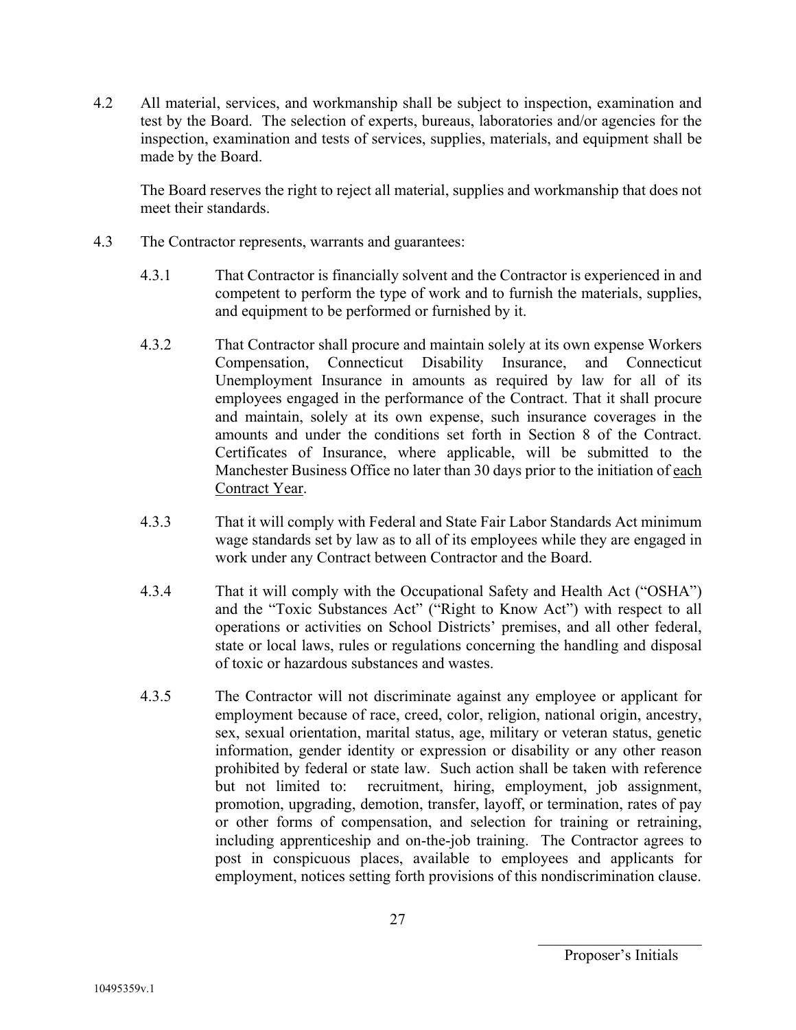4.2 All material, services, and workmanship shall be subject to inspection, examination and test by the Board. The selection of experts, bureaus, laboratories and/or agencies for the inspection, examination and tests of services, supplies, materials, and equipment shall be made by the Board.

The Board reserves the right to reject all material, supplies and workmanship that does not meet their standards.

4.3 The Contractor represents, warrants and guarantees:

4.3.1 That Contractor is financially solvent and the Contractor is experienced in and competent to perform the type of work and to furnish the materials, supplies, and equipment to be performed or furnished by it.

4.3.2 That Contractor shall procure and maintain solely at its own expense Workers Compensation, Connecticut Disability Insurance, and Connecticut Unemployment Insurance in amounts as required by law for all of its employees engaged in the performance of the Contract. That it shall procure and maintain, solely at its own expense, such insurance coverages in the amounts and under the conditions set forth in Section 8 of the Contract. Certificates of Insurance, where applicable, will be submitted to the Manchester Business Office no later than 30 days prior to the initiation of <u>each Contract Year</u>.

4.3.3 That it will comply with Federal and State Fair Labor Standards Act minimum wage standards set by law as to all of its employees while they are engaged in work under any Contract between Contractor and the Board.

4.3.4 That it will comply with the Occupational Safety and Health Act ("OSHA") and the "Toxic Substances Act" ("Right to Know Act") with respect to all operations or activities on School Districts' premises, and all other federal, state or local laws, rules or regulations concerning the handling and disposal of toxic or hazardous substances and wastes.

4.3.5 The Contractor will not discriminate against any employee or applicant for employment because of race, creed, color, religion, national origin, ancestry, sex, sexual orientation, marital status, age, military or veteran status, genetic information, gender identity or expression or disability or any other reason prohibited by federal or state law. Such action shall be taken with reference but not limited to: recruitment, hiring, employment, job assignment, promotion, upgrading, demotion, transfer, layoff, or termination, rates of pay or other forms of compensation, and selection for training or retraining, including apprenticeship and on-the-job training. The Contractor agrees to post in conspicuous places, available to employees and applicants for employment, notices setting forth provisions of this nondiscrimination clause.

\_\_\_\_\_\_\_\_\_\_\_\_\_\_\_\_\_\_\_\_\_\_
Proposer's Initials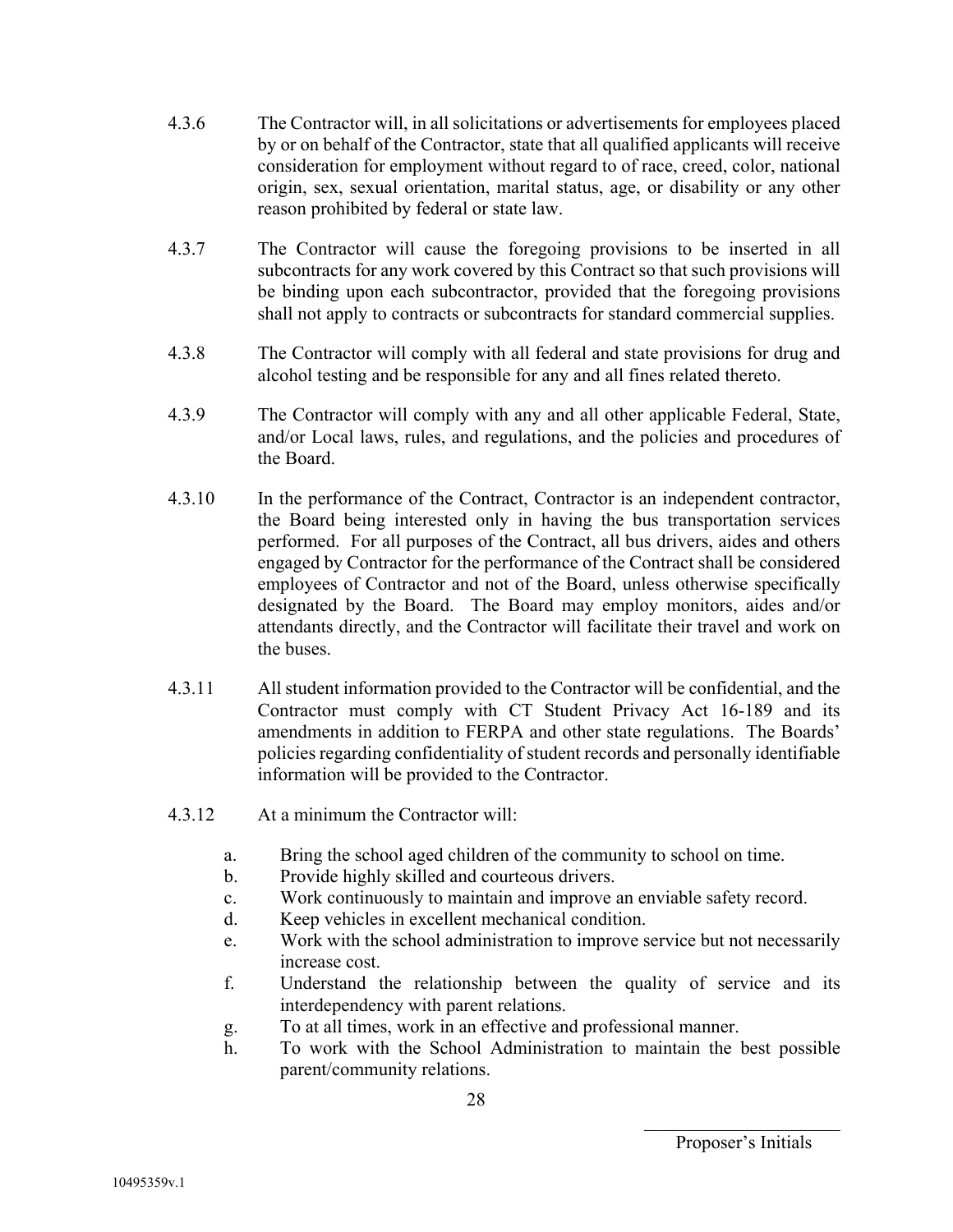4.3.6 The Contractor will, in all solicitations or advertisements for employees placed by or on behalf of the Contractor, state that all qualified applicants will receive consideration for employment without regard to of race, creed, color, national origin, sex, sexual orientation, marital status, age, or disability or any other reason prohibited by federal or state law.

4.3.7 The Contractor will cause the foregoing provisions to be inserted in all subcontracts for any work covered by this Contract so that such provisions will be binding upon each subcontractor, provided that the foregoing provisions shall not apply to contracts or subcontracts for standard commercial supplies.

4.3.8 The Contractor will comply with all federal and state provisions for drug and alcohol testing and be responsible for any and all fines related thereto.

4.3.9 The Contractor will comply with any and all other applicable Federal, State, and/or Local laws, rules, and regulations, and the policies and procedures of the Board.

4.3.10 In the performance of the Contract, Contractor is an independent contractor, the Board being interested only in having the bus transportation services performed. For all purposes of the Contract, all bus drivers, aides and others engaged by Contractor for the performance of the Contract shall be considered employees of Contractor and not of the Board, unless otherwise specifically designated by the Board. The Board may employ monitors, aides and/or attendants directly, and the Contractor will facilitate their travel and work on the buses.

4.3.11 All student information provided to the Contractor will be confidential, and the Contractor must comply with CT Student Privacy Act 16-189 and its amendments in addition to FERPA and other state regulations. The Boards' policies regarding confidentiality of student records and personally identifiable information will be provided to the Contractor.

4.3.12 At a minimum the Contractor will:

a. Bring the school aged children of the community to school on time.
b. Provide highly skilled and courteous drivers.
c. Work continuously to maintain and improve an enviable safety record.
d. Keep vehicles in excellent mechanical condition.
e. Work with the school administration to improve service but not necessarily increase cost.
f. Understand the relationship between the quality of service and its interdependency with parent relations.
g. To at all times, work in an effective and professional manner.
h. To work with the School Administration to maintain the best possible parent/community relations.

\_\_\_\_\_\_\_\_\_\_\_\_\_\_\_\_\_\_\_\_\_\_

Proposer's Initials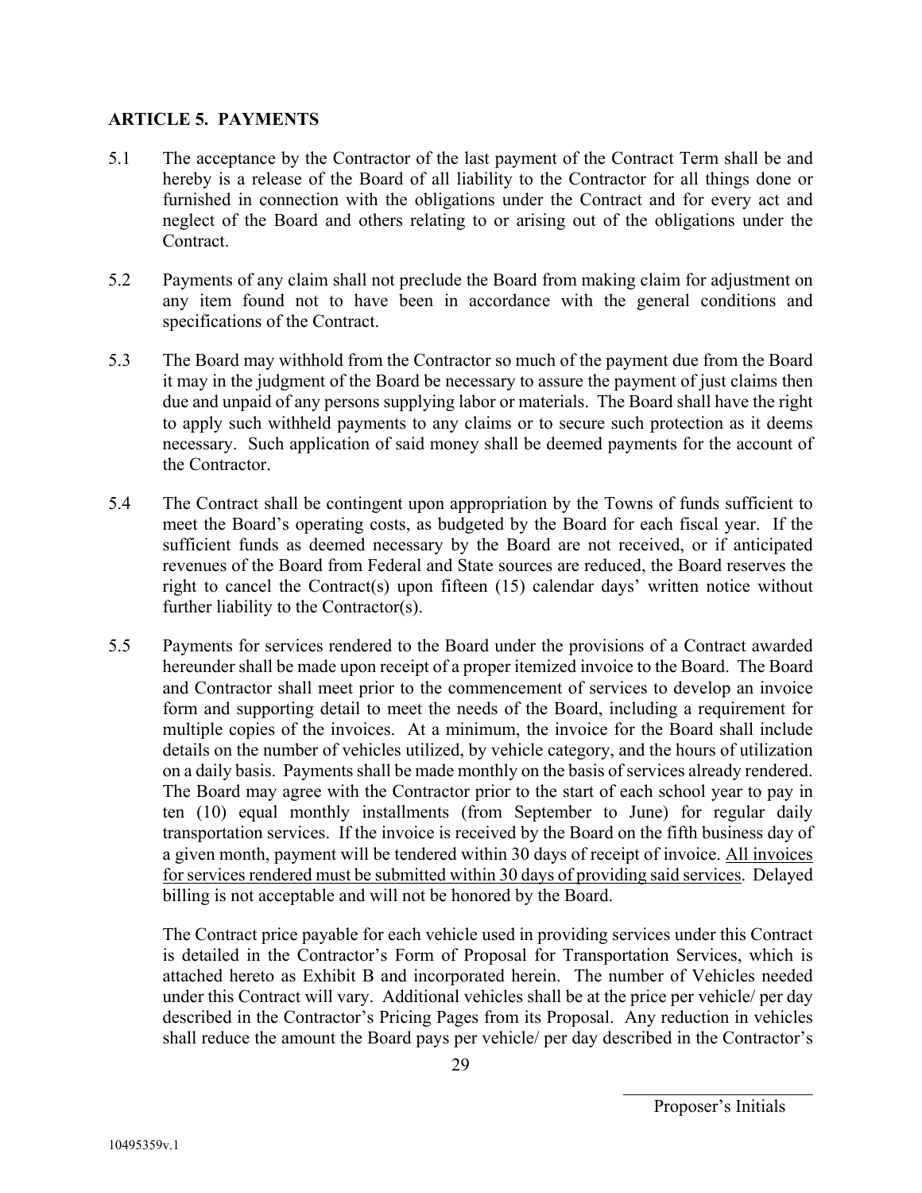## ARTICLE 5. PAYMENTS

5.1 The acceptance by the Contractor of the last payment of the Contract Term shall be and hereby is a release of the Board of all liability to the Contractor for all things done or furnished in connection with the obligations under the Contract and for every act and neglect of the Board and others relating to or arising out of the obligations under the Contract.

5.2 Payments of any claim shall not preclude the Board from making claim for adjustment on any item found not to have been in accordance with the general conditions and specifications of the Contract.

5.3 The Board may withhold from the Contractor so much of the payment due from the Board it may in the judgment of the Board be necessary to assure the payment of just claims then due and unpaid of any persons supplying labor or materials. The Board shall have the right to apply such withheld payments to any claims or to secure such protection as it deems necessary. Such application of said money shall be deemed payments for the account of the Contractor.

5.4 The Contract shall be contingent upon appropriation by the Towns of funds sufficient to meet the Board's operating costs, as budgeted by the Board for each fiscal year. If the sufficient funds as deemed necessary by the Board are not received, or if anticipated revenues of the Board from Federal and State sources are reduced, the Board reserves the right to cancel the Contract(s) upon fifteen (15) calendar days' written notice without further liability to the Contractor(s).

5.5 Payments for services rendered to the Board under the provisions of a Contract awarded hereunder shall be made upon receipt of a proper itemized invoice to the Board. The Board and Contractor shall meet prior to the commencement of services to develop an invoice form and supporting detail to meet the needs of the Board, including a requirement for multiple copies of the invoices. At a minimum, the invoice for the Board shall include details on the number of vehicles utilized, by vehicle category, and the hours of utilization on a daily basis. Payments shall be made monthly on the basis of services already rendered. The Board may agree with the Contractor prior to the start of each school year to pay in ten (10) equal monthly installments (from September to June) for regular daily transportation services. If the invoice is received by the Board on the fifth business day of a given month, payment will be tendered within 30 days of receipt of invoice. <u>All invoices for services rendered must be submitted within 30 days of providing said services</u>. Delayed billing is not acceptable and will not be honored by the Board.

The Contract price payable for each vehicle used in providing services under this Contract is detailed in the Contractor's Form of Proposal for Transportation Services, which is attached hereto as Exhibit B and incorporated herein. The number of Vehicles needed under this Contract will vary. Additional vehicles shall be at the price per vehicle/ per day described in the Contractor's Pricing Pages from its Proposal. Any reduction in vehicles shall reduce the amount the Board pays per vehicle/ per day described in the Contractor's

\_\_\_\_\_\_\_\_\_\_\_\_\_\_\_\_\_\_\_\_\_\_\_\_
Proposer's Initials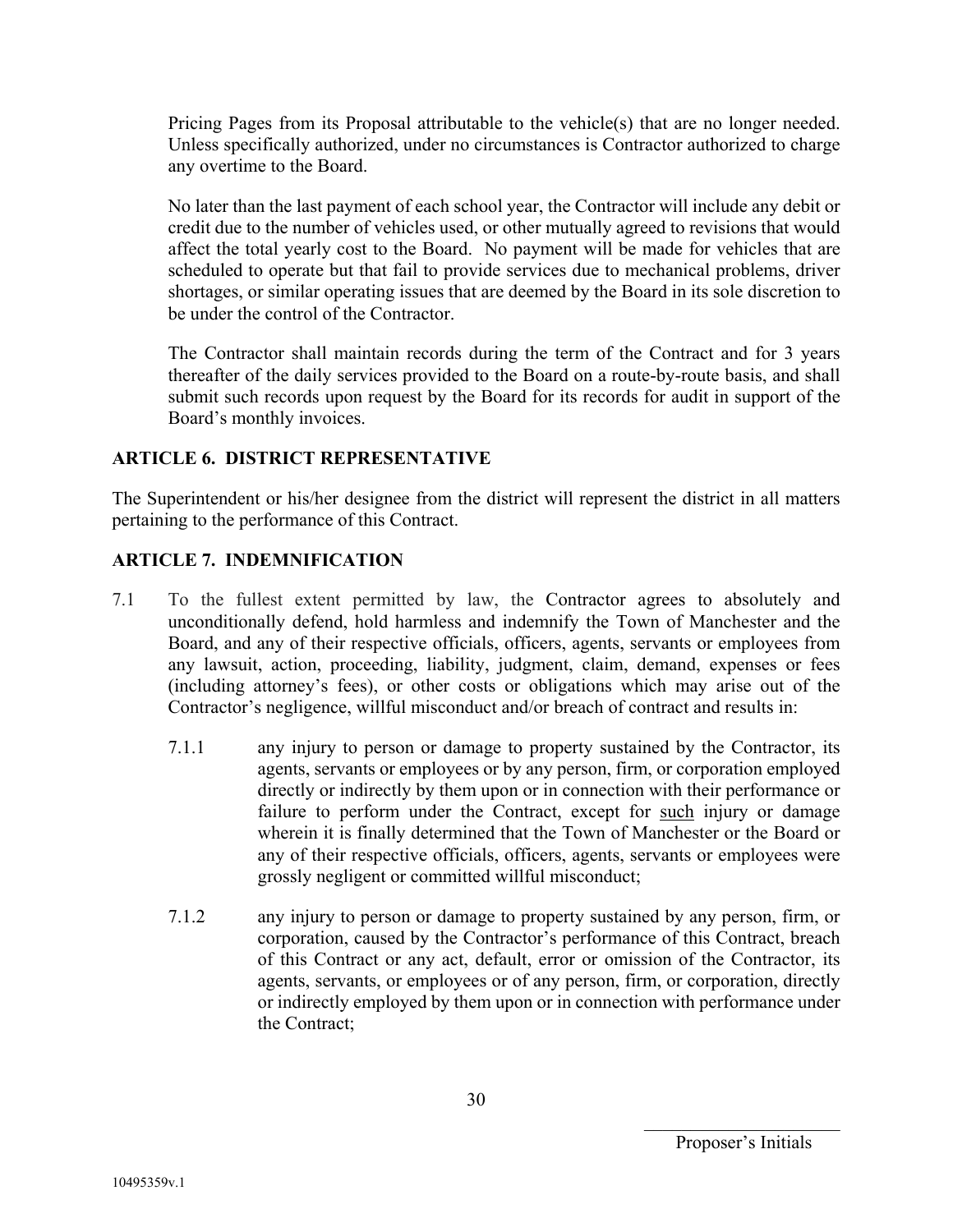Pricing Pages from its Proposal attributable to the vehicle(s) that are no longer needed. Unless specifically authorized, under no circumstances is Contractor authorized to charge any overtime to the Board.

No later than the last payment of each school year, the Contractor will include any debit or credit due to the number of vehicles used, or other mutually agreed to revisions that would affect the total yearly cost to the Board. No payment will be made for vehicles that are scheduled to operate but that fail to provide services due to mechanical problems, driver shortages, or similar operating issues that are deemed by the Board in its sole discretion to be under the control of the Contractor.

The Contractor shall maintain records during the term of the Contract and for 3 years thereafter of the daily services provided to the Board on a route-by-route basis, and shall submit such records upon request by the Board for its records for audit in support of the Board's monthly invoices.

## ARTICLE 6. DISTRICT REPRESENTATIVE

The Superintendent or his/her designee from the district will represent the district in all matters pertaining to the performance of this Contract.

## ARTICLE 7. INDEMNIFICATION

7.1 To the fullest extent permitted by law, the Contractor agrees to absolutely and unconditionally defend, hold harmless and indemnify the Town of Manchester and the Board, and any of their respective officials, officers, agents, servants or employees from any lawsuit, action, proceeding, liability, judgment, claim, demand, expenses or fees (including attorney's fees), or other costs or obligations which may arise out of the Contractor's negligence, willful misconduct and/or breach of contract and results in:

7.1.1 any injury to person or damage to property sustained by the Contractor, its agents, servants or employees or by any person, firm, or corporation employed directly or indirectly by them upon or in connection with their performance or failure to perform under the Contract, except for <u>such</u> injury or damage wherein it is finally determined that the Town of Manchester or the Board or any of their respective officials, officers, agents, servants or employees were grossly negligent or committed willful misconduct;

7.1.2 any injury to person or damage to property sustained by any person, firm, or corporation, caused by the Contractor's performance of this Contract, breach of this Contract or any act, default, error or omission of the Contractor, its agents, servants, or employees or of any person, firm, or corporation, directly or indirectly employed by them upon or in connection with performance under the Contract;

Proposer's Initials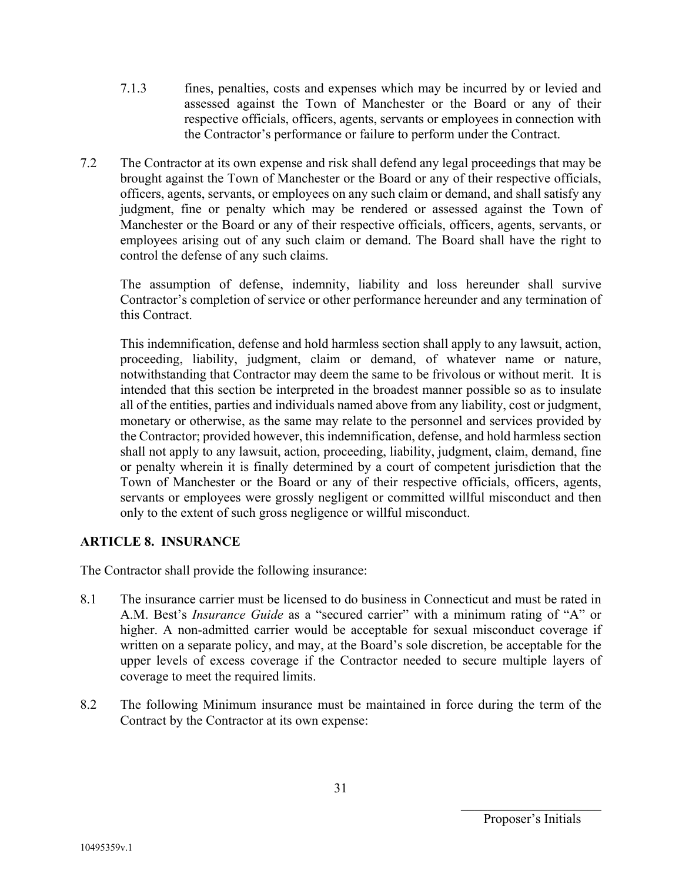7.1.3 fines, penalties, costs and expenses which may be incurred by or levied and assessed against the Town of Manchester or the Board or any of their respective officials, officers, agents, servants or employees in connection with the Contractor's performance or failure to perform under the Contract.

7.2 The Contractor at its own expense and risk shall defend any legal proceedings that may be brought against the Town of Manchester or the Board or any of their respective officials, officers, agents, servants, or employees on any such claim or demand, and shall satisfy any judgment, fine or penalty which may be rendered or assessed against the Town of Manchester or the Board or any of their respective officials, officers, agents, servants, or employees arising out of any such claim or demand. The Board shall have the right to control the defense of any such claims.

The assumption of defense, indemnity, liability and loss hereunder shall survive Contractor's completion of service or other performance hereunder and any termination of this Contract.

This indemnification, defense and hold harmless section shall apply to any lawsuit, action, proceeding, liability, judgment, claim or demand, of whatever name or nature, notwithstanding that Contractor may deem the same to be frivolous or without merit. It is intended that this section be interpreted in the broadest manner possible so as to insulate all of the entities, parties and individuals named above from any liability, cost or judgment, monetary or otherwise, as the same may relate to the personnel and services provided by the Contractor; provided however, this indemnification, defense, and hold harmless section shall not apply to any lawsuit, action, proceeding, liability, judgment, claim, demand, fine or penalty wherein it is finally determined by a court of competent jurisdiction that the Town of Manchester or the Board or any of their respective officials, officers, agents, servants or employees were grossly negligent or committed willful misconduct and then only to the extent of such gross negligence or willful misconduct.

## ARTICLE 8. INSURANCE

The Contractor shall provide the following insurance:

8.1 The insurance carrier must be licensed to do business in Connecticut and must be rated in A.M. Best's *Insurance Guide* as a "secured carrier" with a minimum rating of "A" or higher. A non-admitted carrier would be acceptable for sexual misconduct coverage if written on a separate policy, and may, at the Board's sole discretion, be acceptable for the upper levels of excess coverage if the Contractor needed to secure multiple layers of coverage to meet the required limits.

8.2 The following Minimum insurance must be maintained in force during the term of the Contract by the Contractor at its own expense:

\_\_\_\_\_\_\_\_\_\_\_\_\_\_\_\_\_\_\_\_\_\_
Proposer's Initials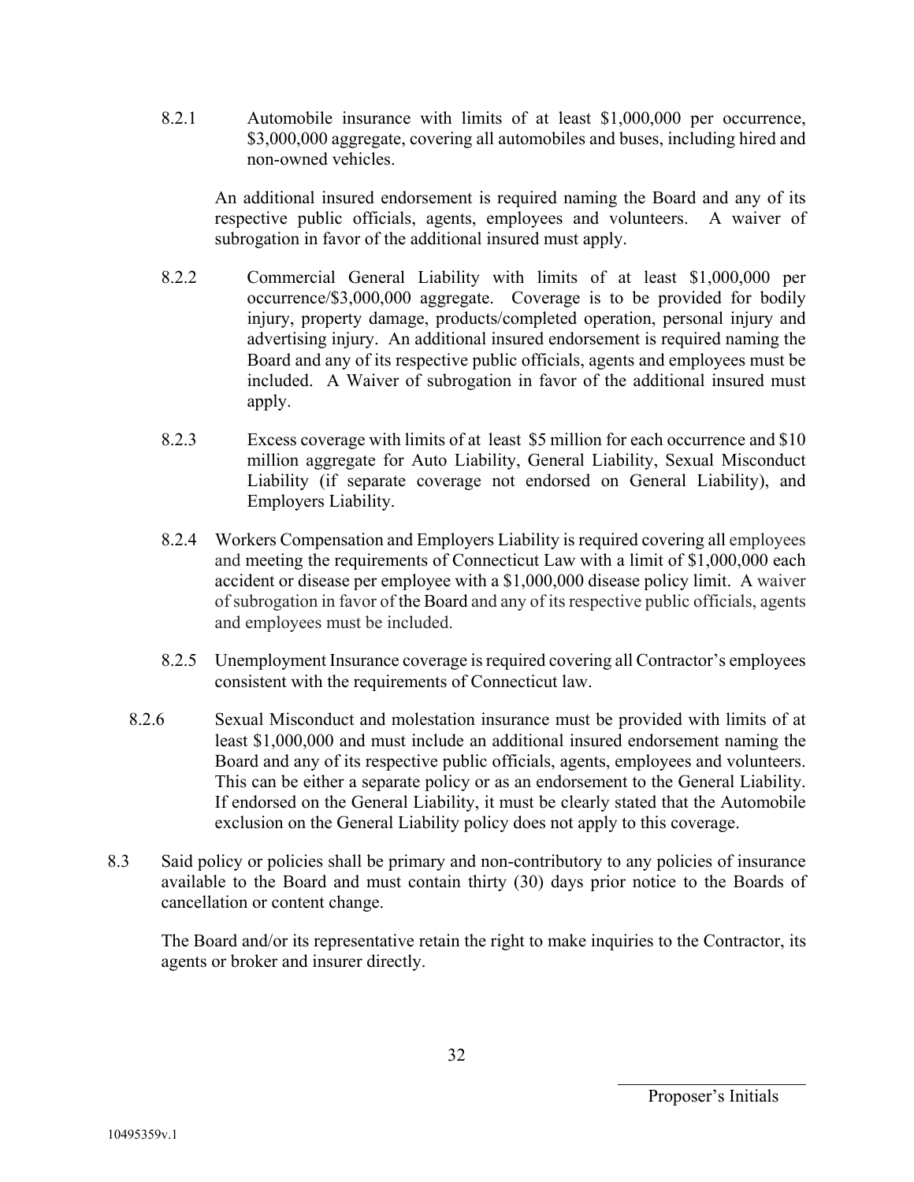8.2.1 Automobile insurance with limits of at least $1,000,000 per occurrence, $3,000,000 aggregate, covering all automobiles and buses, including hired and non-owned vehicles.

An additional insured endorsement is required naming the Board and any of its respective public officials, agents, employees and volunteers. A waiver of subrogation in favor of the additional insured must apply.

8.2.2 Commercial General Liability with limits of at least $1,000,000 per occurrence/$3,000,000 aggregate. Coverage is to be provided for bodily injury, property damage, products/completed operation, personal injury and advertising injury. An additional insured endorsement is required naming the Board and any of its respective public officials, agents and employees must be included. A Waiver of subrogation in favor of the additional insured must apply.

8.2.3 Excess coverage with limits of at least $5 million for each occurrence and $10 million aggregate for Auto Liability, General Liability, Sexual Misconduct Liability (if separate coverage not endorsed on General Liability), and Employers Liability.

8.2.4 Workers Compensation and Employers Liability is required covering all employees and meeting the requirements of Connecticut Law with a limit of $1,000,000 each accident or disease per employee with a $1,000,000 disease policy limit. A waiver of subrogation in favor of the Board and any of its respective public officials, agents and employees must be included.

8.2.5 Unemployment Insurance coverage is required covering all Contractor's employees consistent with the requirements of Connecticut law.

8.2.6 Sexual Misconduct and molestation insurance must be provided with limits of at least $1,000,000 and must include an additional insured endorsement naming the Board and any of its respective public officials, agents, employees and volunteers. This can be either a separate policy or as an endorsement to the General Liability. If endorsed on the General Liability, it must be clearly stated that the Automobile exclusion on the General Liability policy does not apply to this coverage.

8.3 Said policy or policies shall be primary and non-contributory to any policies of insurance available to the Board and must contain thirty (30) days prior notice to the Boards of cancellation or content change.

The Board and/or its representative retain the right to make inquiries to the Contractor, its agents or broker and insurer directly.

\_\_\_\_\_\_\_\_\_\_\_\_\_\_\_\_\_\_\_\_\_\_

Proposer's Initials

10495359v.1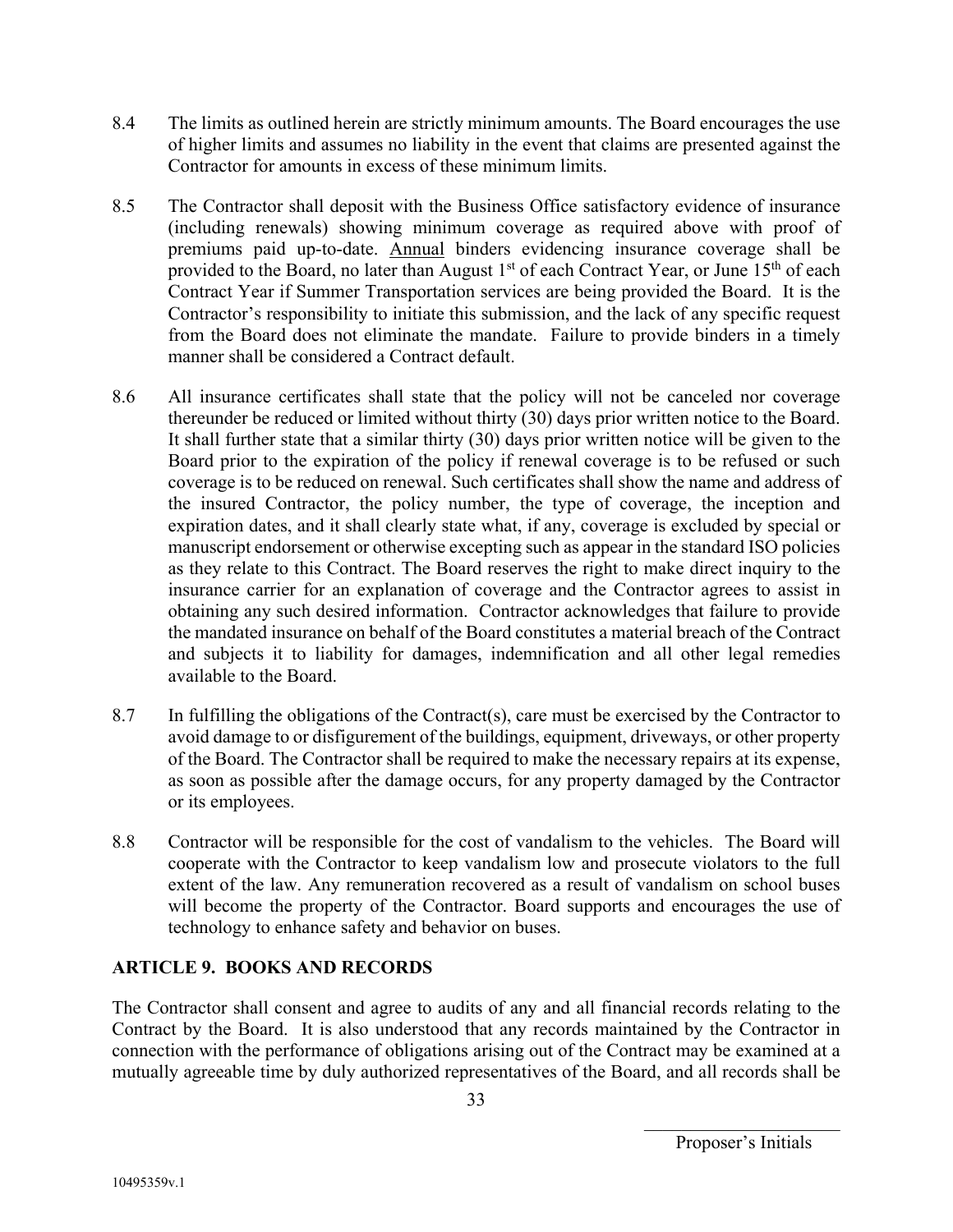8.4 The limits as outlined herein are strictly minimum amounts. The Board encourages the use of higher limits and assumes no liability in the event that claims are presented against the Contractor for amounts in excess of these minimum limits.

8.5 The Contractor shall deposit with the Business Office satisfactory evidence of insurance (including renewals) showing minimum coverage as required above with proof of premiums paid up-to-date. Annual binders evidencing insurance coverage shall be provided to the Board, no later than August 1st of each Contract Year, or June 15th of each Contract Year if Summer Transportation services are being provided the Board. It is the Contractor's responsibility to initiate this submission, and the lack of any specific request from the Board does not eliminate the mandate. Failure to provide binders in a timely manner shall be considered a Contract default.

8.6 All insurance certificates shall state that the policy will not be canceled nor coverage thereunder be reduced or limited without thirty (30) days prior written notice to the Board. It shall further state that a similar thirty (30) days prior written notice will be given to the Board prior to the expiration of the policy if renewal coverage is to be refused or such coverage is to be reduced on renewal. Such certificates shall show the name and address of the insured Contractor, the policy number, the type of coverage, the inception and expiration dates, and it shall clearly state what, if any, coverage is excluded by special or manuscript endorsement or otherwise excepting such as appear in the standard ISO policies as they relate to this Contract. The Board reserves the right to make direct inquiry to the insurance carrier for an explanation of coverage and the Contractor agrees to assist in obtaining any such desired information. Contractor acknowledges that failure to provide the mandated insurance on behalf of the Board constitutes a material breach of the Contract and subjects it to liability for damages, indemnification and all other legal remedies available to the Board.

8.7 In fulfilling the obligations of the Contract(s), care must be exercised by the Contractor to avoid damage to or disfigurement of the buildings, equipment, driveways, or other property of the Board. The Contractor shall be required to make the necessary repairs at its expense, as soon as possible after the damage occurs, for any property damaged by the Contractor or its employees.

8.8 Contractor will be responsible for the cost of vandalism to the vehicles. The Board will cooperate with the Contractor to keep vandalism low and prosecute violators to the full extent of the law. Any remuneration recovered as a result of vandalism on school buses will become the property of the Contractor. Board supports and encourages the use of technology to enhance safety and behavior on buses.

## ARTICLE 9. BOOKS AND RECORDS

The Contractor shall consent and agree to audits of any and all financial records relating to the Contract by the Board. It is also understood that any records maintained by the Contractor in connection with the performance of obligations arising out of the Contract may be examined at a mutually agreeable time by duly authorized representatives of the Board, and all records shall be

\_\_\_\_\_\_\_\_\_\_\_\_\_\_\_\_\_\_\_\_\_\_
Proposer's Initials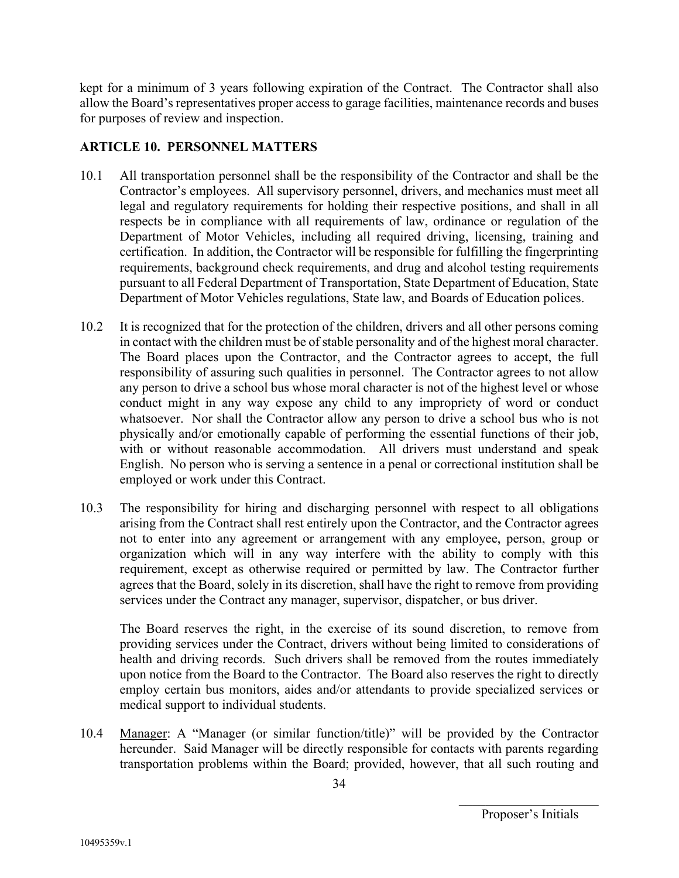kept for a minimum of 3 years following expiration of the Contract. The Contractor shall also allow the Board's representatives proper access to garage facilities, maintenance records and buses for purposes of review and inspection.

## ARTICLE 10. PERSONNEL MATTERS

10.1 All transportation personnel shall be the responsibility of the Contractor and shall be the Contractor's employees. All supervisory personnel, drivers, and mechanics must meet all legal and regulatory requirements for holding their respective positions, and shall in all respects be in compliance with all requirements of law, ordinance or regulation of the Department of Motor Vehicles, including all required driving, licensing, training and certification. In addition, the Contractor will be responsible for fulfilling the fingerprinting requirements, background check requirements, and drug and alcohol testing requirements pursuant to all Federal Department of Transportation, State Department of Education, State Department of Motor Vehicles regulations, State law, and Boards of Education polices.

10.2 It is recognized that for the protection of the children, drivers and all other persons coming in contact with the children must be of stable personality and of the highest moral character. The Board places upon the Contractor, and the Contractor agrees to accept, the full responsibility of assuring such qualities in personnel. The Contractor agrees to not allow any person to drive a school bus whose moral character is not of the highest level or whose conduct might in any way expose any child to any impropriety of word or conduct whatsoever. Nor shall the Contractor allow any person to drive a school bus who is not physically and/or emotionally capable of performing the essential functions of their job, with or without reasonable accommodation. All drivers must understand and speak English. No person who is serving a sentence in a penal or correctional institution shall be employed or work under this Contract.

10.3 The responsibility for hiring and discharging personnel with respect to all obligations arising from the Contract shall rest entirely upon the Contractor, and the Contractor agrees not to enter into any agreement or arrangement with any employee, person, group or organization which will in any way interfere with the ability to comply with this requirement, except as otherwise required or permitted by law. The Contractor further agrees that the Board, solely in its discretion, shall have the right to remove from providing services under the Contract any manager, supervisor, dispatcher, or bus driver.

The Board reserves the right, in the exercise of its sound discretion, to remove from providing services under the Contract, drivers without being limited to considerations of health and driving records. Such drivers shall be removed from the routes immediately upon notice from the Board to the Contractor. The Board also reserves the right to directly employ certain bus monitors, aides and/or attendants to provide specialized services or medical support to individual students.

10.4 Manager: A "Manager (or similar function/title)" will be provided by the Contractor hereunder. Said Manager will be directly responsible for contacts with parents regarding transportation problems within the Board; provided, however, that all such routing and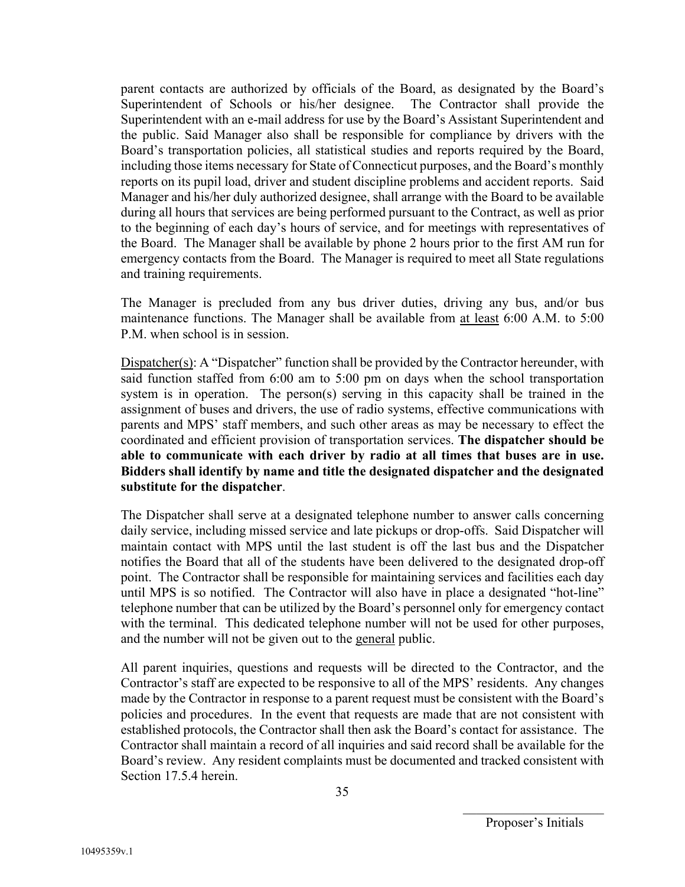parent contacts are authorized by officials of the Board, as designated by the Board's Superintendent of Schools or his/her designee. The Contractor shall provide the Superintendent with an e-mail address for use by the Board's Assistant Superintendent and the public. Said Manager also shall be responsible for compliance by drivers with the Board's transportation policies, all statistical studies and reports required by the Board, including those items necessary for State of Connecticut purposes, and the Board's monthly reports on its pupil load, driver and student discipline problems and accident reports. Said Manager and his/her duly authorized designee, shall arrange with the Board to be available during all hours that services are being performed pursuant to the Contract, as well as prior to the beginning of each day's hours of service, and for meetings with representatives of the Board. The Manager shall be available by phone 2 hours prior to the first AM run for emergency contacts from the Board. The Manager is required to meet all State regulations and training requirements.

The Manager is precluded from any bus driver duties, driving any bus, and/or bus maintenance functions. The Manager shall be available from <u>at least</u> 6:00 A.M. to 5:00 P.M. when school is in session.

<u>Dispatcher(s)</u>: A "Dispatcher" function shall be provided by the Contractor hereunder, with said function staffed from 6:00 am to 5:00 pm on days when the school transportation system is in operation. The person(s) serving in this capacity shall be trained in the assignment of buses and drivers, the use of radio systems, effective communications with parents and MPS' staff members, and such other areas as may be necessary to effect the coordinated and efficient provision of transportation services. **The dispatcher should be able to communicate with each driver by radio at all times that buses are in use. Bidders shall identify by name and title the designated dispatcher and the designated substitute for the dispatcher**.

The Dispatcher shall serve at a designated telephone number to answer calls concerning daily service, including missed service and late pickups or drop-offs. Said Dispatcher will maintain contact with MPS until the last student is off the last bus and the Dispatcher notifies the Board that all of the students have been delivered to the designated drop-off point. The Contractor shall be responsible for maintaining services and facilities each day until MPS is so notified. The Contractor will also have in place a designated "hot-line" telephone number that can be utilized by the Board's personnel only for emergency contact with the terminal. This dedicated telephone number will not be used for other purposes, and the number will not be given out to the <u>general</u> public.

All parent inquiries, questions and requests will be directed to the Contractor, and the Contractor's staff are expected to be responsive to all of the MPS' residents. Any changes made by the Contractor in response to a parent request must be consistent with the Board's policies and procedures. In the event that requests are made that are not consistent with established protocols, the Contractor shall then ask the Board's contact for assistance. The Contractor shall maintain a record of all inquiries and said record shall be available for the Board's review. Any resident complaints must be documented and tracked consistent with Section 17.5.4 herein.

\_\_\_\_\_\_\_\_\_\_\_\_\_\_\_\_\_\_\_\_\_\_
Proposer's Initials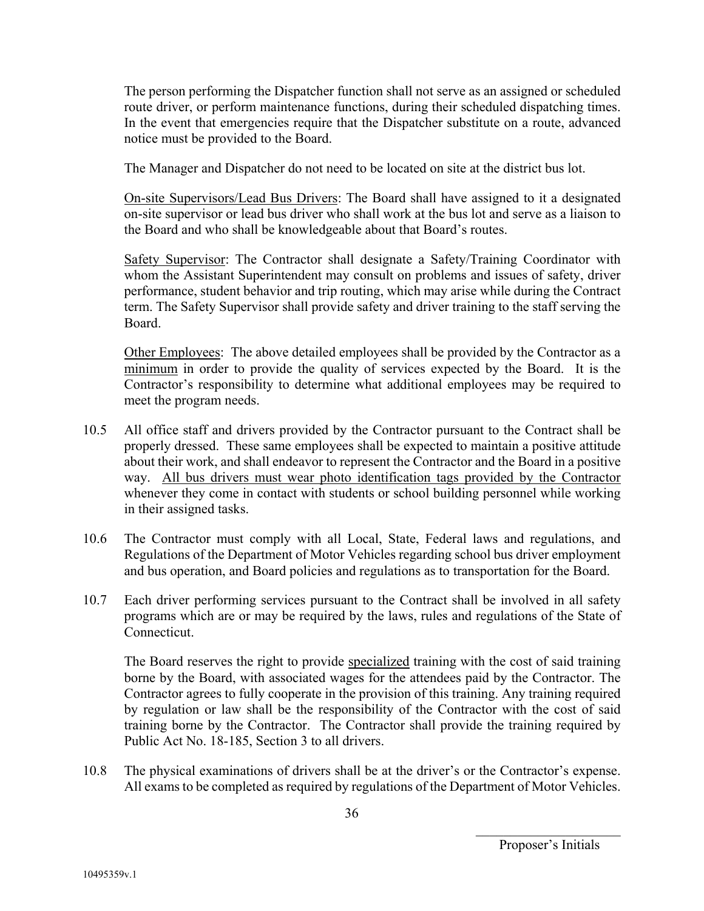The person performing the Dispatcher function shall not serve as an assigned or scheduled route driver, or perform maintenance functions, during their scheduled dispatching times. In the event that emergencies require that the Dispatcher substitute on a route, advanced notice must be provided to the Board.

The Manager and Dispatcher do not need to be located on site at the district bus lot.

<u>On-site Supervisors/Lead Bus Drivers</u>: The Board shall have assigned to it a designated on-site supervisor or lead bus driver who shall work at the bus lot and serve as a liaison to the Board and who shall be knowledgeable about that Board's routes.

<u>Safety Supervisor</u>: The Contractor shall designate a Safety/Training Coordinator with whom the Assistant Superintendent may consult on problems and issues of safety, driver performance, student behavior and trip routing, which may arise while during the Contract term. The Safety Supervisor shall provide safety and driver training to the staff serving the Board.

<u>Other Employees</u>: The above detailed employees shall be provided by the Contractor as a <u>minimum</u> in order to provide the quality of services expected by the Board. It is the Contractor's responsibility to determine what additional employees may be required to meet the program needs.

10.5 All office staff and drivers provided by the Contractor pursuant to the Contract shall be properly dressed. These same employees shall be expected to maintain a positive attitude about their work, and shall endeavor to represent the Contractor and the Board in a positive way. <u>All bus drivers must wear photo identification tags provided by the Contractor</u> whenever they come in contact with students or school building personnel while working in their assigned tasks.

10.6 The Contractor must comply with all Local, State, Federal laws and regulations, and Regulations of the Department of Motor Vehicles regarding school bus driver employment and bus operation, and Board policies and regulations as to transportation for the Board.

10.7 Each driver performing services pursuant to the Contract shall be involved in all safety programs which are or may be required by the laws, rules and regulations of the State of Connecticut.

The Board reserves the right to provide <u>specialized</u> training with the cost of said training borne by the Board, with associated wages for the attendees paid by the Contractor. The Contractor agrees to fully cooperate in the provision of this training. Any training required by regulation or law shall be the responsibility of the Contractor with the cost of said training borne by the Contractor. The Contractor shall provide the training required by Public Act No. 18-185, Section 3 to all drivers.

10.8 The physical examinations of drivers shall be at the driver's or the Contractor's expense. All exams to be completed as required by regulations of the Department of Motor Vehicles.

\_\_\_\_\_\_\_\_\_\_\_\_\_\_\_\_\_\_\_\_
Proposer's Initials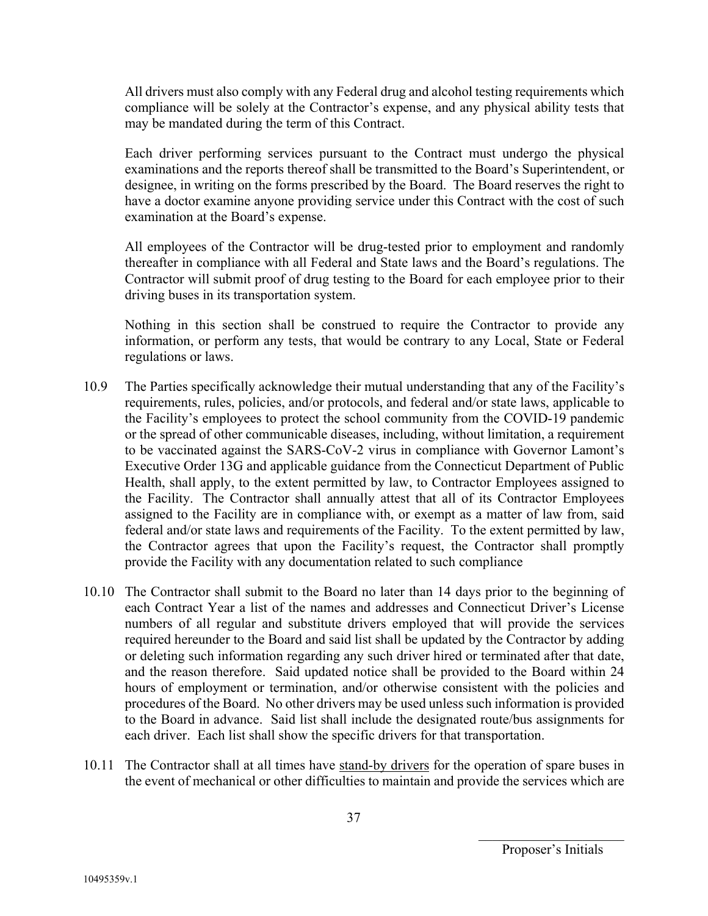All drivers must also comply with any Federal drug and alcohol testing requirements which compliance will be solely at the Contractor's expense, and any physical ability tests that may be mandated during the term of this Contract.

Each driver performing services pursuant to the Contract must undergo the physical examinations and the reports thereof shall be transmitted to the Board's Superintendent, or designee, in writing on the forms prescribed by the Board. The Board reserves the right to have a doctor examine anyone providing service under this Contract with the cost of such examination at the Board's expense.

All employees of the Contractor will be drug-tested prior to employment and randomly thereafter in compliance with all Federal and State laws and the Board's regulations. The Contractor will submit proof of drug testing to the Board for each employee prior to their driving buses in its transportation system.

Nothing in this section shall be construed to require the Contractor to provide any information, or perform any tests, that would be contrary to any Local, State or Federal regulations or laws.

10.9 The Parties specifically acknowledge their mutual understanding that any of the Facility's requirements, rules, policies, and/or protocols, and federal and/or state laws, applicable to the Facility's employees to protect the school community from the COVID-19 pandemic or the spread of other communicable diseases, including, without limitation, a requirement to be vaccinated against the SARS-CoV-2 virus in compliance with Governor Lamont's Executive Order 13G and applicable guidance from the Connecticut Department of Public Health, shall apply, to the extent permitted by law, to Contractor Employees assigned to the Facility. The Contractor shall annually attest that all of its Contractor Employees assigned to the Facility are in compliance with, or exempt as a matter of law from, said federal and/or state laws and requirements of the Facility. To the extent permitted by law, the Contractor agrees that upon the Facility's request, the Contractor shall promptly provide the Facility with any documentation related to such compliance

10.10 The Contractor shall submit to the Board no later than 14 days prior to the beginning of each Contract Year a list of the names and addresses and Connecticut Driver's License numbers of all regular and substitute drivers employed that will provide the services required hereunder to the Board and said list shall be updated by the Contractor by adding or deleting such information regarding any such driver hired or terminated after that date, and the reason therefore. Said updated notice shall be provided to the Board within 24 hours of employment or termination, and/or otherwise consistent with the policies and procedures of the Board. No other drivers may be used unless such information is provided to the Board in advance. Said list shall include the designated route/bus assignments for each driver. Each list shall show the specific drivers for that transportation.

10.11 The Contractor shall at all times have <u>stand-by drivers</u> for the operation of spare buses in the event of mechanical or other difficulties to maintain and provide the services which are

\_\_\_\_\_\_\_\_\_\_\_\_\_\_\_\_\_\_\_\_
Proposer's Initials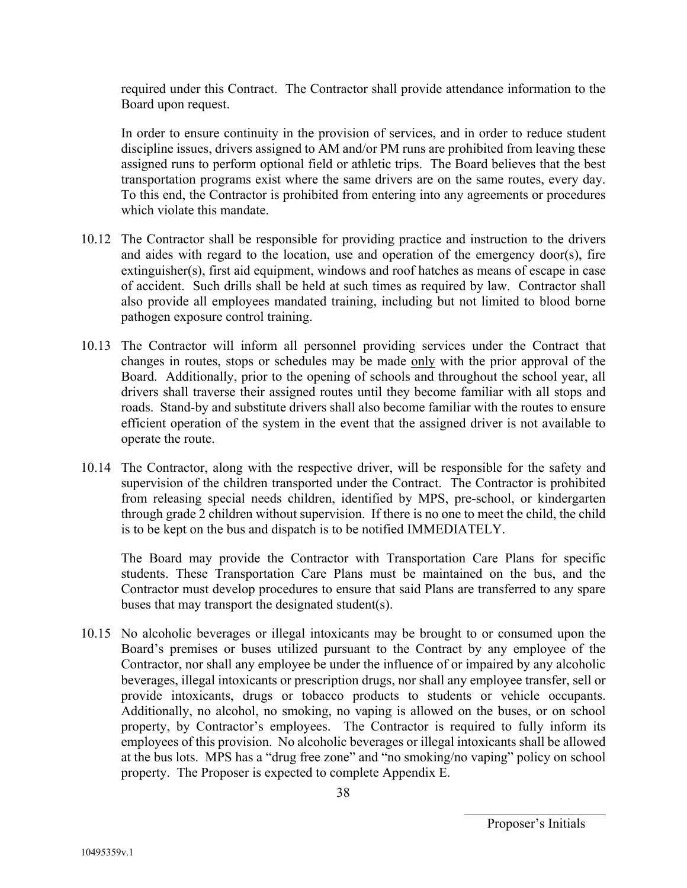required under this Contract. The Contractor shall provide attendance information to the Board upon request.

In order to ensure continuity in the provision of services, and in order to reduce student discipline issues, drivers assigned to AM and/or PM runs are prohibited from leaving these assigned runs to perform optional field or athletic trips. The Board believes that the best transportation programs exist where the same drivers are on the same routes, every day. To this end, the Contractor is prohibited from entering into any agreements or procedures which violate this mandate.

10.12 The Contractor shall be responsible for providing practice and instruction to the drivers and aides with regard to the location, use and operation of the emergency door(s), fire extinguisher(s), first aid equipment, windows and roof hatches as means of escape in case of accident. Such drills shall be held at such times as required by law. Contractor shall also provide all employees mandated training, including but not limited to blood borne pathogen exposure control training.

10.13 The Contractor will inform all personnel providing services under the Contract that changes in routes, stops or schedules may be made <u>only</u> with the prior approval of the Board. Additionally, prior to the opening of schools and throughout the school year, all drivers shall traverse their assigned routes until they become familiar with all stops and roads. Stand-by and substitute drivers shall also become familiar with the routes to ensure efficient operation of the system in the event that the assigned driver is not available to operate the route.

10.14 The Contractor, along with the respective driver, will be responsible for the safety and supervision of the children transported under the Contract. The Contractor is prohibited from releasing special needs children, identified by MPS, pre-school, or kindergarten through grade 2 children without supervision. If there is no one to meet the child, the child is to be kept on the bus and dispatch is to be notified IMMEDIATELY.

The Board may provide the Contractor with Transportation Care Plans for specific students. These Transportation Care Plans must be maintained on the bus, and the Contractor must develop procedures to ensure that said Plans are transferred to any spare buses that may transport the designated student(s).

10.15 No alcoholic beverages or illegal intoxicants may be brought to or consumed upon the Board's premises or buses utilized pursuant to the Contract by any employee of the Contractor, nor shall any employee be under the influence of or impaired by any alcoholic beverages, illegal intoxicants or prescription drugs, nor shall any employee transfer, sell or provide intoxicants, drugs or tobacco products to students or vehicle occupants. Additionally, no alcohol, no smoking, no vaping is allowed on the buses, or on school property, by Contractor's employees. The Contractor is required to fully inform its employees of this provision. No alcoholic beverages or illegal intoxicants shall be allowed at the bus lots. MPS has a "drug free zone" and "no smoking/no vaping" policy on school property. The Proposer is expected to complete Appendix E.

\_\_\_\_\_\_\_\_\_\_\_\_\_\_\_\_\_\_\_\_

Proposer's Initials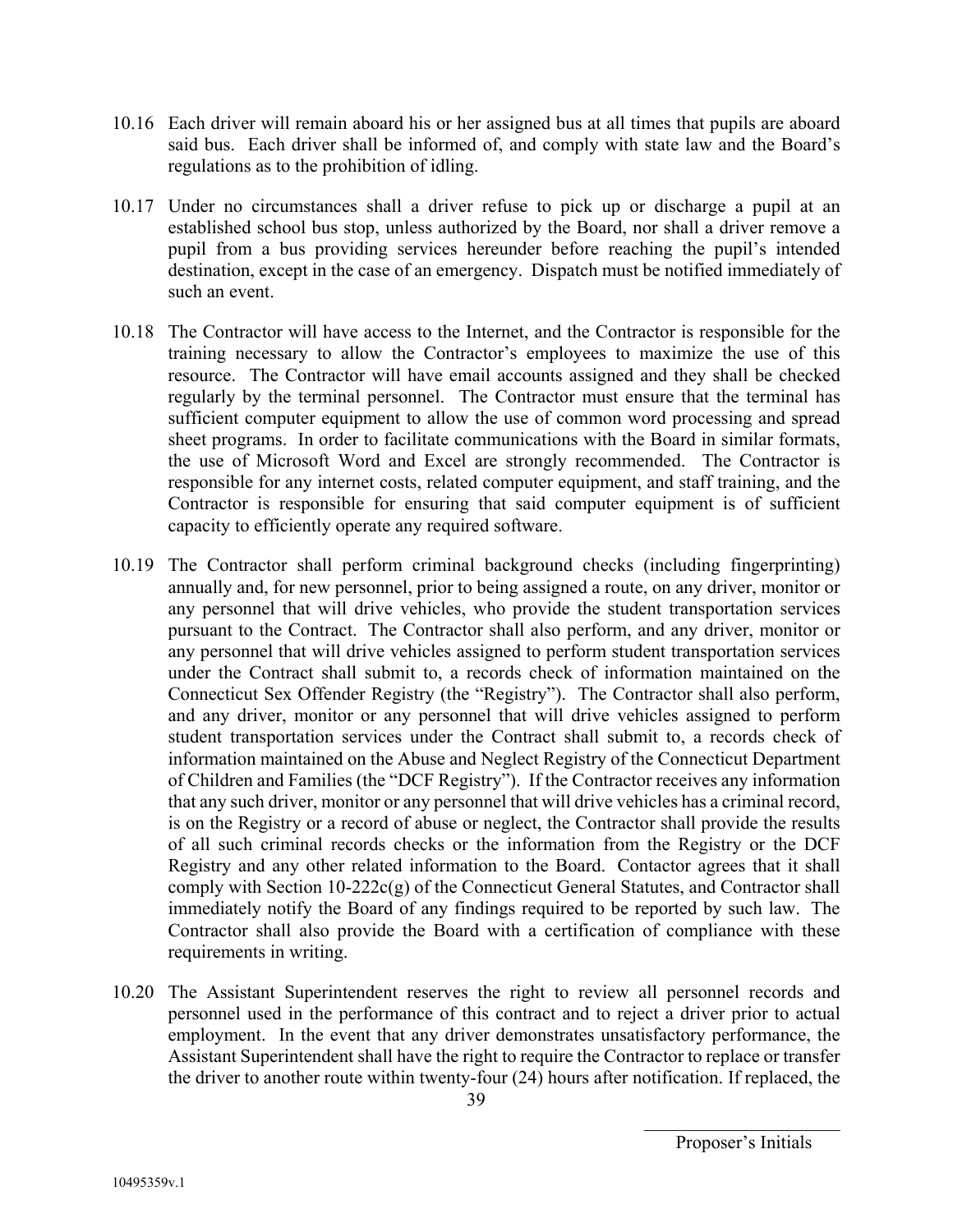10.16 Each driver will remain aboard his or her assigned bus at all times that pupils are aboard said bus. Each driver shall be informed of, and comply with state law and the Board's regulations as to the prohibition of idling.

10.17 Under no circumstances shall a driver refuse to pick up or discharge a pupil at an established school bus stop, unless authorized by the Board, nor shall a driver remove a pupil from a bus providing services hereunder before reaching the pupil's intended destination, except in the case of an emergency. Dispatch must be notified immediately of such an event.

10.18 The Contractor will have access to the Internet, and the Contractor is responsible for the training necessary to allow the Contractor's employees to maximize the use of this resource. The Contractor will have email accounts assigned and they shall be checked regularly by the terminal personnel. The Contractor must ensure that the terminal has sufficient computer equipment to allow the use of common word processing and spread sheet programs. In order to facilitate communications with the Board in similar formats, the use of Microsoft Word and Excel are strongly recommended. The Contractor is responsible for any internet costs, related computer equipment, and staff training, and the Contractor is responsible for ensuring that said computer equipment is of sufficient capacity to efficiently operate any required software.

10.19 The Contractor shall perform criminal background checks (including fingerprinting) annually and, for new personnel, prior to being assigned a route, on any driver, monitor or any personnel that will drive vehicles, who provide the student transportation services pursuant to the Contract. The Contractor shall also perform, and any driver, monitor or any personnel that will drive vehicles assigned to perform student transportation services under the Contract shall submit to, a records check of information maintained on the Connecticut Sex Offender Registry (the "Registry"). The Contractor shall also perform, and any driver, monitor or any personnel that will drive vehicles assigned to perform student transportation services under the Contract shall submit to, a records check of information maintained on the Abuse and Neglect Registry of the Connecticut Department of Children and Families (the "DCF Registry"). If the Contractor receives any information that any such driver, monitor or any personnel that will drive vehicles has a criminal record, is on the Registry or a record of abuse or neglect, the Contractor shall provide the results of all such criminal records checks or the information from the Registry or the DCF Registry and any other related information to the Board. Contactor agrees that it shall comply with Section 10-222c(g) of the Connecticut General Statutes, and Contractor shall immediately notify the Board of any findings required to be reported by such law. The Contractor shall also provide the Board with a certification of compliance with these requirements in writing.

10.20 The Assistant Superintendent reserves the right to review all personnel records and personnel used in the performance of this contract and to reject a driver prior to actual employment. In the event that any driver demonstrates unsatisfactory performance, the Assistant Superintendent shall have the right to require the Contractor to replace or transfer the driver to another route within twenty-four (24) hours after notification. If replaced, the

\_\_\_\_\_\_\_\_\_\_\_\_\_\_\_\_\_\_\_\_\_\_
Proposer's Initials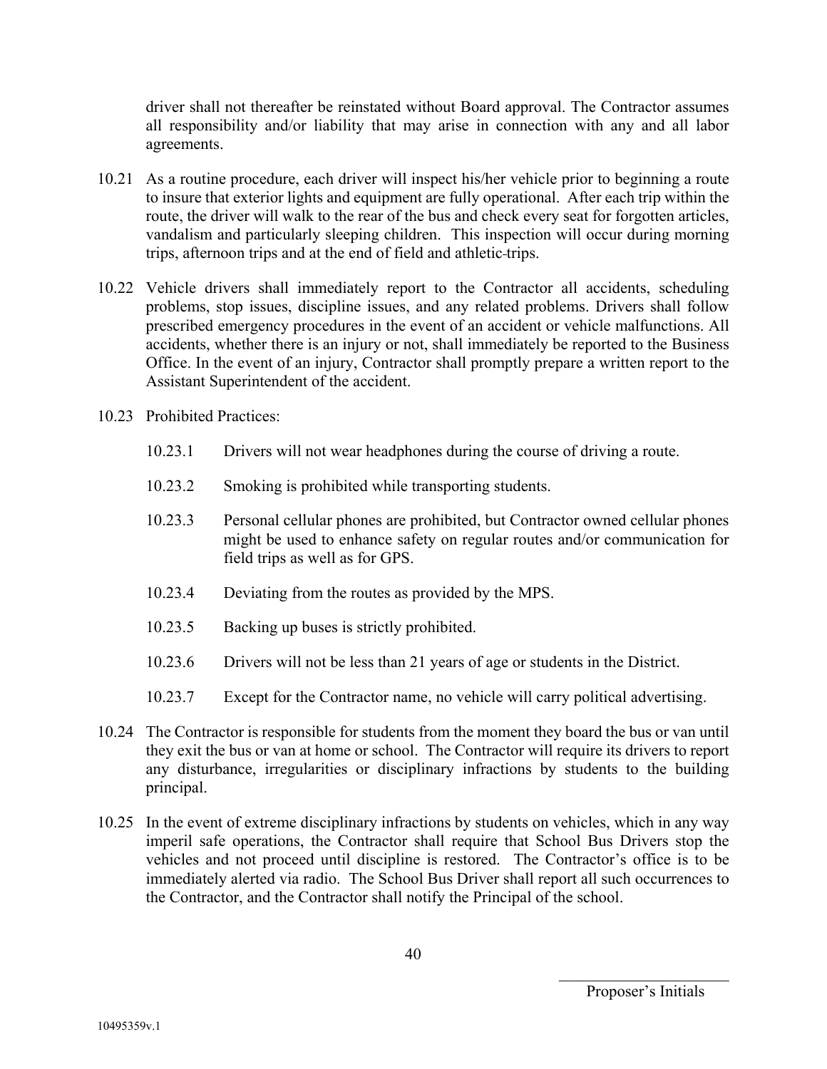driver shall not thereafter be reinstated without Board approval. The Contractor assumes all responsibility and/or liability that may arise in connection with any and all labor agreements.

10.21 As a routine procedure, each driver will inspect his/her vehicle prior to beginning a route to insure that exterior lights and equipment are fully operational. After each trip within the route, the driver will walk to the rear of the bus and check every seat for forgotten articles, vandalism and particularly sleeping children. This inspection will occur during morning trips, afternoon trips and at the end of field and athletic trips.

10.22 Vehicle drivers shall immediately report to the Contractor all accidents, scheduling problems, stop issues, discipline issues, and any related problems. Drivers shall follow prescribed emergency procedures in the event of an accident or vehicle malfunctions. All accidents, whether there is an injury or not, shall immediately be reported to the Business Office. In the event of an injury, Contractor shall promptly prepare a written report to the Assistant Superintendent of the accident.

10.23 Prohibited Practices:

10.23.1 Drivers will not wear headphones during the course of driving a route.

10.23.2 Smoking is prohibited while transporting students.

10.23.3 Personal cellular phones are prohibited, but Contractor owned cellular phones might be used to enhance safety on regular routes and/or communication for field trips as well as for GPS.

10.23.4 Deviating from the routes as provided by the MPS.

10.23.5 Backing up buses is strictly prohibited.

10.23.6 Drivers will not be less than 21 years of age or students in the District.

10.23.7 Except for the Contractor name, no vehicle will carry political advertising.

10.24 The Contractor is responsible for students from the moment they board the bus or van until they exit the bus or van at home or school. The Contractor will require its drivers to report any disturbance, irregularities or disciplinary infractions by students to the building principal.

10.25 In the event of extreme disciplinary infractions by students on vehicles, which in any way imperil safe operations, the Contractor shall require that School Bus Drivers stop the vehicles and not proceed until discipline is restored. The Contractor's office is to be immediately alerted via radio. The School Bus Driver shall report all such occurrences to the Contractor, and the Contractor shall notify the Principal of the school.

\_\_\_\_\_\_\_\_\_\_\_\_\_\_\_\_\_\_\_\_

Proposer's Initials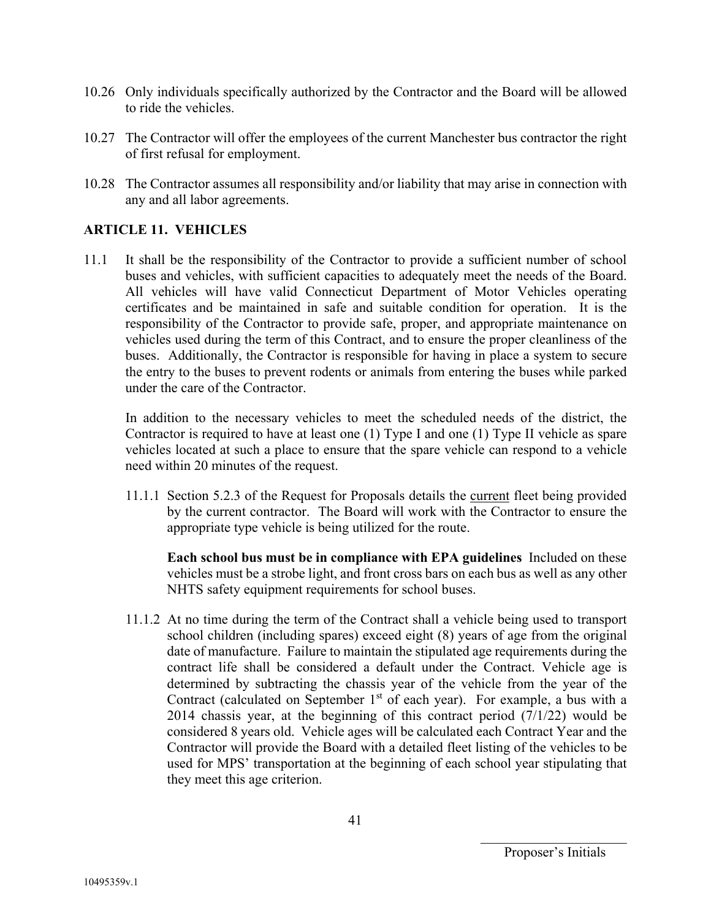10.26 Only individuals specifically authorized by the Contractor and the Board will be allowed to ride the vehicles.

10.27 The Contractor will offer the employees of the current Manchester bus contractor the right of first refusal for employment.

10.28 The Contractor assumes all responsibility and/or liability that may arise in connection with any and all labor agreements.

## ARTICLE 11. VEHICLES

11.1 It shall be the responsibility of the Contractor to provide a sufficient number of school buses and vehicles, with sufficient capacities to adequately meet the needs of the Board. All vehicles will have valid Connecticut Department of Motor Vehicles operating certificates and be maintained in safe and suitable condition for operation. It is the responsibility of the Contractor to provide safe, proper, and appropriate maintenance on vehicles used during the term of this Contract, and to ensure the proper cleanliness of the buses. Additionally, the Contractor is responsible for having in place a system to secure the entry to the buses to prevent rodents or animals from entering the buses while parked under the care of the Contractor.

In addition to the necessary vehicles to meet the scheduled needs of the district, the Contractor is required to have at least one (1) Type I and one (1) Type II vehicle as spare vehicles located at such a place to ensure that the spare vehicle can respond to a vehicle need within 20 minutes of the request.

11.1.1 Section 5.2.3 of the Request for Proposals details the current fleet being provided by the current contractor. The Board will work with the Contractor to ensure the appropriate type vehicle is being utilized for the route.

**Each school bus must be in compliance with EPA guidelines** Included on these vehicles must be a strobe light, and front cross bars on each bus as well as any other NHTS safety equipment requirements for school buses.

11.1.2 At no time during the term of the Contract shall a vehicle being used to transport school children (including spares) exceed eight (8) years of age from the original date of manufacture. Failure to maintain the stipulated age requirements during the contract life shall be considered a default under the Contract. Vehicle age is determined by subtracting the chassis year of the vehicle from the year of the Contract (calculated on September 1st of each year). For example, a bus with a 2014 chassis year, at the beginning of this contract period (7/1/22) would be considered 8 years old. Vehicle ages will be calculated each Contract Year and the Contractor will provide the Board with a detailed fleet listing of the vehicles to be used for MPS' transportation at the beginning of each school year stipulating that they meet this age criterion.

\_\_\_\_\_\_\_\_\_\_\_\_\_\_\_\_\_\_\_\_\_\_\_
Proposer's Initials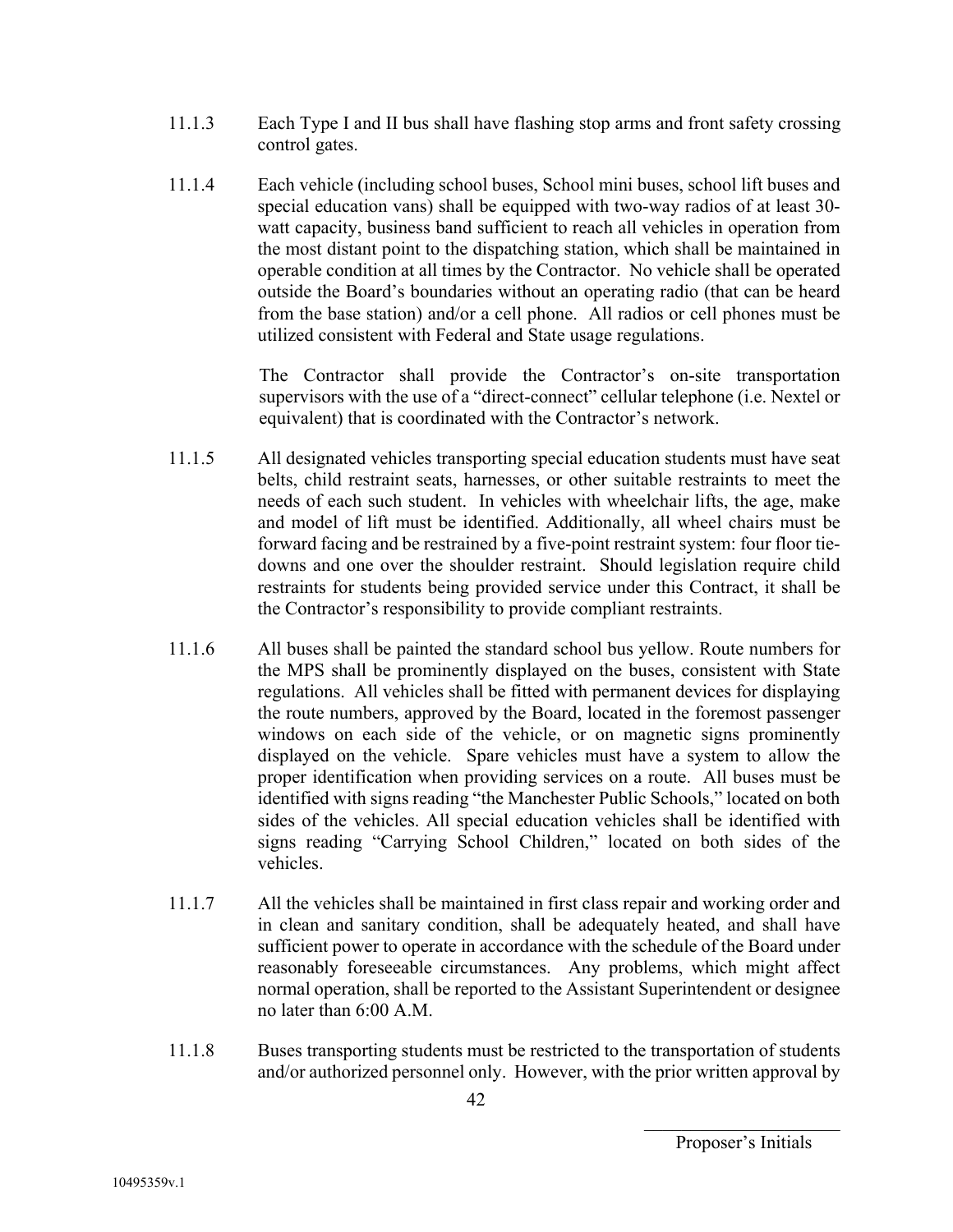11.1.3 Each Type I and II bus shall have flashing stop arms and front safety crossing control gates.

11.1.4 Each vehicle (including school buses, School mini buses, school lift buses and special education vans) shall be equipped with two-way radios of at least 30-watt capacity, business band sufficient to reach all vehicles in operation from the most distant point to the dispatching station, which shall be maintained in operable condition at all times by the Contractor. No vehicle shall be operated outside the Board's boundaries without an operating radio (that can be heard from the base station) and/or a cell phone. All radios or cell phones must be utilized consistent with Federal and State usage regulations.

The Contractor shall provide the Contractor's on-site transportation supervisors with the use of a "direct-connect" cellular telephone (i.e. Nextel or equivalent) that is coordinated with the Contractor's network.

11.1.5 All designated vehicles transporting special education students must have seat belts, child restraint seats, harnesses, or other suitable restraints to meet the needs of each such student. In vehicles with wheelchair lifts, the age, make and model of lift must be identified. Additionally, all wheel chairs must be forward facing and be restrained by a five-point restraint system: four floor tie-downs and one over the shoulder restraint. Should legislation require child restraints for students being provided service under this Contract, it shall be the Contractor's responsibility to provide compliant restraints.

11.1.6 All buses shall be painted the standard school bus yellow. Route numbers for the MPS shall be prominently displayed on the buses, consistent with State regulations. All vehicles shall be fitted with permanent devices for displaying the route numbers, approved by the Board, located in the foremost passenger windows on each side of the vehicle, or on magnetic signs prominently displayed on the vehicle. Spare vehicles must have a system to allow the proper identification when providing services on a route. All buses must be identified with signs reading "the Manchester Public Schools," located on both sides of the vehicles. All special education vehicles shall be identified with signs reading "Carrying School Children," located on both sides of the vehicles.

11.1.7 All the vehicles shall be maintained in first class repair and working order and in clean and sanitary condition, shall be adequately heated, and shall have sufficient power to operate in accordance with the schedule of the Board under reasonably foreseeable circumstances. Any problems, which might affect normal operation, shall be reported to the Assistant Superintendent or designee no later than 6:00 A.M.

11.1.8 Buses transporting students must be restricted to the transportation of students and/or authorized personnel only. However, with the prior written approval by

_____________________
Proposer's Initials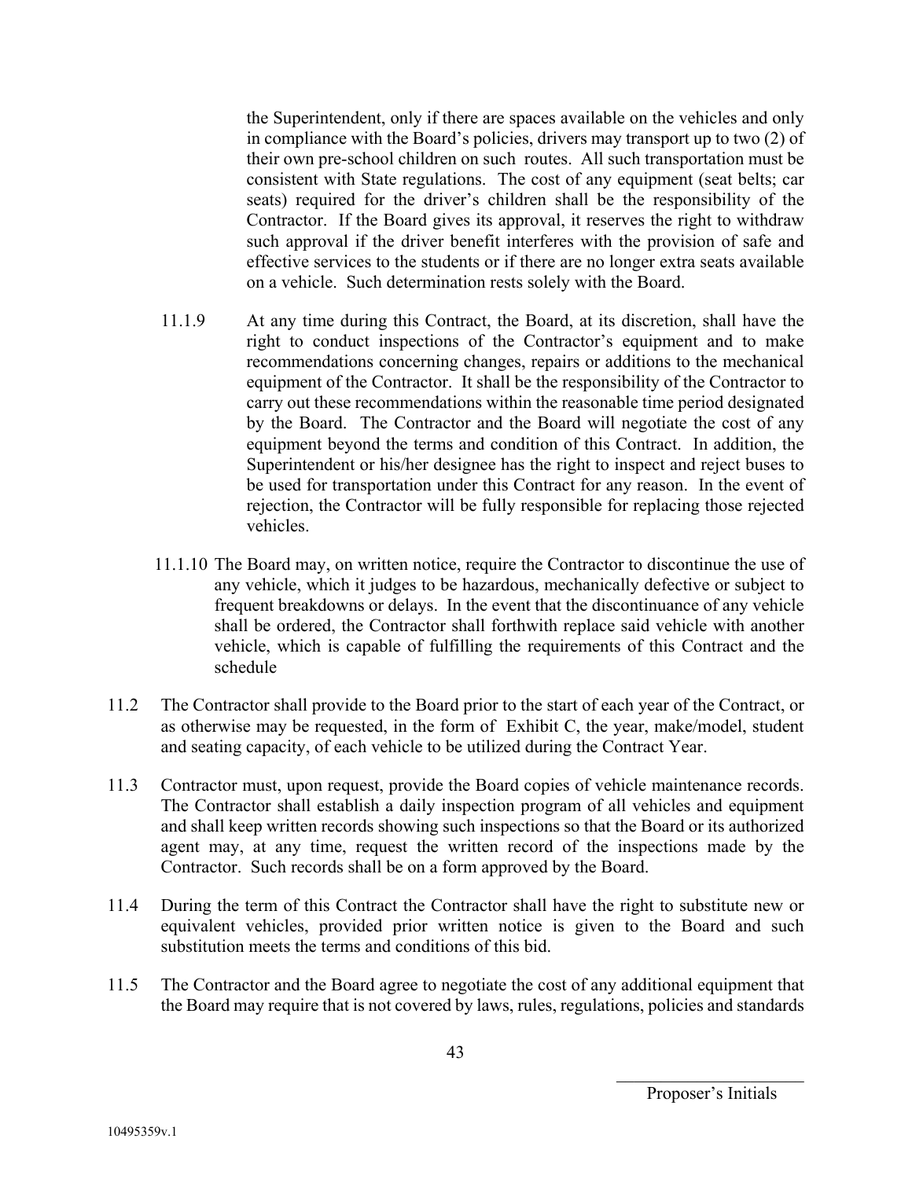the Superintendent, only if there are spaces available on the vehicles and only in compliance with the Board's policies, drivers may transport up to two (2) of their own pre-school children on such routes. All such transportation must be consistent with State regulations. The cost of any equipment (seat belts; car seats) required for the driver's children shall be the responsibility of the Contractor. If the Board gives its approval, it reserves the right to withdraw such approval if the driver benefit interferes with the provision of safe and effective services to the students or if there are no longer extra seats available on a vehicle. Such determination rests solely with the Board.

11.1.9 At any time during this Contract, the Board, at its discretion, shall have the right to conduct inspections of the Contractor's equipment and to make recommendations concerning changes, repairs or additions to the mechanical equipment of the Contractor. It shall be the responsibility of the Contractor to carry out these recommendations within the reasonable time period designated by the Board. The Contractor and the Board will negotiate the cost of any equipment beyond the terms and condition of this Contract. In addition, the Superintendent or his/her designee has the right to inspect and reject buses to be used for transportation under this Contract for any reason. In the event of rejection, the Contractor will be fully responsible for replacing those rejected vehicles.

11.1.10 The Board may, on written notice, require the Contractor to discontinue the use of any vehicle, which it judges to be hazardous, mechanically defective or subject to frequent breakdowns or delays. In the event that the discontinuance of any vehicle shall be ordered, the Contractor shall forthwith replace said vehicle with another vehicle, which is capable of fulfilling the requirements of this Contract and the schedule

11.2 The Contractor shall provide to the Board prior to the start of each year of the Contract, or as otherwise may be requested, in the form of Exhibit C, the year, make/model, student and seating capacity, of each vehicle to be utilized during the Contract Year.

11.3 Contractor must, upon request, provide the Board copies of vehicle maintenance records. The Contractor shall establish a daily inspection program of all vehicles and equipment and shall keep written records showing such inspections so that the Board or its authorized agent may, at any time, request the written record of the inspections made by the Contractor. Such records shall be on a form approved by the Board.

11.4 During the term of this Contract the Contractor shall have the right to substitute new or equivalent vehicles, provided prior written notice is given to the Board and such substitution meets the terms and conditions of this bid.

11.5 The Contractor and the Board agree to negotiate the cost of any additional equipment that the Board may require that is not covered by laws, rules, regulations, policies and standards

\_\_\_\_\_\_\_\_\_\_\_\_\_\_\_\_\_\_\_\_\_\_
Proposer's Initials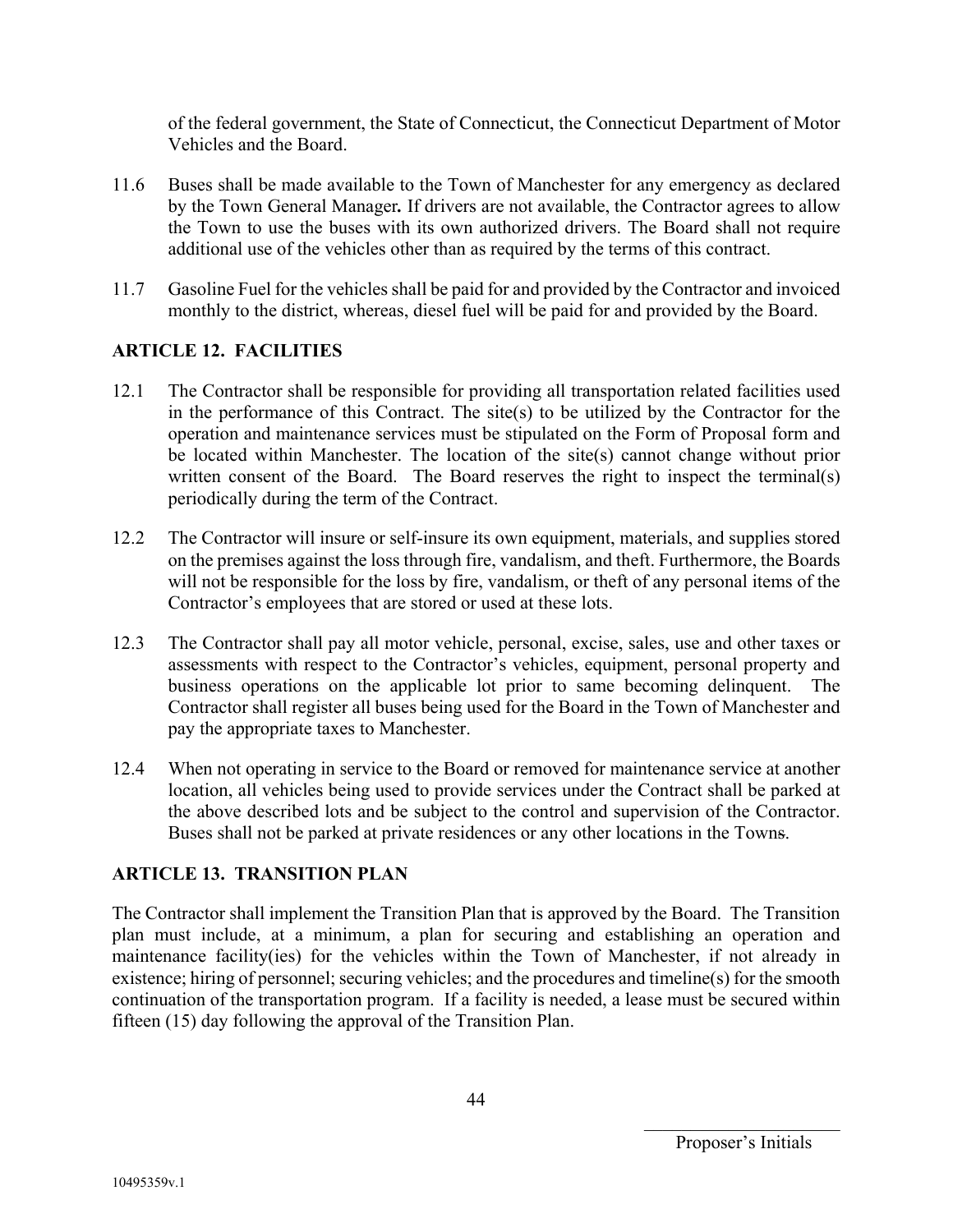of the federal government, the State of Connecticut, the Connecticut Department of Motor Vehicles and the Board.

11.6 Buses shall be made available to the Town of Manchester for any emergency as declared by the Town General Manager**.** If drivers are not available, the Contractor agrees to allow the Town to use the buses with its own authorized drivers. The Board shall not require additional use of the vehicles other than as required by the terms of this contract.

11.7 Gasoline Fuel for the vehicles shall be paid for and provided by the Contractor and invoiced monthly to the district, whereas, diesel fuel will be paid for and provided by the Board.

## ARTICLE 12. FACILITIES

12.1 The Contractor shall be responsible for providing all transportation related facilities used in the performance of this Contract. The site(s) to be utilized by the Contractor for the operation and maintenance services must be stipulated on the Form of Proposal form and be located within Manchester. The location of the site(s) cannot change without prior written consent of the Board. The Board reserves the right to inspect the terminal(s) periodically during the term of the Contract.

12.2 The Contractor will insure or self-insure its own equipment, materials, and supplies stored on the premises against the loss through fire, vandalism, and theft. Furthermore, the Boards will not be responsible for the loss by fire, vandalism, or theft of any personal items of the Contractor's employees that are stored or used at these lots.

12.3 The Contractor shall pay all motor vehicle, personal, excise, sales, use and other taxes or assessments with respect to the Contractor's vehicles, equipment, personal property and business operations on the applicable lot prior to same becoming delinquent. The Contractor shall register all buses being used for the Board in the Town of Manchester and pay the appropriate taxes to Manchester.

12.4 When not operating in service to the Board or removed for maintenance service at another location, all vehicles being used to provide services under the Contract shall be parked at the above described lots and be subject to the control and supervision of the Contractor. Buses shall not be parked at private residences or any other locations in the Towns.

## ARTICLE 13. TRANSITION PLAN

The Contractor shall implement the Transition Plan that is approved by the Board. The Transition plan must include, at a minimum, a plan for securing and establishing an operation and maintenance facility(ies) for the vehicles within the Town of Manchester, if not already in existence; hiring of personnel; securing vehicles; and the procedures and timeline(s) for the smooth continuation of the transportation program. If a facility is needed, a lease must be secured within fifteen (15) day following the approval of the Transition Plan.

\_\_\_\_\_\_\_\_\_\_\_\_\_\_\_\_\_\_\_\_
Proposer's Initials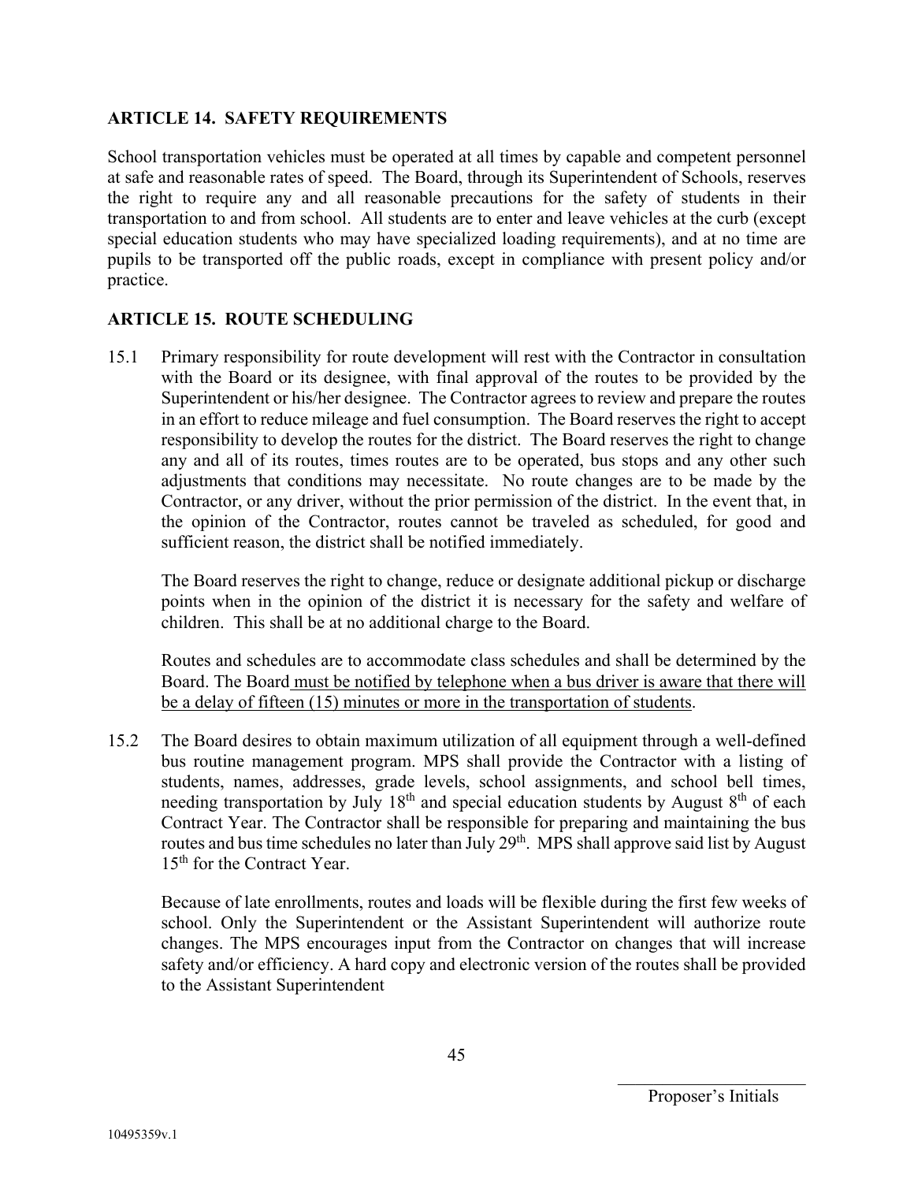## ARTICLE 14. SAFETY REQUIREMENTS

School transportation vehicles must be operated at all times by capable and competent personnel at safe and reasonable rates of speed. The Board, through its Superintendent of Schools, reserves the right to require any and all reasonable precautions for the safety of students in their transportation to and from school. All students are to enter and leave vehicles at the curb (except special education students who may have specialized loading requirements), and at no time are pupils to be transported off the public roads, except in compliance with present policy and/or practice.

## ARTICLE 15. ROUTE SCHEDULING

15.1 Primary responsibility for route development will rest with the Contractor in consultation with the Board or its designee, with final approval of the routes to be provided by the Superintendent or his/her designee. The Contractor agrees to review and prepare the routes in an effort to reduce mileage and fuel consumption. The Board reserves the right to accept responsibility to develop the routes for the district. The Board reserves the right to change any and all of its routes, times routes are to be operated, bus stops and any other such adjustments that conditions may necessitate. No route changes are to be made by the Contractor, or any driver, without the prior permission of the district. In the event that, in the opinion of the Contractor, routes cannot be traveled as scheduled, for good and sufficient reason, the district shall be notified immediately.

The Board reserves the right to change, reduce or designate additional pickup or discharge points when in the opinion of the district it is necessary for the safety and welfare of children. This shall be at no additional charge to the Board.

Routes and schedules are to accommodate class schedules and shall be determined by the Board. The Board <u>must be notified by telephone when a bus driver is aware that there will be a delay of fifteen (15) minutes or more in the transportation of students</u>.

15.2 The Board desires to obtain maximum utilization of all equipment through a well-defined bus routine management program. MPS shall provide the Contractor with a listing of students, names, addresses, grade levels, school assignments, and school bell times, needing transportation by July 18th and special education students by August 8th of each Contract Year. The Contractor shall be responsible for preparing and maintaining the bus routes and bus time schedules no later than July 29th. MPS shall approve said list by August 15th for the Contract Year.

Because of late enrollments, routes and loads will be flexible during the first few weeks of school. Only the Superintendent or the Assistant Superintendent will authorize route changes. The MPS encourages input from the Contractor on changes that will increase safety and/or efficiency. A hard copy and electronic version of the routes shall be provided to the Assistant Superintendent

\_\_\_\_\_\_\_\_\_\_\_\_\_\_\_\_\_\_\_\_\_\_\_\_
Proposer's Initials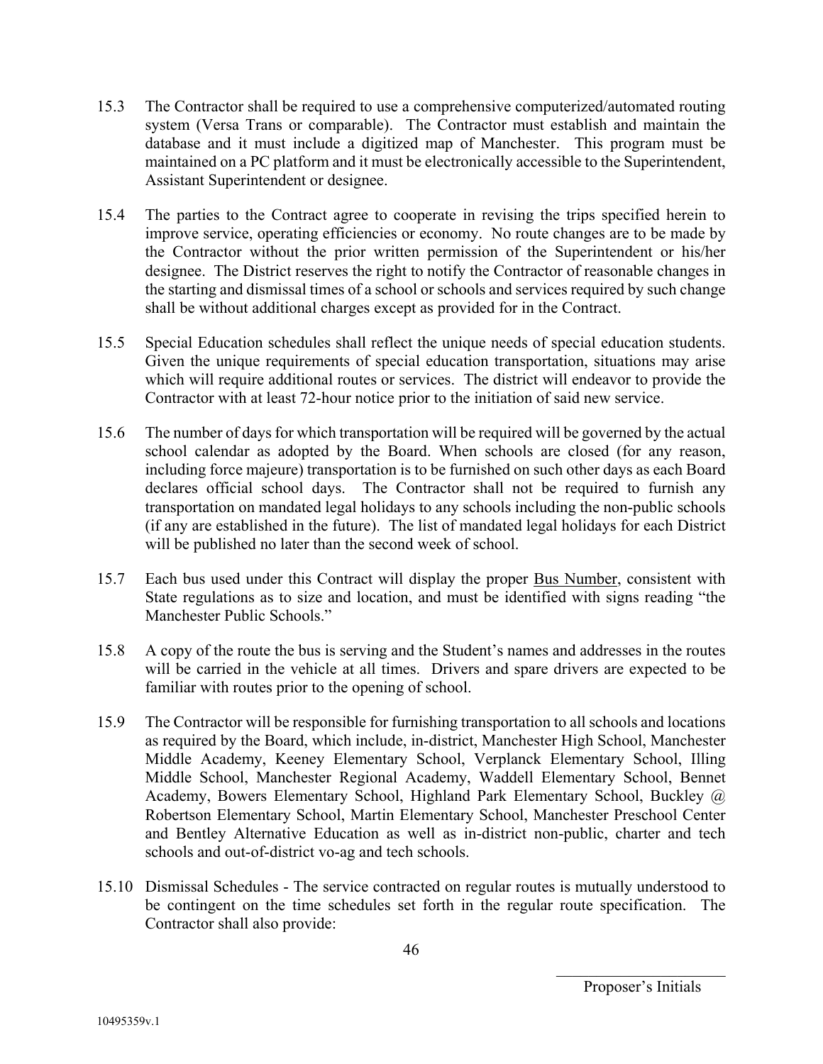15.3 The Contractor shall be required to use a comprehensive computerized/automated routing system (Versa Trans or comparable). The Contractor must establish and maintain the database and it must include a digitized map of Manchester. This program must be maintained on a PC platform and it must be electronically accessible to the Superintendent, Assistant Superintendent or designee.

15.4 The parties to the Contract agree to cooperate in revising the trips specified herein to improve service, operating efficiencies or economy. No route changes are to be made by the Contractor without the prior written permission of the Superintendent or his/her designee. The District reserves the right to notify the Contractor of reasonable changes in the starting and dismissal times of a school or schools and services required by such change shall be without additional charges except as provided for in the Contract.

15.5 Special Education schedules shall reflect the unique needs of special education students. Given the unique requirements of special education transportation, situations may arise which will require additional routes or services. The district will endeavor to provide the Contractor with at least 72-hour notice prior to the initiation of said new service.

15.6 The number of days for which transportation will be required will be governed by the actual school calendar as adopted by the Board. When schools are closed (for any reason, including force majeure) transportation is to be furnished on such other days as each Board declares official school days. The Contractor shall not be required to furnish any transportation on mandated legal holidays to any schools including the non-public schools (if any are established in the future). The list of mandated legal holidays for each District will be published no later than the second week of school.

15.7 Each bus used under this Contract will display the proper <u>Bus Number</u>, consistent with State regulations as to size and location, and must be identified with signs reading "the Manchester Public Schools."

15.8 A copy of the route the bus is serving and the Student's names and addresses in the routes will be carried in the vehicle at all times. Drivers and spare drivers are expected to be familiar with routes prior to the opening of school.

15.9 The Contractor will be responsible for furnishing transportation to all schools and locations as required by the Board, which include, in-district, Manchester High School, Manchester Middle Academy, Keeney Elementary School, Verplanck Elementary School, Illing Middle School, Manchester Regional Academy, Waddell Elementary School, Bennet Academy, Bowers Elementary School, Highland Park Elementary School, Buckley @ Robertson Elementary School, Martin Elementary School, Manchester Preschool Center and Bentley Alternative Education as well as in-district non-public, charter and tech schools and out-of-district vo-ag and tech schools.

15.10 Dismissal Schedules - The service contracted on regular routes is mutually understood to be contingent on the time schedules set forth in the regular route specification. The Contractor shall also provide:

\_\_\_\_\_\_\_\_\_\_\_\_\_\_\_\_\_\_\_\_\_\_
Proposer's Initials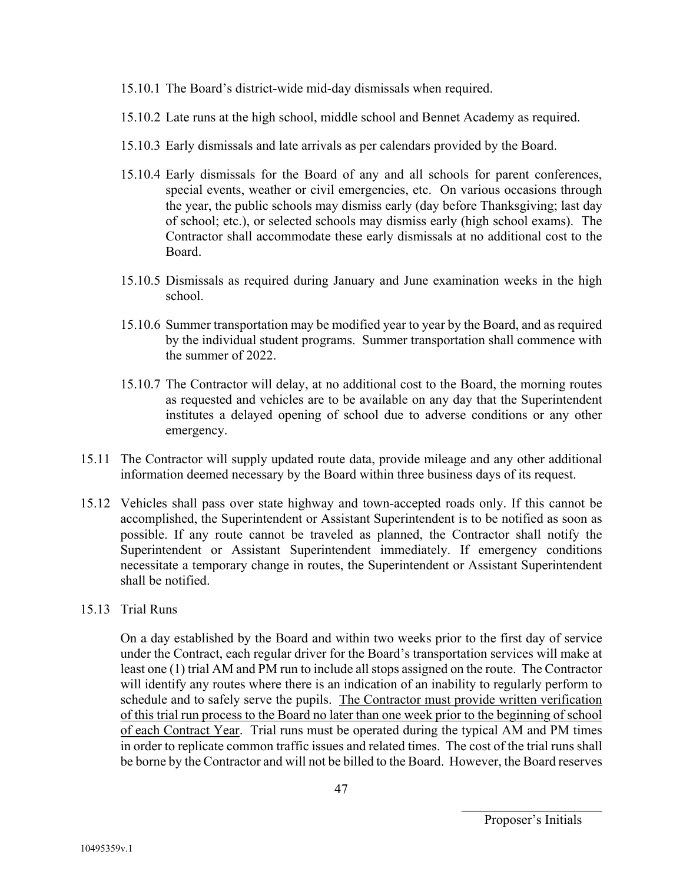15.10.1 The Board's district-wide mid-day dismissals when required.

15.10.2 Late runs at the high school, middle school and Bennet Academy as required.

15.10.3 Early dismissals and late arrivals as per calendars provided by the Board.

15.10.4 Early dismissals for the Board of any and all schools for parent conferences, special events, weather or civil emergencies, etc. On various occasions through the year, the public schools may dismiss early (day before Thanksgiving; last day of school; etc.), or selected schools may dismiss early (high school exams). The Contractor shall accommodate these early dismissals at no additional cost to the Board.

15.10.5 Dismissals as required during January and June examination weeks in the high school.

15.10.6 Summer transportation may be modified year to year by the Board, and as required by the individual student programs. Summer transportation shall commence with the summer of 2022.

15.10.7 The Contractor will delay, at no additional cost to the Board, the morning routes as requested and vehicles are to be available on any day that the Superintendent institutes a delayed opening of school due to adverse conditions or any other emergency.

15.11 The Contractor will supply updated route data, provide mileage and any other additional information deemed necessary by the Board within three business days of its request.

15.12 Vehicles shall pass over state highway and town-accepted roads only. If this cannot be accomplished, the Superintendent or Assistant Superintendent is to be notified as soon as possible. If any route cannot be traveled as planned, the Contractor shall notify the Superintendent or Assistant Superintendent immediately. If emergency conditions necessitate a temporary change in routes, the Superintendent or Assistant Superintendent shall be notified.

15.13 Trial Runs

On a day established by the Board and within two weeks prior to the first day of service under the Contract, each regular driver for the Board's transportation services will make at least one (1) trial AM and PM run to include all stops assigned on the route. The Contractor will identify any routes where there is an indication of an inability to regularly perform to schedule and to safely serve the pupils. <u>The Contractor must provide written verification of this trial run process to the Board no later than one week prior to the beginning of school of each Contract Year</u>. Trial runs must be operated during the typical AM and PM times in order to replicate common traffic issues and related times. The cost of the trial runs shall be borne by the Contractor and will not be billed to the Board. However, the Board reserves

\_\_\_\_\_\_\_\_\_\_\_\_\_\_\_\_\_\_\_\_
Proposer's Initials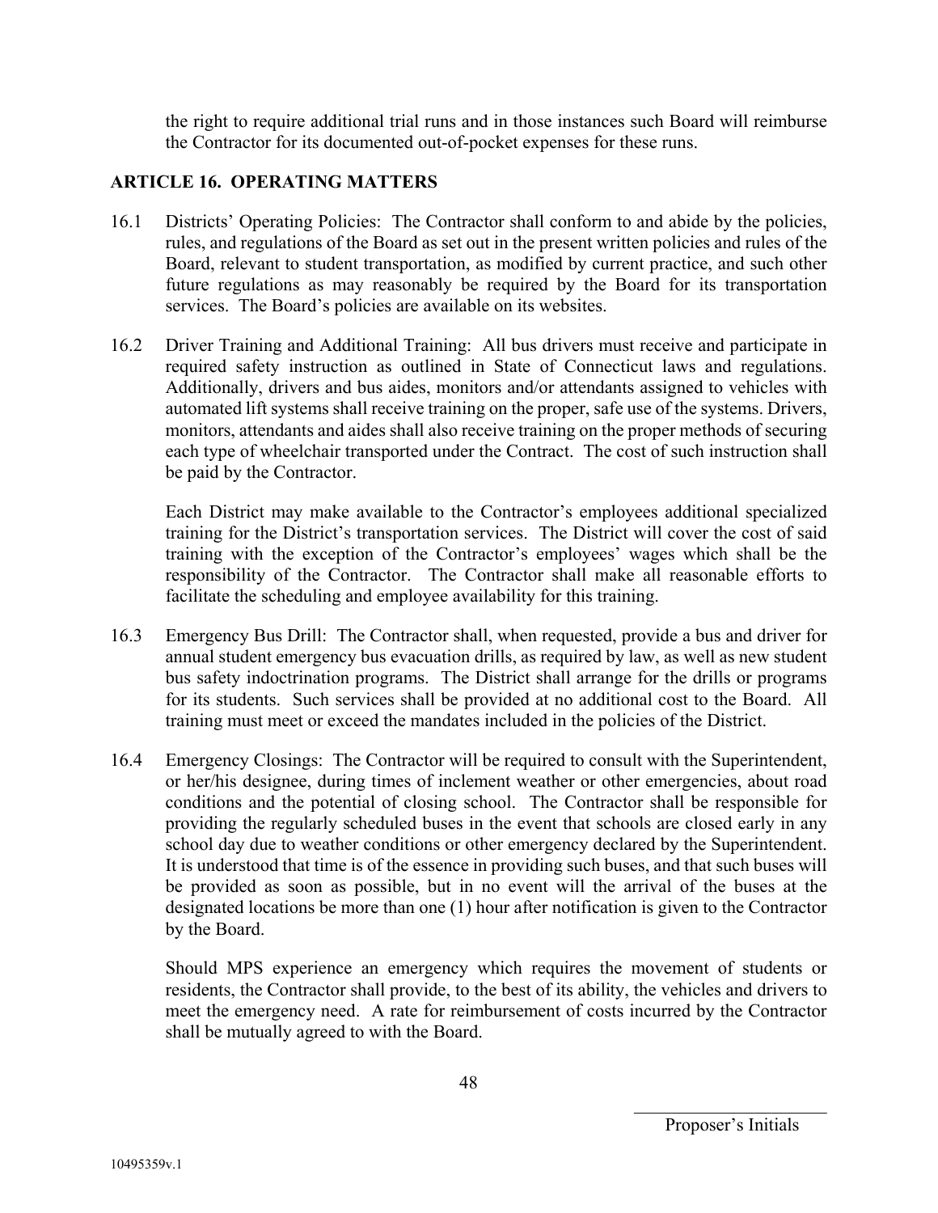the right to require additional trial runs and in those instances such Board will reimburse the Contractor for its documented out-of-pocket expenses for these runs.

## ARTICLE 16. OPERATING MATTERS

16.1 Districts' Operating Policies: The Contractor shall conform to and abide by the policies, rules, and regulations of the Board as set out in the present written policies and rules of the Board, relevant to student transportation, as modified by current practice, and such other future regulations as may reasonably be required by the Board for its transportation services. The Board's policies are available on its websites.

16.2 Driver Training and Additional Training: All bus drivers must receive and participate in required safety instruction as outlined in State of Connecticut laws and regulations. Additionally, drivers and bus aides, monitors and/or attendants assigned to vehicles with automated lift systems shall receive training on the proper, safe use of the systems. Drivers, monitors, attendants and aides shall also receive training on the proper methods of securing each type of wheelchair transported under the Contract. The cost of such instruction shall be paid by the Contractor.

Each District may make available to the Contractor's employees additional specialized training for the District's transportation services. The District will cover the cost of said training with the exception of the Contractor's employees' wages which shall be the responsibility of the Contractor. The Contractor shall make all reasonable efforts to facilitate the scheduling and employee availability for this training.

16.3 Emergency Bus Drill: The Contractor shall, when requested, provide a bus and driver for annual student emergency bus evacuation drills, as required by law, as well as new student bus safety indoctrination programs. The District shall arrange for the drills or programs for its students. Such services shall be provided at no additional cost to the Board. All training must meet or exceed the mandates included in the policies of the District.

16.4 Emergency Closings: The Contractor will be required to consult with the Superintendent, or her/his designee, during times of inclement weather or other emergencies, about road conditions and the potential of closing school. The Contractor shall be responsible for providing the regularly scheduled buses in the event that schools are closed early in any school day due to weather conditions or other emergency declared by the Superintendent. It is understood that time is of the essence in providing such buses, and that such buses will be provided as soon as possible, but in no event will the arrival of the buses at the designated locations be more than one (1) hour after notification is given to the Contractor by the Board.

Should MPS experience an emergency which requires the movement of students or residents, the Contractor shall provide, to the best of its ability, the vehicles and drivers to meet the emergency need. A rate for reimbursement of costs incurred by the Contractor shall be mutually agreed to with the Board.

\_\_\_\_\_\_\_\_\_\_\_\_\_\_\_\_\_\_\_\_\_\_\_
Proposer's Initials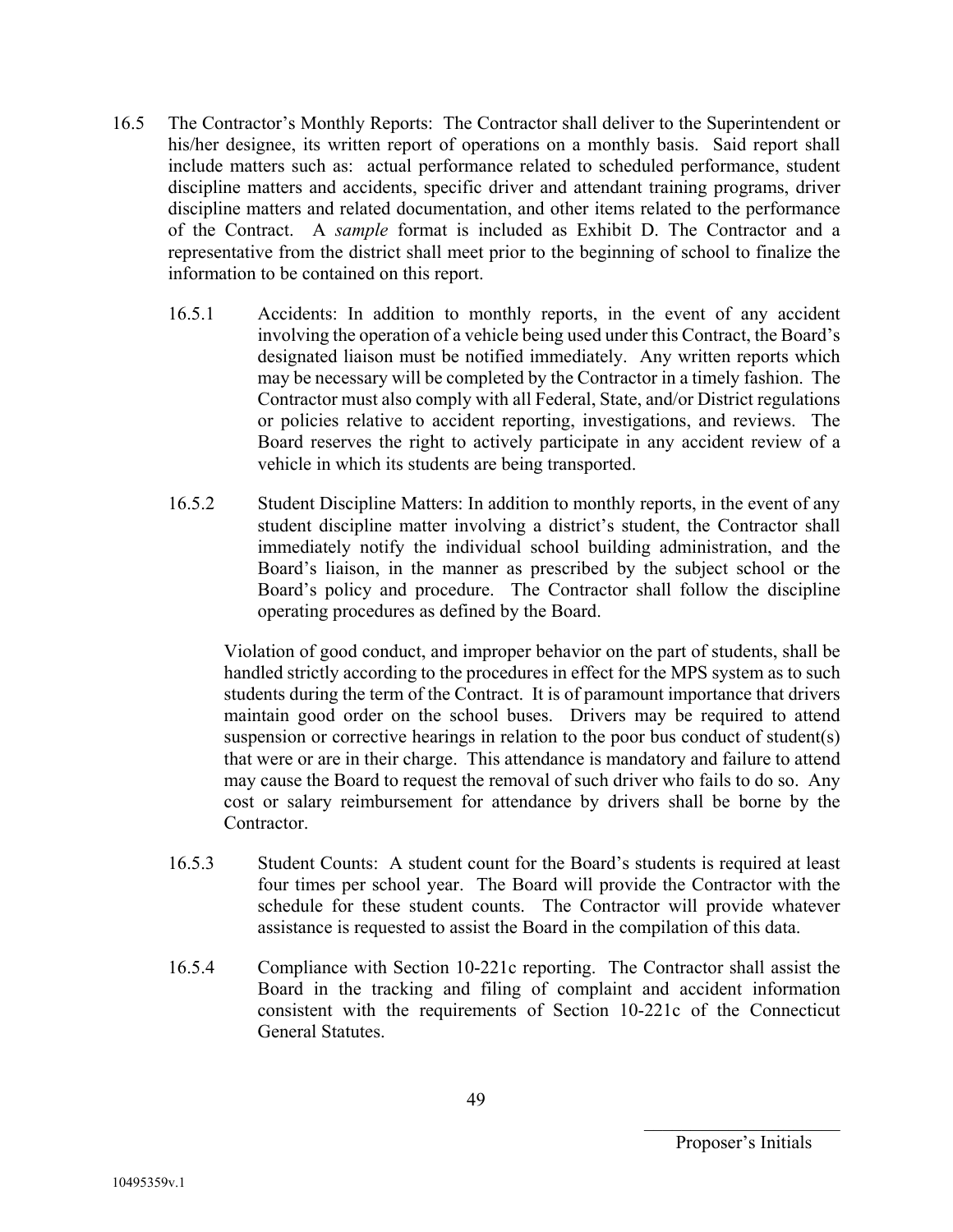16.5 The Contractor's Monthly Reports: The Contractor shall deliver to the Superintendent or his/her designee, its written report of operations on a monthly basis. Said report shall include matters such as: actual performance related to scheduled performance, student discipline matters and accidents, specific driver and attendant training programs, driver discipline matters and related documentation, and other items related to the performance of the Contract. A *sample* format is included as Exhibit D. The Contractor and a representative from the district shall meet prior to the beginning of school to finalize the information to be contained on this report.

16.5.1 Accidents: In addition to monthly reports, in the event of any accident involving the operation of a vehicle being used under this Contract, the Board's designated liaison must be notified immediately. Any written reports which may be necessary will be completed by the Contractor in a timely fashion. The Contractor must also comply with all Federal, State, and/or District regulations or policies relative to accident reporting, investigations, and reviews. The Board reserves the right to actively participate in any accident review of a vehicle in which its students are being transported.

16.5.2 Student Discipline Matters: In addition to monthly reports, in the event of any student discipline matter involving a district's student, the Contractor shall immediately notify the individual school building administration, and the Board's liaison, in the manner as prescribed by the subject school or the Board's policy and procedure. The Contractor shall follow the discipline operating procedures as defined by the Board.

Violation of good conduct, and improper behavior on the part of students, shall be handled strictly according to the procedures in effect for the MPS system as to such students during the term of the Contract. It is of paramount importance that drivers maintain good order on the school buses. Drivers may be required to attend suspension or corrective hearings in relation to the poor bus conduct of student(s) that were or are in their charge. This attendance is mandatory and failure to attend may cause the Board to request the removal of such driver who fails to do so. Any cost or salary reimbursement for attendance by drivers shall be borne by the Contractor.

16.5.3 Student Counts: A student count for the Board's students is required at least four times per school year. The Board will provide the Contractor with the schedule for these student counts. The Contractor will provide whatever assistance is requested to assist the Board in the compilation of this data.

16.5.4 Compliance with Section 10-221c reporting. The Contractor shall assist the Board in the tracking and filing of complaint and accident information consistent with the requirements of Section 10-221c of the Connecticut General Statutes.

\_\_\_\_\_\_\_\_\_\_\_\_\_\_\_\_\_\_\_\_\_\_
Proposer's Initials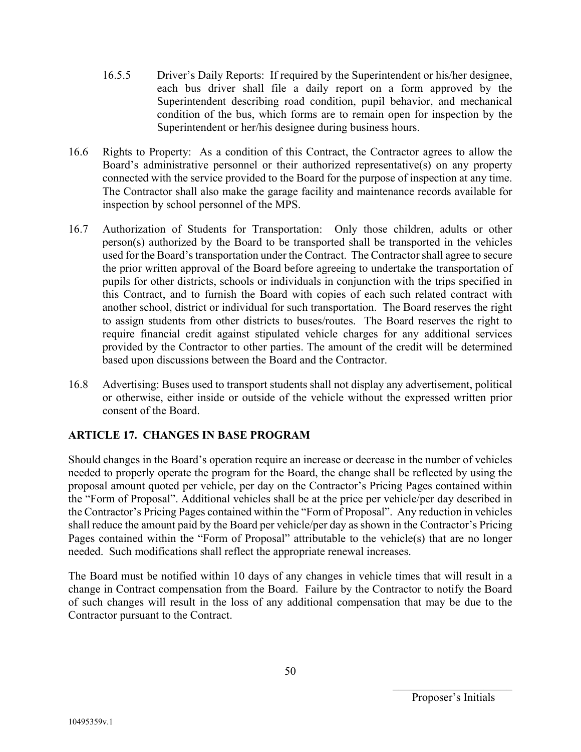16.5.5 Driver's Daily Reports: If required by the Superintendent or his/her designee, each bus driver shall file a daily report on a form approved by the Superintendent describing road condition, pupil behavior, and mechanical condition of the bus, which forms are to remain open for inspection by the Superintendent or her/his designee during business hours.

16.6 Rights to Property: As a condition of this Contract, the Contractor agrees to allow the Board's administrative personnel or their authorized representative(s) on any property connected with the service provided to the Board for the purpose of inspection at any time. The Contractor shall also make the garage facility and maintenance records available for inspection by school personnel of the MPS.

16.7 Authorization of Students for Transportation: Only those children, adults or other person(s) authorized by the Board to be transported shall be transported in the vehicles used for the Board's transportation under the Contract. The Contractor shall agree to secure the prior written approval of the Board before agreeing to undertake the transportation of pupils for other districts, schools or individuals in conjunction with the trips specified in this Contract, and to furnish the Board with copies of each such related contract with another school, district or individual for such transportation. The Board reserves the right to assign students from other districts to buses/routes. The Board reserves the right to require financial credit against stipulated vehicle charges for any additional services provided by the Contractor to other parties. The amount of the credit will be determined based upon discussions between the Board and the Contractor.

16.8 Advertising: Buses used to transport students shall not display any advertisement, political or otherwise, either inside or outside of the vehicle without the expressed written prior consent of the Board.

## ARTICLE 17. CHANGES IN BASE PROGRAM

Should changes in the Board's operation require an increase or decrease in the number of vehicles needed to properly operate the program for the Board, the change shall be reflected by using the proposal amount quoted per vehicle, per day on the Contractor's Pricing Pages contained within the "Form of Proposal". Additional vehicles shall be at the price per vehicle/per day described in the Contractor's Pricing Pages contained within the "Form of Proposal". Any reduction in vehicles shall reduce the amount paid by the Board per vehicle/per day as shown in the Contractor's Pricing Pages contained within the "Form of Proposal" attributable to the vehicle(s) that are no longer needed. Such modifications shall reflect the appropriate renewal increases.

The Board must be notified within 10 days of any changes in vehicle times that will result in a change in Contract compensation from the Board. Failure by the Contractor to notify the Board of such changes will result in the loss of any additional compensation that may be due to the Contractor pursuant to the Contract.

\_\_\_\_\_\_\_\_\_\_\_\_\_\_\_\_\_\_\_\_\_\_
Proposer's Initials

10495359v.1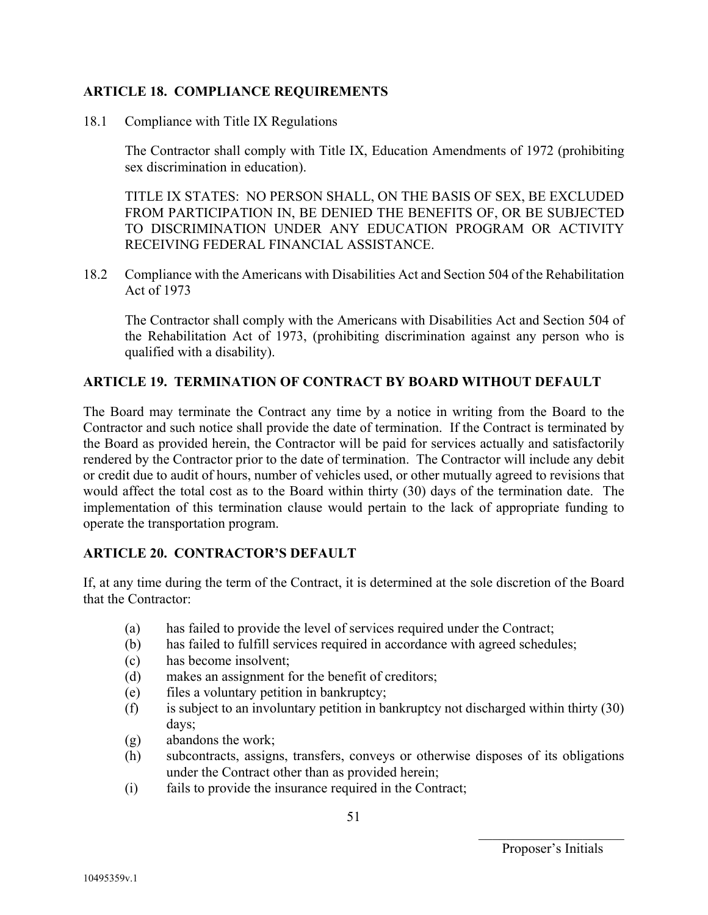## ARTICLE 18. COMPLIANCE REQUIREMENTS

18.1 Compliance with Title IX Regulations

The Contractor shall comply with Title IX, Education Amendments of 1972 (prohibiting sex discrimination in education).

TITLE IX STATES: NO PERSON SHALL, ON THE BASIS OF SEX, BE EXCLUDED FROM PARTICIPATION IN, BE DENIED THE BENEFITS OF, OR BE SUBJECTED TO DISCRIMINATION UNDER ANY EDUCATION PROGRAM OR ACTIVITY RECEIVING FEDERAL FINANCIAL ASSISTANCE.

18.2 Compliance with the Americans with Disabilities Act and Section 504 of the Rehabilitation Act of 1973

The Contractor shall comply with the Americans with Disabilities Act and Section 504 of the Rehabilitation Act of 1973, (prohibiting discrimination against any person who is qualified with a disability).

## ARTICLE 19. TERMINATION OF CONTRACT BY BOARD WITHOUT DEFAULT

The Board may terminate the Contract any time by a notice in writing from the Board to the Contractor and such notice shall provide the date of termination. If the Contract is terminated by the Board as provided herein, the Contractor will be paid for services actually and satisfactorily rendered by the Contractor prior to the date of termination. The Contractor will include any debit or credit due to audit of hours, number of vehicles used, or other mutually agreed to revisions that would affect the total cost as to the Board within thirty (30) days of the termination date. The implementation of this termination clause would pertain to the lack of appropriate funding to operate the transportation program.

## ARTICLE 20. CONTRACTOR'S DEFAULT

If, at any time during the term of the Contract, it is determined at the sole discretion of the Board that the Contractor:

(a) has failed to provide the level of services required under the Contract;
(b) has failed to fulfill services required in accordance with agreed schedules;
(c) has become insolvent;
(d) makes an assignment for the benefit of creditors;
(e) files a voluntary petition in bankruptcy;
(f) is subject to an involuntary petition in bankruptcy not discharged within thirty (30) days;
(g) abandons the work;
(h) subcontracts, assigns, transfers, conveys or otherwise disposes of its obligations under the Contract other than as provided herein;
(i) fails to provide the insurance required in the Contract;

\_\_\_\_\_\_\_\_\_\_\_\_\_\_\_\_\_\_\_\_
Proposer's Initials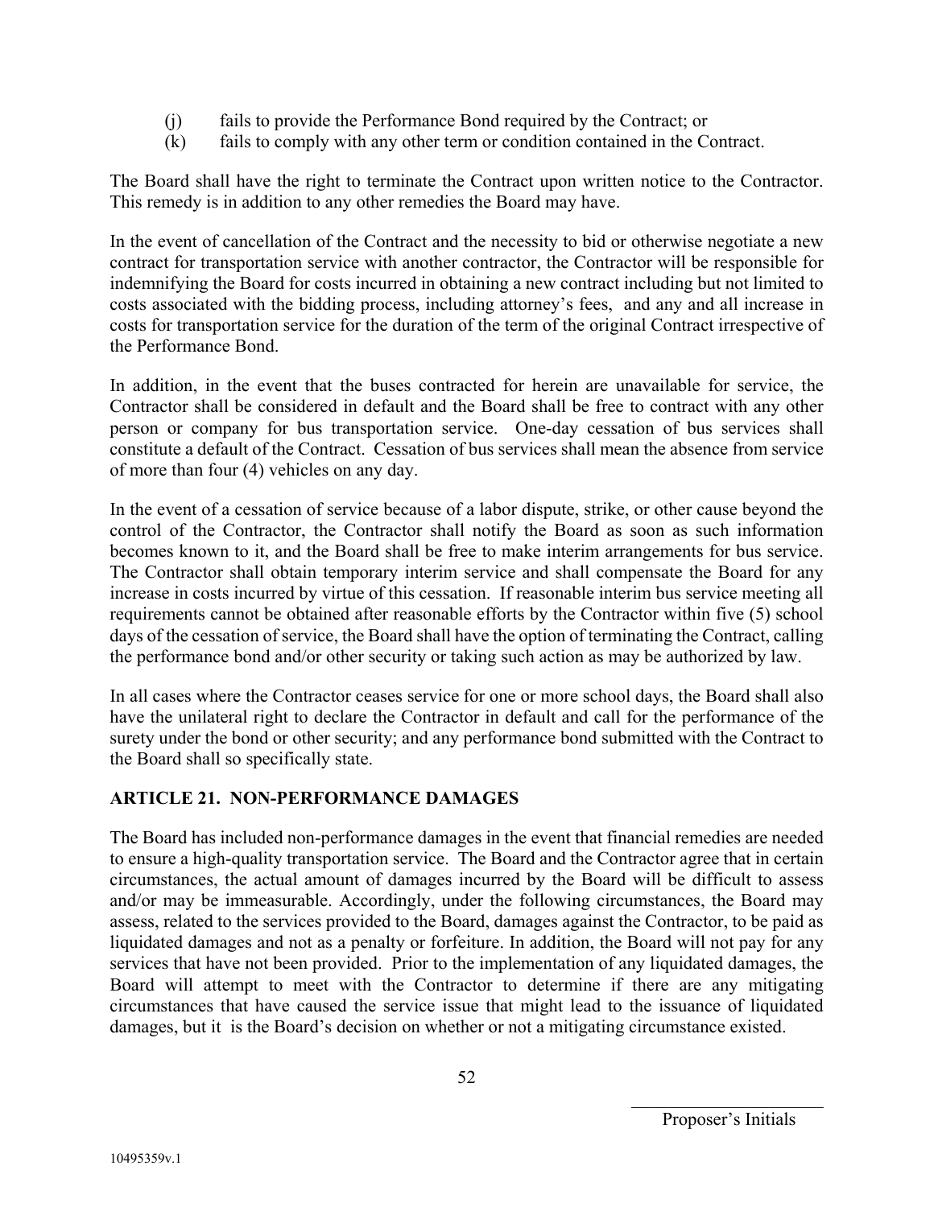(j) fails to provide the Performance Bond required by the Contract; or
(k) fails to comply with any other term or condition contained in the Contract.

The Board shall have the right to terminate the Contract upon written notice to the Contractor. This remedy is in addition to any other remedies the Board may have.

In the event of cancellation of the Contract and the necessity to bid or otherwise negotiate a new contract for transportation service with another contractor, the Contractor will be responsible for indemnifying the Board for costs incurred in obtaining a new contract including but not limited to costs associated with the bidding process, including attorney's fees, and any and all increase in costs for transportation service for the duration of the term of the original Contract irrespective of the Performance Bond.

In addition, in the event that the buses contracted for herein are unavailable for service, the Contractor shall be considered in default and the Board shall be free to contract with any other person or company for bus transportation service. One-day cessation of bus services shall constitute a default of the Contract. Cessation of bus services shall mean the absence from service of more than four (4) vehicles on any day.

In the event of a cessation of service because of a labor dispute, strike, or other cause beyond the control of the Contractor, the Contractor shall notify the Board as soon as such information becomes known to it, and the Board shall be free to make interim arrangements for bus service. The Contractor shall obtain temporary interim service and shall compensate the Board for any increase in costs incurred by virtue of this cessation. If reasonable interim bus service meeting all requirements cannot be obtained after reasonable efforts by the Contractor within five (5) school days of the cessation of service, the Board shall have the option of terminating the Contract, calling the performance bond and/or other security or taking such action as may be authorized by law.

In all cases where the Contractor ceases service for one or more school days, the Board shall also have the unilateral right to declare the Contractor in default and call for the performance of the surety under the bond or other security; and any performance bond submitted with the Contract to the Board shall so specifically state.

## ARTICLE 21. NON-PERFORMANCE DAMAGES

The Board has included non-performance damages in the event that financial remedies are needed to ensure a high-quality transportation service. The Board and the Contractor agree that in certain circumstances, the actual amount of damages incurred by the Board will be difficult to assess and/or may be immeasurable. Accordingly, under the following circumstances, the Board may assess, related to the services provided to the Board, damages against the Contractor, to be paid as liquidated damages and not as a penalty or forfeiture. In addition, the Board will not pay for any services that have not been provided. Prior to the implementation of any liquidated damages, the Board will attempt to meet with the Contractor to determine if there are any mitigating circumstances that have caused the service issue that might lead to the issuance of liquidated damages, but it is the Board's decision on whether or not a mitigating circumstance existed.

\_\_\_\_\_\_\_\_\_\_\_\_\_\_\_\_\_\_\_\_\_\_
Proposer's Initials

10495359v.1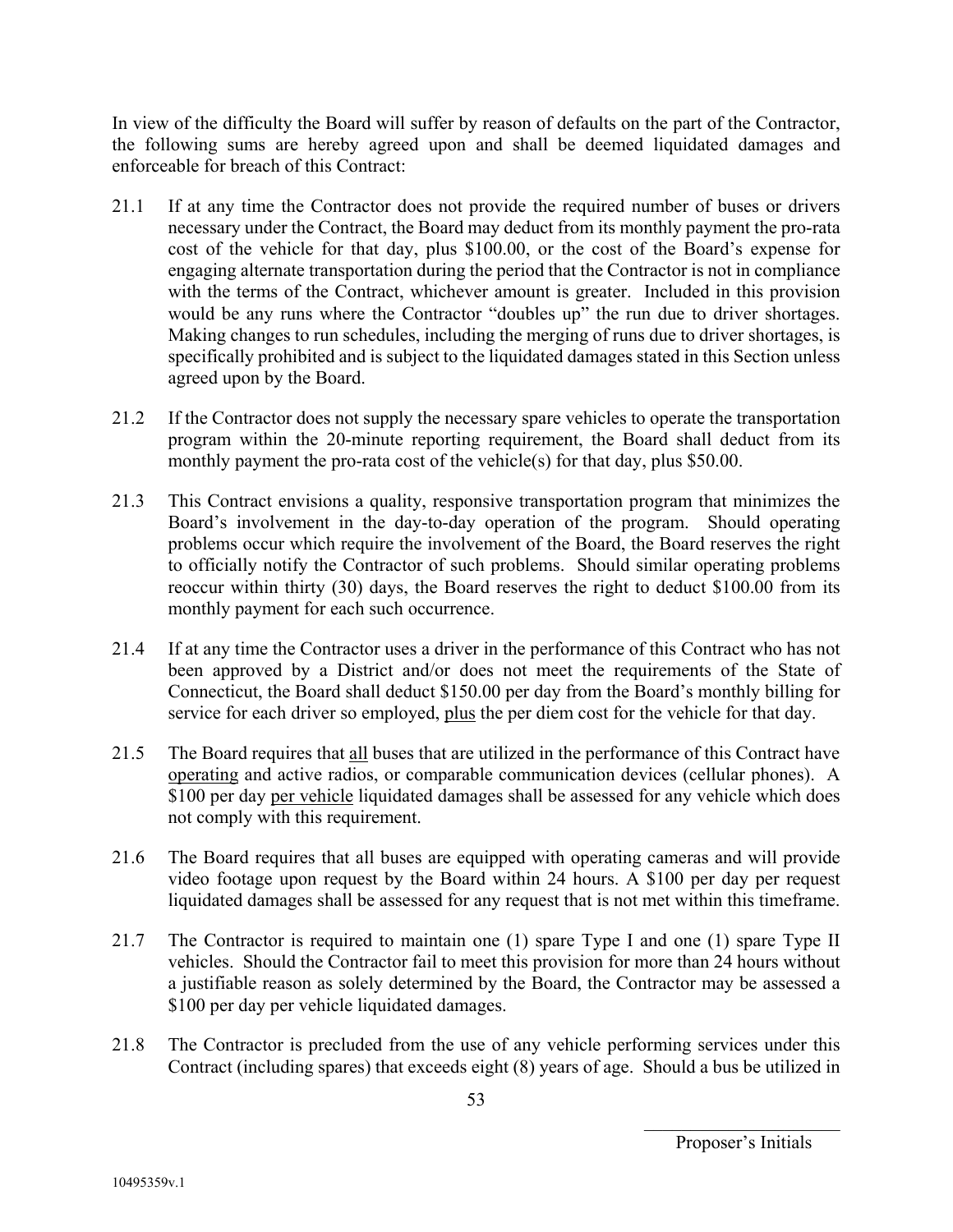In view of the difficulty the Board will suffer by reason of defaults on the part of the Contractor, the following sums are hereby agreed upon and shall be deemed liquidated damages and enforceable for breach of this Contract:

21.1 If at any time the Contractor does not provide the required number of buses or drivers necessary under the Contract, the Board may deduct from its monthly payment the pro-rata cost of the vehicle for that day, plus $100.00, or the cost of the Board's expense for engaging alternate transportation during the period that the Contractor is not in compliance with the terms of the Contract, whichever amount is greater. Included in this provision would be any runs where the Contractor "doubles up" the run due to driver shortages. Making changes to run schedules, including the merging of runs due to driver shortages, is specifically prohibited and is subject to the liquidated damages stated in this Section unless agreed upon by the Board.

21.2 If the Contractor does not supply the necessary spare vehicles to operate the transportation program within the 20-minute reporting requirement, the Board shall deduct from its monthly payment the pro-rata cost of the vehicle(s) for that day, plus $50.00.

21.3 This Contract envisions a quality, responsive transportation program that minimizes the Board's involvement in the day-to-day operation of the program. Should operating problems occur which require the involvement of the Board, the Board reserves the right to officially notify the Contractor of such problems. Should similar operating problems reoccur within thirty (30) days, the Board reserves the right to deduct $100.00 from its monthly payment for each such occurrence.

21.4 If at any time the Contractor uses a driver in the performance of this Contract who has not been approved by a District and/or does not meet the requirements of the State of Connecticut, the Board shall deduct $150.00 per day from the Board's monthly billing for service for each driver so employed, <u>plus</u> the per diem cost for the vehicle for that day.

21.5 The Board requires that <u>all</u> buses that are utilized in the performance of this Contract have <u>operating</u> and active radios, or comparable communication devices (cellular phones). A $100 per day <u>per vehicle</u> liquidated damages shall be assessed for any vehicle which does not comply with this requirement.

21.6 The Board requires that all buses are equipped with operating cameras and will provide video footage upon request by the Board within 24 hours. A $100 per day per request liquidated damages shall be assessed for any request that is not met within this timeframe.

21.7 The Contractor is required to maintain one (1) spare Type I and one (1) spare Type II vehicles. Should the Contractor fail to meet this provision for more than 24 hours without a justifiable reason as solely determined by the Board, the Contractor may be assessed a $100 per day per vehicle liquidated damages.

21.8 The Contractor is precluded from the use of any vehicle performing services under this Contract (including spares) that exceeds eight (8) years of age. Should a bus be utilized in

\_\_\_\_\_\_\_\_\_\_\_\_\_\_\_\_\_\_\_\_\_\_
Proposer's Initials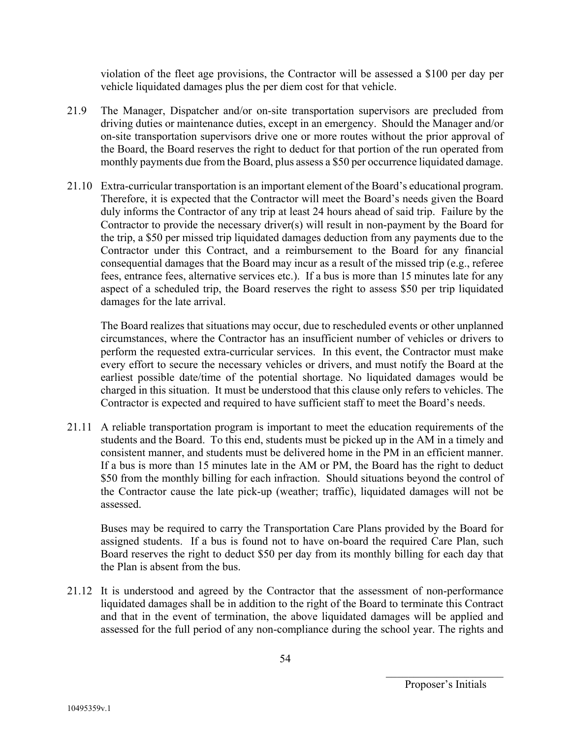violation of the fleet age provisions, the Contractor will be assessed a $100 per day per vehicle liquidated damages plus the per diem cost for that vehicle.

21.9 The Manager, Dispatcher and/or on-site transportation supervisors are precluded from driving duties or maintenance duties, except in an emergency. Should the Manager and/or on-site transportation supervisors drive one or more routes without the prior approval of the Board, the Board reserves the right to deduct for that portion of the run operated from monthly payments due from the Board, plus assess a $50 per occurrence liquidated damage.

21.10 Extra-curricular transportation is an important element of the Board's educational program. Therefore, it is expected that the Contractor will meet the Board's needs given the Board duly informs the Contractor of any trip at least 24 hours ahead of said trip. Failure by the Contractor to provide the necessary driver(s) will result in non-payment by the Board for the trip, a $50 per missed trip liquidated damages deduction from any payments due to the Contractor under this Contract, and a reimbursement to the Board for any financial consequential damages that the Board may incur as a result of the missed trip (e.g., referee fees, entrance fees, alternative services etc.). If a bus is more than 15 minutes late for any aspect of a scheduled trip, the Board reserves the right to assess $50 per trip liquidated damages for the late arrival.

The Board realizes that situations may occur, due to rescheduled events or other unplanned circumstances, where the Contractor has an insufficient number of vehicles or drivers to perform the requested extra-curricular services. In this event, the Contractor must make every effort to secure the necessary vehicles or drivers, and must notify the Board at the earliest possible date/time of the potential shortage. No liquidated damages would be charged in this situation. It must be understood that this clause only refers to vehicles. The Contractor is expected and required to have sufficient staff to meet the Board's needs.

21.11 A reliable transportation program is important to meet the education requirements of the students and the Board. To this end, students must be picked up in the AM in a timely and consistent manner, and students must be delivered home in the PM in an efficient manner. If a bus is more than 15 minutes late in the AM or PM, the Board has the right to deduct $50 from the monthly billing for each infraction. Should situations beyond the control of the Contractor cause the late pick-up (weather; traffic), liquidated damages will not be assessed.

Buses may be required to carry the Transportation Care Plans provided by the Board for assigned students. If a bus is found not to have on-board the required Care Plan, such Board reserves the right to deduct $50 per day from its monthly billing for each day that the Plan is absent from the bus.

21.12 It is understood and agreed by the Contractor that the assessment of non-performance liquidated damages shall be in addition to the right of the Board to terminate this Contract and that in the event of termination, the above liquidated damages will be applied and assessed for the full period of any non-compliance during the school year. The rights and

\_\_\_\_\_\_\_\_\_\_\_\_\_\_\_\_\_\_\_\_\_\_
Proposer's Initials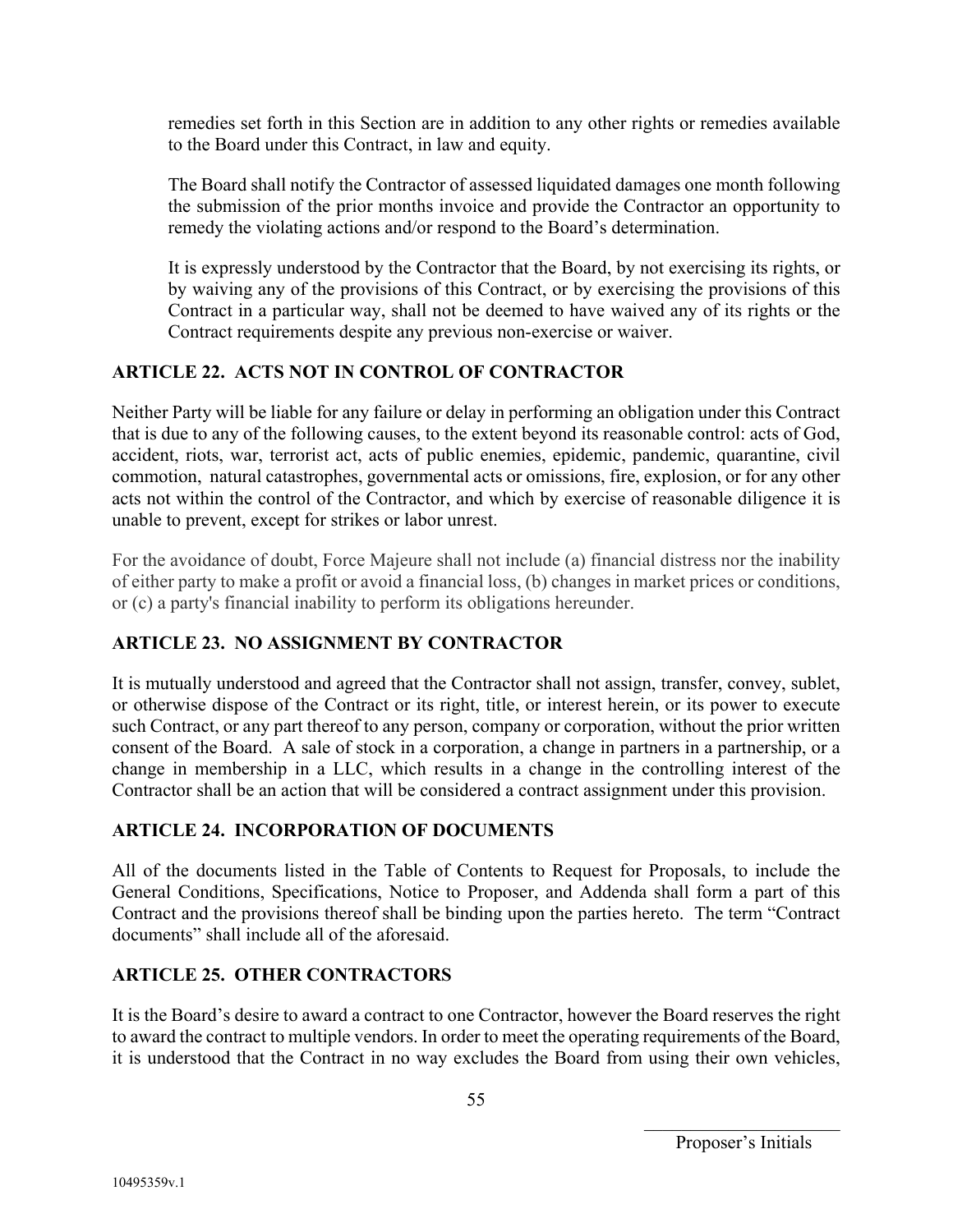remedies set forth in this Section are in addition to any other rights or remedies available to the Board under this Contract, in law and equity.

The Board shall notify the Contractor of assessed liquidated damages one month following the submission of the prior months invoice and provide the Contractor an opportunity to remedy the violating actions and/or respond to the Board's determination.

It is expressly understood by the Contractor that the Board, by not exercising its rights, or by waiving any of the provisions of this Contract, or by exercising the provisions of this Contract in a particular way, shall not be deemed to have waived any of its rights or the Contract requirements despite any previous non-exercise or waiver.

## ARTICLE 22. ACTS NOT IN CONTROL OF CONTRACTOR

Neither Party will be liable for any failure or delay in performing an obligation under this Contract that is due to any of the following causes, to the extent beyond its reasonable control: acts of God, accident, riots, war, terrorist act, acts of public enemies, epidemic, pandemic, quarantine, civil commotion, natural catastrophes, governmental acts or omissions, fire, explosion, or for any other acts not within the control of the Contractor, and which by exercise of reasonable diligence it is unable to prevent, except for strikes or labor unrest.

For the avoidance of doubt, Force Majeure shall not include (a) financial distress nor the inability of either party to make a profit or avoid a financial loss, (b) changes in market prices or conditions, or (c) a party's financial inability to perform its obligations hereunder.

## ARTICLE 23. NO ASSIGNMENT BY CONTRACTOR

It is mutually understood and agreed that the Contractor shall not assign, transfer, convey, sublet, or otherwise dispose of the Contract or its right, title, or interest herein, or its power to execute such Contract, or any part thereof to any person, company or corporation, without the prior written consent of the Board. A sale of stock in a corporation, a change in partners in a partnership, or a change in membership in a LLC, which results in a change in the controlling interest of the Contractor shall be an action that will be considered a contract assignment under this provision.

## ARTICLE 24. INCORPORATION OF DOCUMENTS

All of the documents listed in the Table of Contents to Request for Proposals, to include the General Conditions, Specifications, Notice to Proposer, and Addenda shall form a part of this Contract and the provisions thereof shall be binding upon the parties hereto. The term "Contract documents" shall include all of the aforesaid.

## ARTICLE 25. OTHER CONTRACTORS

It is the Board's desire to award a contract to one Contractor, however the Board reserves the right to award the contract to multiple vendors. In order to meet the operating requirements of the Board, it is understood that the Contract in no way excludes the Board from using their own vehicles,

\_\_\_\_\_\_\_\_\_\_\_\_\_\_\_\_\_\_\_\_\_\_
Proposer's Initials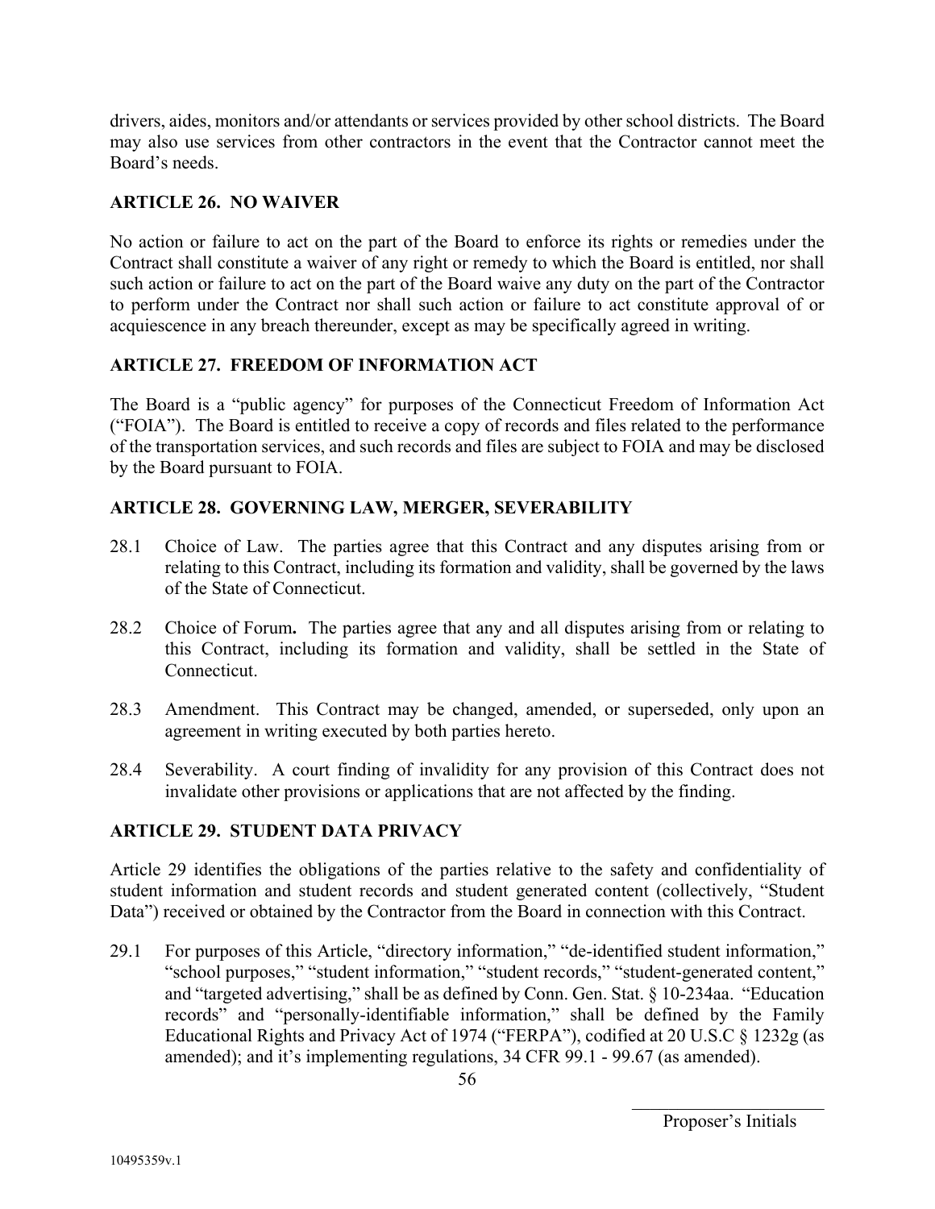drivers, aides, monitors and/or attendants or services provided by other school districts. The Board may also use services from other contractors in the event that the Contractor cannot meet the Board's needs.

## ARTICLE 26. NO WAIVER

No action or failure to act on the part of the Board to enforce its rights or remedies under the Contract shall constitute a waiver of any right or remedy to which the Board is entitled, nor shall such action or failure to act on the part of the Board waive any duty on the part of the Contractor to perform under the Contract nor shall such action or failure to act constitute approval of or acquiescence in any breach thereunder, except as may be specifically agreed in writing.

## ARTICLE 27. FREEDOM OF INFORMATION ACT

The Board is a "public agency" for purposes of the Connecticut Freedom of Information Act ("FOIA"). The Board is entitled to receive a copy of records and files related to the performance of the transportation services, and such records and files are subject to FOIA and may be disclosed by the Board pursuant to FOIA.

## ARTICLE 28. GOVERNING LAW, MERGER, SEVERABILITY

28.1 Choice of Law. The parties agree that this Contract and any disputes arising from or relating to this Contract, including its formation and validity, shall be governed by the laws of the State of Connecticut.

28.2 Choice of Forum**.** The parties agree that any and all disputes arising from or relating to this Contract, including its formation and validity, shall be settled in the State of Connecticut.

28.3 Amendment. This Contract may be changed, amended, or superseded, only upon an agreement in writing executed by both parties hereto.

28.4 Severability. A court finding of invalidity for any provision of this Contract does not invalidate other provisions or applications that are not affected by the finding.

## ARTICLE 29. STUDENT DATA PRIVACY

Article 29 identifies the obligations of the parties relative to the safety and confidentiality of student information and student records and student generated content (collectively, "Student Data") received or obtained by the Contractor from the Board in connection with this Contract.

29.1 For purposes of this Article, "directory information," "de-identified student information," "school purposes," "student information," "student records," "student-generated content," and "targeted advertising," shall be as defined by Conn. Gen. Stat. § 10-234aa. "Education records" and "personally-identifiable information," shall be defined by the Family Educational Rights and Privacy Act of 1974 ("FERPA"), codified at 20 U.S.C § 1232g (as amended); and it's implementing regulations, 34 CFR 99.1 - 99.67 (as amended).

\_\_\_\_\_\_\_\_\_\_\_\_\_\_\_\_\_\_\_\_\_\_\_\_
Proposer's Initials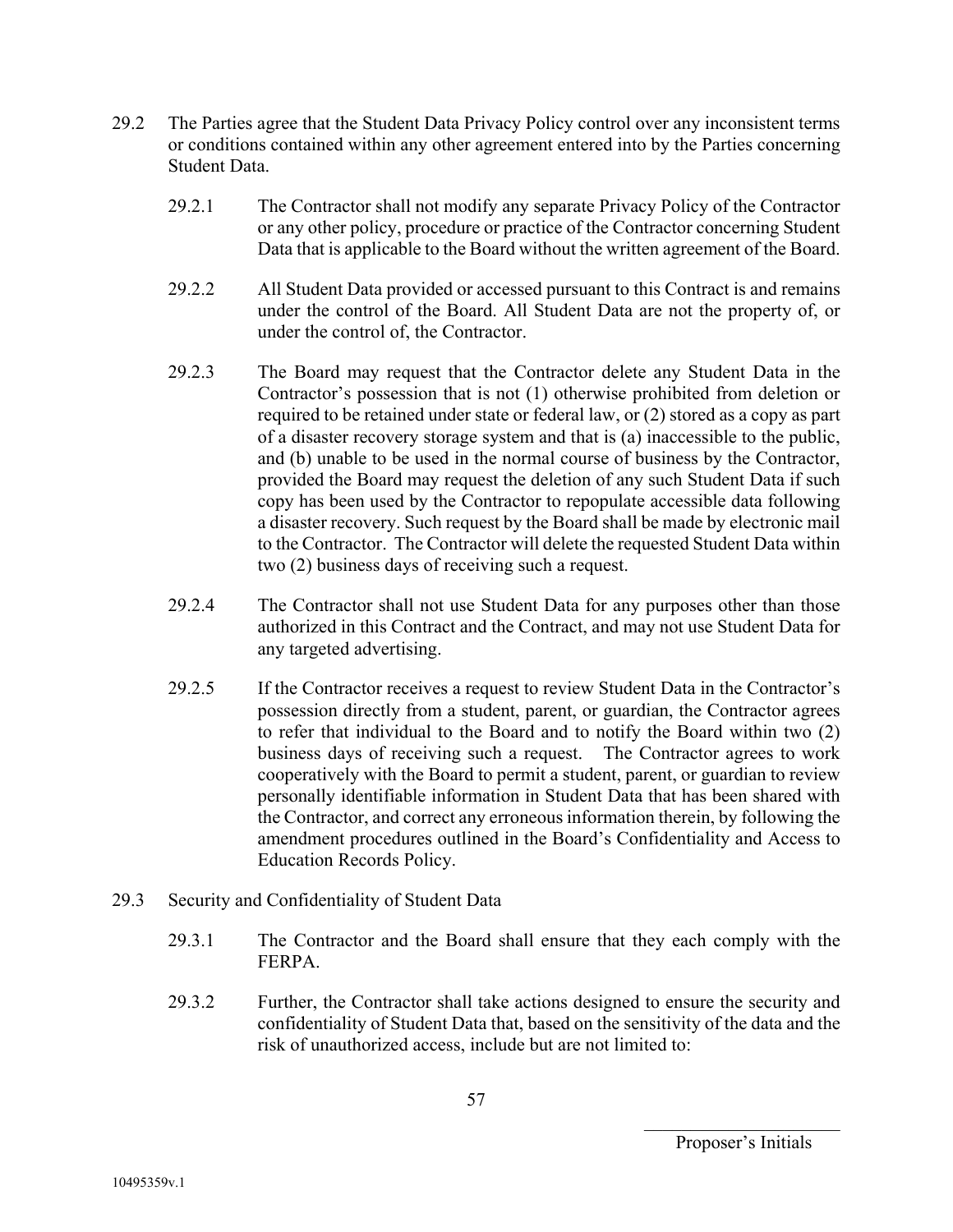29.2 The Parties agree that the Student Data Privacy Policy control over any inconsistent terms or conditions contained within any other agreement entered into by the Parties concerning Student Data.

29.2.1 The Contractor shall not modify any separate Privacy Policy of the Contractor or any other policy, procedure or practice of the Contractor concerning Student Data that is applicable to the Board without the written agreement of the Board.

29.2.2 All Student Data provided or accessed pursuant to this Contract is and remains under the control of the Board. All Student Data are not the property of, or under the control of, the Contractor.

29.2.3 The Board may request that the Contractor delete any Student Data in the Contractor's possession that is not (1) otherwise prohibited from deletion or required to be retained under state or federal law, or (2) stored as a copy as part of a disaster recovery storage system and that is (a) inaccessible to the public, and (b) unable to be used in the normal course of business by the Contractor, provided the Board may request the deletion of any such Student Data if such copy has been used by the Contractor to repopulate accessible data following a disaster recovery. Such request by the Board shall be made by electronic mail to the Contractor. The Contractor will delete the requested Student Data within two (2) business days of receiving such a request.

29.2.4 The Contractor shall not use Student Data for any purposes other than those authorized in this Contract and the Contract, and may not use Student Data for any targeted advertising.

29.2.5 If the Contractor receives a request to review Student Data in the Contractor's possession directly from a student, parent, or guardian, the Contractor agrees to refer that individual to the Board and to notify the Board within two (2) business days of receiving such a request. The Contractor agrees to work cooperatively with the Board to permit a student, parent, or guardian to review personally identifiable information in Student Data that has been shared with the Contractor, and correct any erroneous information therein, by following the amendment procedures outlined in the Board's Confidentiality and Access to Education Records Policy.

29.3 Security and Confidentiality of Student Data

29.3.1 The Contractor and the Board shall ensure that they each comply with the FERPA.

29.3.2 Further, the Contractor shall take actions designed to ensure the security and confidentiality of Student Data that, based on the sensitivity of the data and the risk of unauthorized access, include but are not limited to: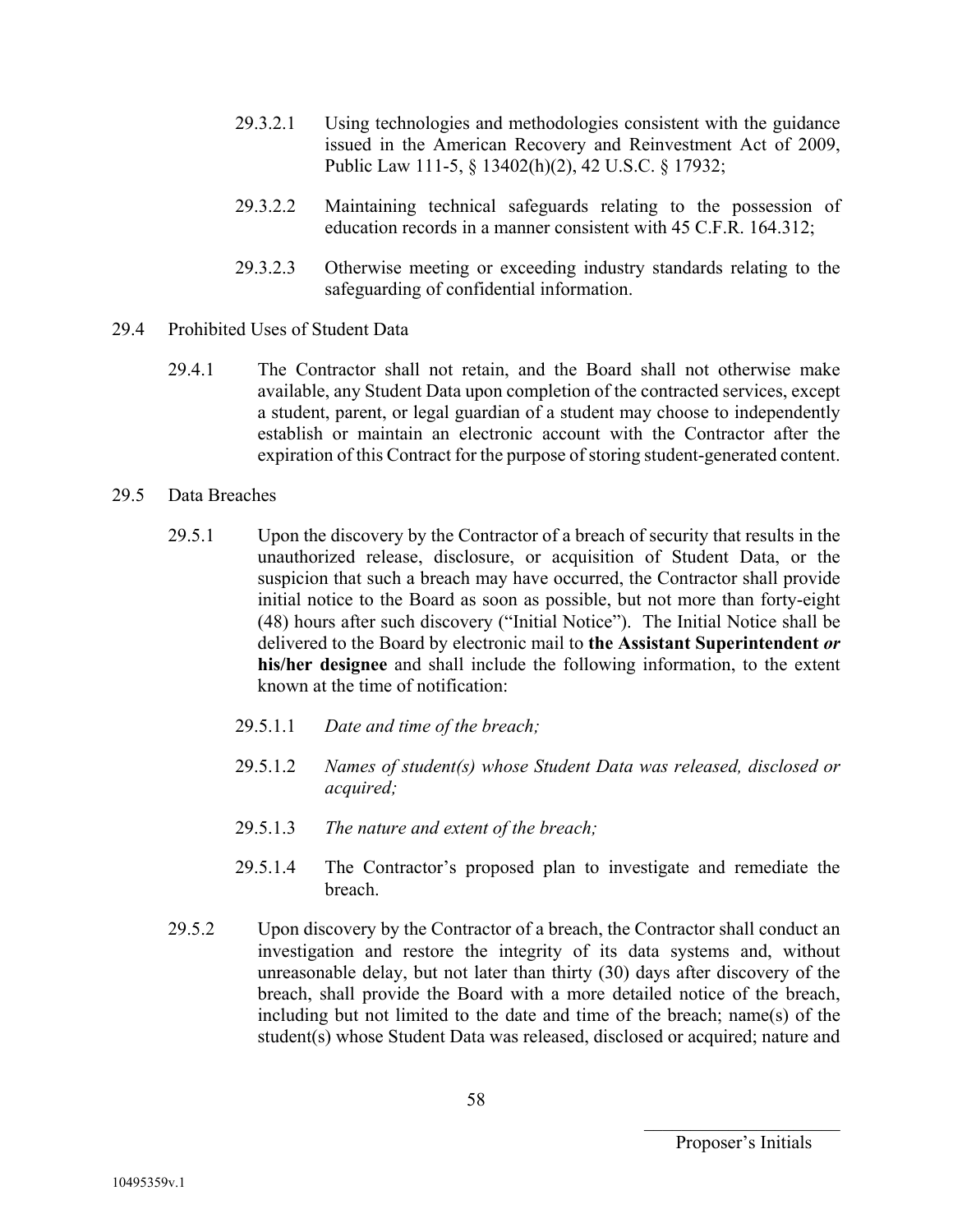29.3.2.1 Using technologies and methodologies consistent with the guidance issued in the American Recovery and Reinvestment Act of 2009, Public Law 111-5, § 13402(h)(2), 42 U.S.C. § 17932;

29.3.2.2 Maintaining technical safeguards relating to the possession of education records in a manner consistent with 45 C.F.R. 164.312;

29.3.2.3 Otherwise meeting or exceeding industry standards relating to the safeguarding of confidential information.

29.4 Prohibited Uses of Student Data

29.4.1 The Contractor shall not retain, and the Board shall not otherwise make available, any Student Data upon completion of the contracted services, except a student, parent, or legal guardian of a student may choose to independently establish or maintain an electronic account with the Contractor after the expiration of this Contract for the purpose of storing student-generated content.

29.5 Data Breaches

29.5.1 Upon the discovery by the Contractor of a breach of security that results in the unauthorized release, disclosure, or acquisition of Student Data, or the suspicion that such a breach may have occurred, the Contractor shall provide initial notice to the Board as soon as possible, but not more than forty-eight (48) hours after such discovery ("Initial Notice"). The Initial Notice shall be delivered to the Board by electronic mail to **the Assistant Superintendent *or* his/her designee** and shall include the following information, to the extent known at the time of notification:

29.5.1.1 *Date and time of the breach;*

29.5.1.2 *Names of student(s) whose Student Data was released, disclosed or acquired;*

29.5.1.3 *The nature and extent of the breach;*

29.5.1.4 The Contractor's proposed plan to investigate and remediate the breach.

29.5.2 Upon discovery by the Contractor of a breach, the Contractor shall conduct an investigation and restore the integrity of its data systems and, without unreasonable delay, but not later than thirty (30) days after discovery of the breach, shall provide the Board with a more detailed notice of the breach, including but not limited to the date and time of the breach; name(s) of the student(s) whose Student Data was released, disclosed or acquired; nature and

\_\_\_\_\_\_\_\_\_\_\_\_\_\_\_\_\_\_\_\_\_\_
Proposer's Initials

10495359v.1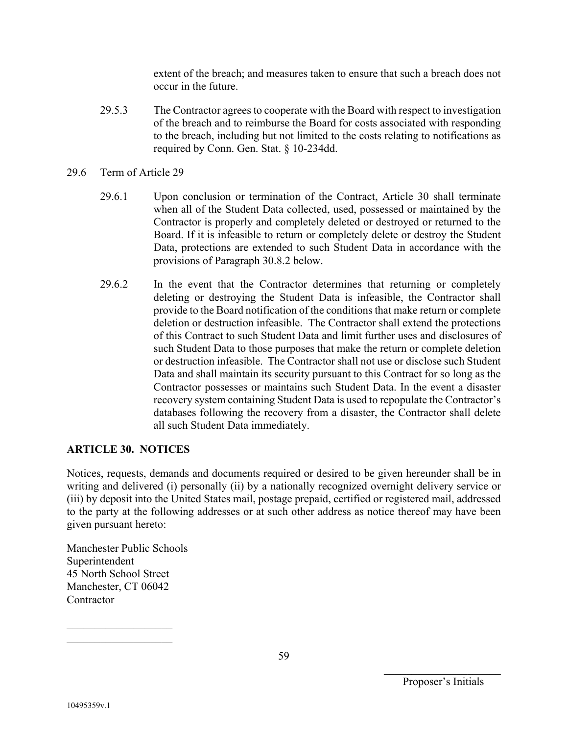extent of the breach; and measures taken to ensure that such a breach does not occur in the future.

29.5.3 The Contractor agrees to cooperate with the Board with respect to investigation of the breach and to reimburse the Board for costs associated with responding to the breach, including but not limited to the costs relating to notifications as required by Conn. Gen. Stat. § 10-234dd.

29.6 Term of Article 29

29.6.1 Upon conclusion or termination of the Contract, Article 30 shall terminate when all of the Student Data collected, used, possessed or maintained by the Contractor is properly and completely deleted or destroyed or returned to the Board. If it is infeasible to return or completely delete or destroy the Student Data, protections are extended to such Student Data in accordance with the provisions of Paragraph 30.8.2 below.

29.6.2 In the event that the Contractor determines that returning or completely deleting or destroying the Student Data is infeasible, the Contractor shall provide to the Board notification of the conditions that make return or complete deletion or destruction infeasible. The Contractor shall extend the protections of this Contract to such Student Data and limit further uses and disclosures of such Student Data to those purposes that make the return or complete deletion or destruction infeasible. The Contractor shall not use or disclose such Student Data and shall maintain its security pursuant to this Contract for so long as the Contractor possesses or maintains such Student Data. In the event a disaster recovery system containing Student Data is used to repopulate the Contractor's databases following the recovery from a disaster, the Contractor shall delete all such Student Data immediately.

## ARTICLE 30. NOTICES

Notices, requests, demands and documents required or desired to be given hereunder shall be in writing and delivered (i) personally (ii) by a nationally recognized overnight delivery service or (iii) by deposit into the United States mail, postage prepaid, certified or registered mail, addressed to the party at the following addresses or at such other address as notice thereof may have been given pursuant hereto:

Manchester Public Schools
Superintendent
45 North School Street
Manchester, CT 06042
Contractor

\_\_\_\_\_\_\_\_\_\_\_\_\_\_\_\_\_\_\_\_
\_\_\_\_\_\_\_\_\_\_\_\_\_\_\_\_\_\_\_\_

\_\_\_\_\_\_\_\_\_\_\_\_\_\_\_\_\_\_\_\_
Proposer's Initials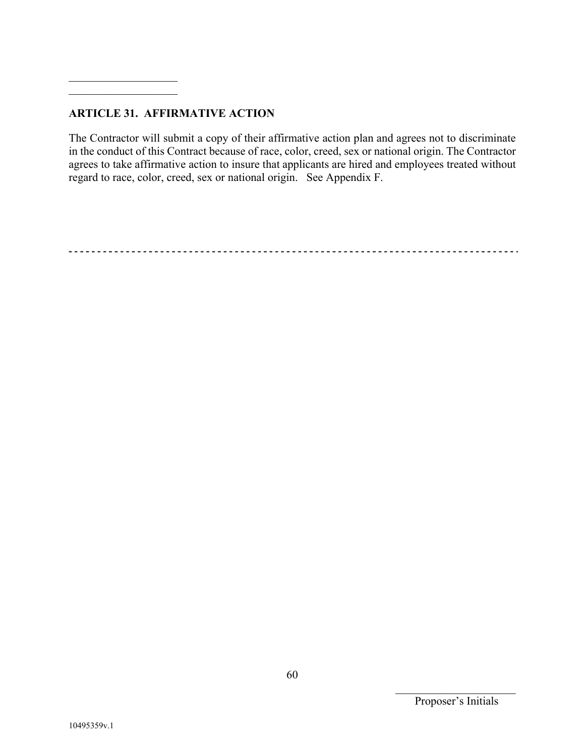## ARTICLE 31. AFFIRMATIVE ACTION

The Contractor will submit a copy of their affirmative action plan and agrees not to discriminate in the conduct of this Contract because of race, color, creed, sex or national origin. The Contractor agrees to take affirmative action to insure that applicants are hired and employees treated without regard to race, color, creed, sex or national origin. See Appendix F.

---

______________________
Proposer's Initials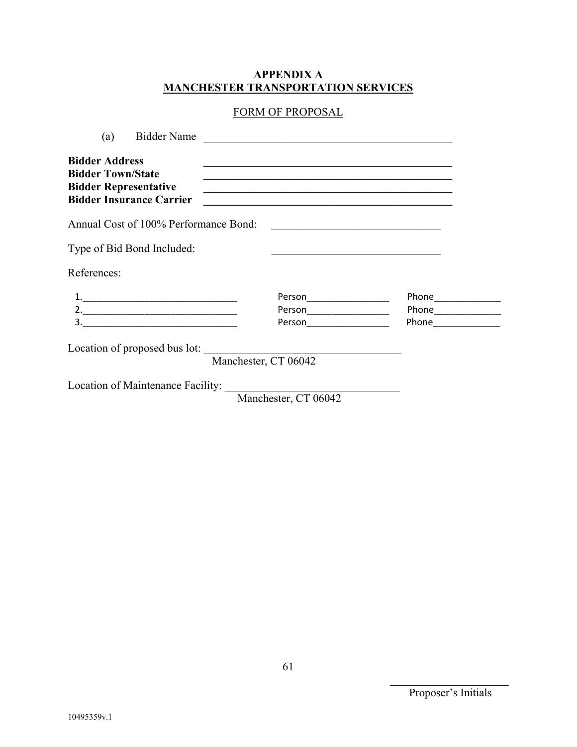# APPENDIX A
## MANCHESTER TRANSPORTATION SERVICES

FORM OF PROPOSAL

(a) Bidder Name ______________________________________________

**Bidder Address** ______________________________________________
**Bidder Town/State** ______________________________________________
**Bidder Representative** ______________________________________________
**Bidder Insurance Carrier** ______________________________________________

Annual Cost of 100% Performance Bond: _______________________________

Type of Bid Bond Included: _______________________________

References:

1.______________________________ Person________________ Phone_____________
2.______________________________ Person________________ Phone_____________
3.______________________________ Person________________ Phone_____________

Location of proposed bus lot: ___________________________________
Manchester, CT 06042

Location of Maintenance Facility: _______________________________
Manchester, CT 06042

______________________
Proposer's Initials

10495359v.1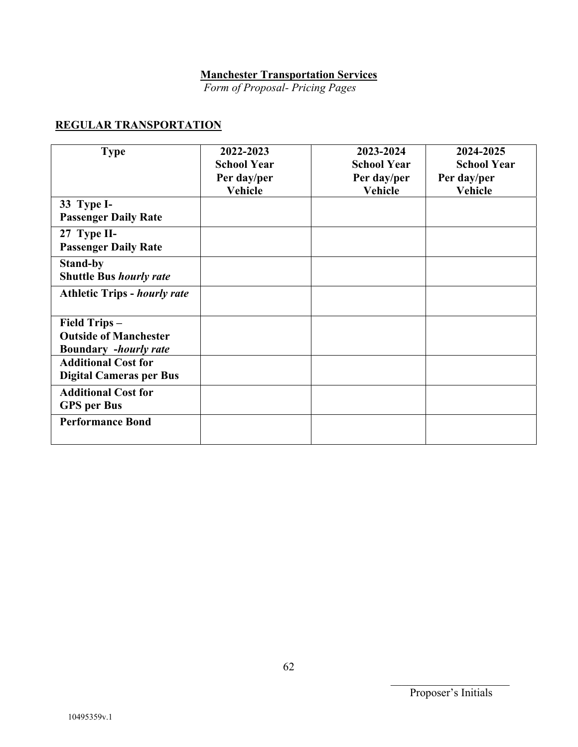**Manchester Transportation Services**

*Form of Proposal- Pricing Pages*

## REGULAR TRANSPORTATION

| Type | 2022-2023 School Year Per day/per Vehicle | 2023-2024 School Year Per day/per Vehicle | 2024-2025 School Year Per day/per Vehicle |
|---|---|---|---|
| **33 Type I- Passenger Daily Rate** | | | |
| **27 Type II- Passenger Daily Rate** | | | |
| **Stand-by Shuttle Bus *hourly rate*** | | | |
| **Athletic Trips - *hourly rate*** | | | |
| **Field Trips – Outside of Manchester Boundary -*hourly rate*** | | | |
| **Additional Cost for Digital Cameras per Bus** | | | |
| **Additional Cost for GPS per Bus** | | | |
| **Performance Bond** | | | |

_______________________
Proposer's Initials

10495359v.1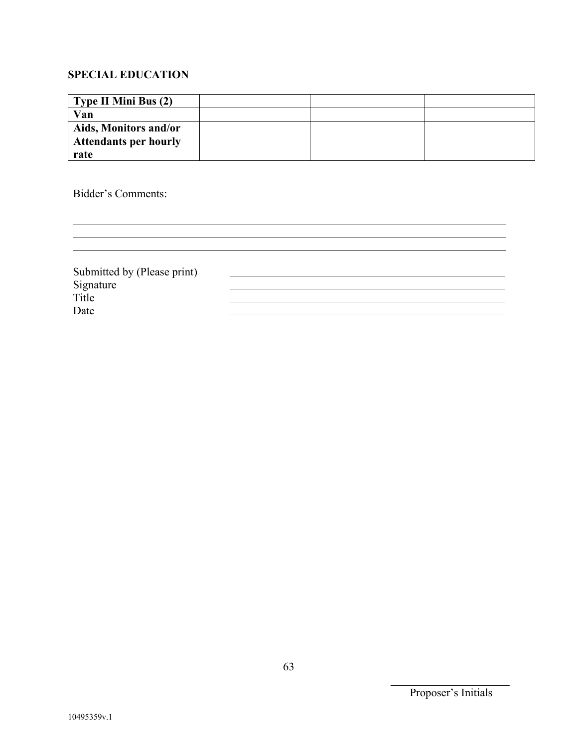**SPECIAL EDUCATION**

| | | | |
|---|---|---|---|
| **Type II Mini Bus (2)** | | | |
| **Van** | | | |
| **Aids, Monitors and/or Attendants per hourly rate** | | | |

Bidder's Comments:

\_\_\_\_\_\_\_\_\_\_\_\_\_\_\_\_\_\_\_\_\_\_\_\_\_\_\_\_\_\_\_\_\_\_\_\_\_\_\_\_\_\_\_\_\_\_\_\_\_\_\_\_\_\_\_\_\_\_\_\_
\_\_\_\_\_\_\_\_\_\_\_\_\_\_\_\_\_\_\_\_\_\_\_\_\_\_\_\_\_\_\_\_\_\_\_\_\_\_\_\_\_\_\_\_\_\_\_\_\_\_\_\_\_\_\_\_\_\_\_\_
\_\_\_\_\_\_\_\_\_\_\_\_\_\_\_\_\_\_\_\_\_\_\_\_\_\_\_\_\_\_\_\_\_\_\_\_\_\_\_\_\_\_\_\_\_\_\_\_\_\_\_\_\_\_\_\_\_\_\_\_

Submitted by (Please print) \_\_\_\_\_\_\_\_\_\_\_\_\_\_\_\_\_\_\_\_\_\_\_\_\_\_\_\_\_\_\_\_\_\_\_\_\_\_\_\_

Signature \_\_\_\_\_\_\_\_\_\_\_\_\_\_\_\_\_\_\_\_\_\_\_\_\_\_\_\_\_\_\_\_\_\_\_\_\_\_\_\_

Title \_\_\_\_\_\_\_\_\_\_\_\_\_\_\_\_\_\_\_\_\_\_\_\_\_\_\_\_\_\_\_\_\_\_\_\_\_\_\_\_

Date \_\_\_\_\_\_\_\_\_\_\_\_\_\_\_\_\_\_\_\_\_\_\_\_\_\_\_\_\_\_\_\_\_\_\_\_\_\_\_\_

\_\_\_\_\_\_\_\_\_\_\_\_\_\_\_\_\_\_\_\_
Proposer's Initials

10495359v.1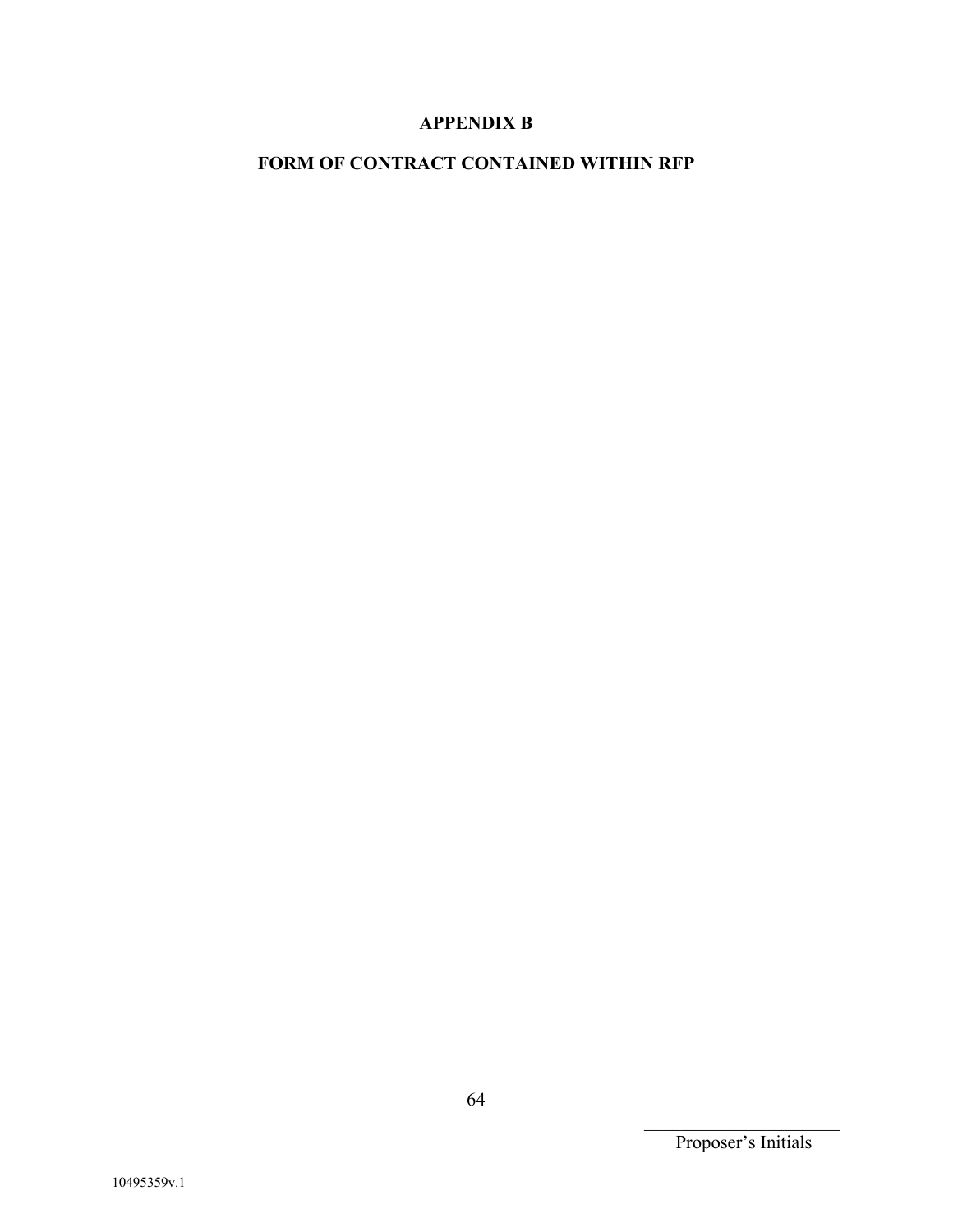# APPENDIX B

## FORM OF CONTRACT CONTAINED WITHIN RFP

\_\_\_\_\_\_\_\_\_\_\_\_\_\_\_\_\_\_\_\_\_\_\_\_
Proposer's Initials

10495359v.1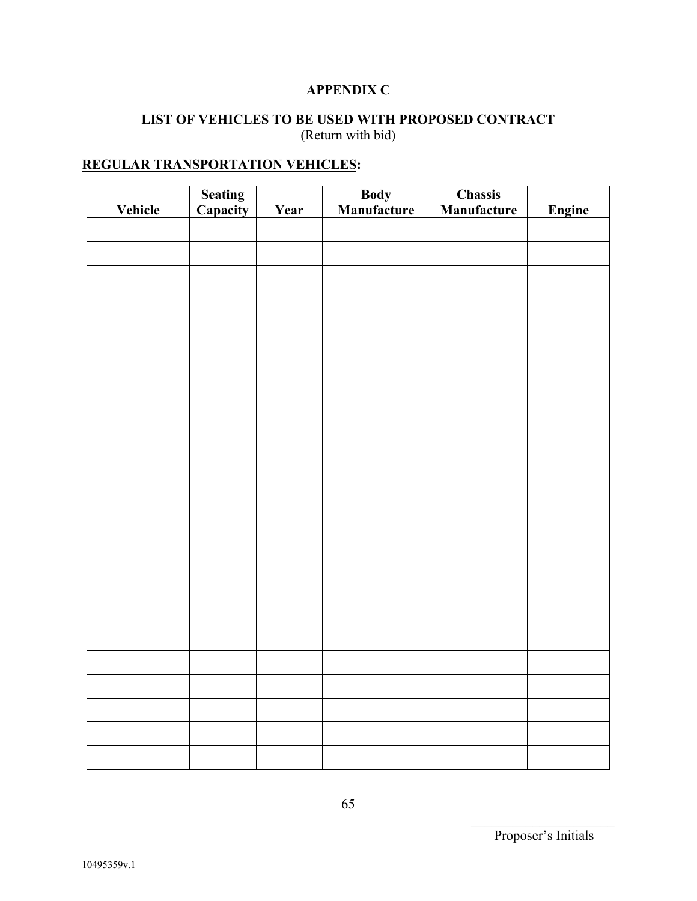## APPENDIX C

## LIST OF VEHICLES TO BE USED WITH PROPOSED CONTRACT

(Return with bid)

**REGULAR TRANSPORTATION VEHICLES:**

| Vehicle | Seating Capacity | Year | Body Manufacture | Chassis Manufacture | Engine |
|---|---|---|---|---|---|
| | | | | | |
| | | | | | |
| | | | | | |
| | | | | | |
| | | | | | |
| | | | | | |
| | | | | | |
| | | | | | |
| | | | | | |
| | | | | | |
| | | | | | |
| | | | | | |
| | | | | | |
| | | | | | |
| | | | | | |
| | | | | | |
| | | | | | |
| | | | | | |
| | | | | | |
| | | | | | |
| | | | | | |
| | | | | | |
| | | | | | |

_______________________
Proposer's Initials

10495359v.1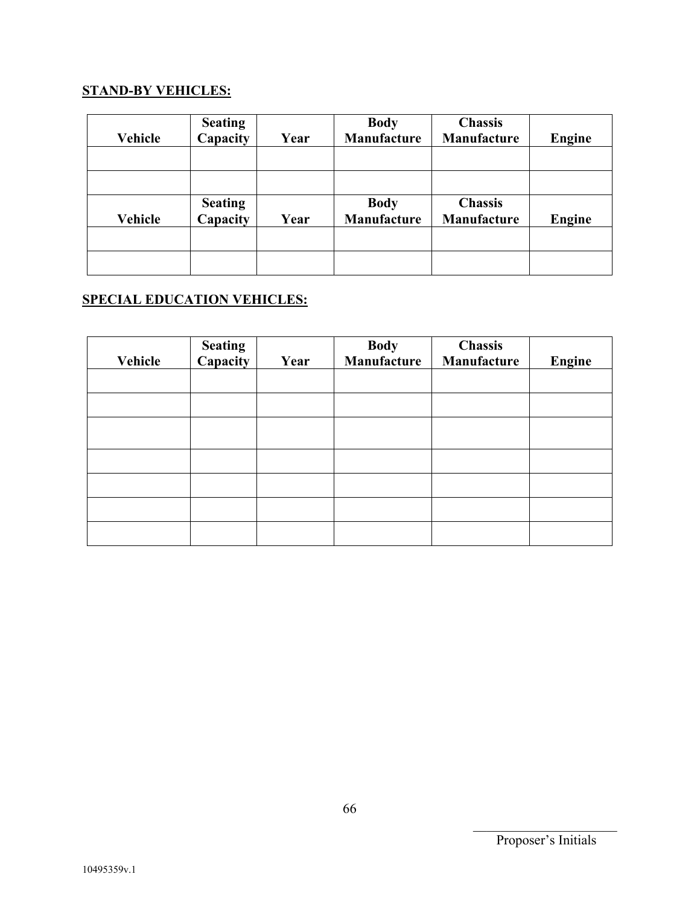**STAND-BY VEHICLES:**

| Vehicle | Seating Capacity | Year | Body Manufacture | Chassis Manufacture | Engine |
|---|---|---|---|---|---|
| | | | | | |
| | | | | | |
| **Vehicle** | **Seating Capacity** | **Year** | **Body Manufacture** | **Chassis Manufacture** | **Engine** |
| | | | | | |
| | | | | | |

**SPECIAL EDUCATION VEHICLES:**

| Vehicle | Seating Capacity | Year | Body Manufacture | Chassis Manufacture | Engine |
|---|---|---|---|---|---|
| | | | | | |
| | | | | | |
| | | | | | |
| | | | | | |
| | | | | | |
| | | | | | |
| | | | | | |

\_\_\_\_\_\_\_\_\_\_\_\_\_\_\_\_\_\_\_\_
Proposer's Initials

10495359v.1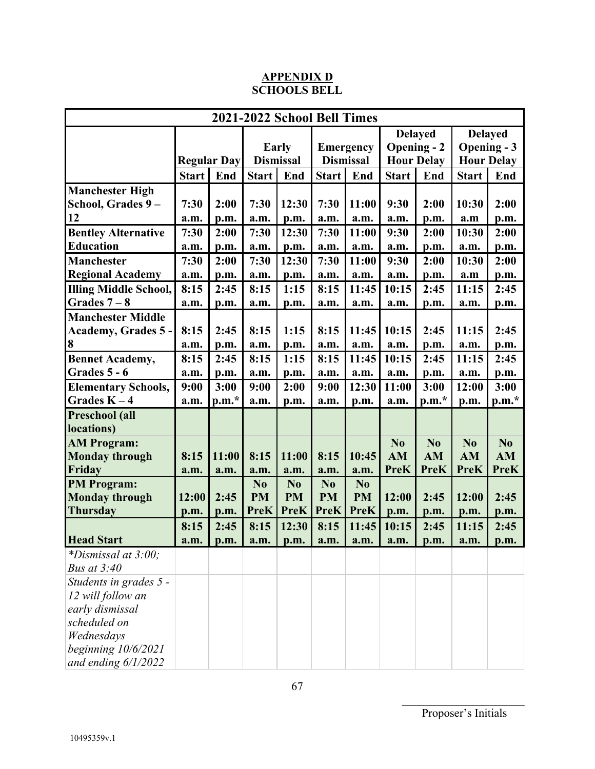**APPENDIX D**
**SCHOOLS BELL**

| 2021-2022 School Bell Times | | | | | | | | | | |
|---|---|---|---|---|---|---|---|---|---|---|
| | Regular Day | | Early Dismissal | | Emergency Dismissal | | Delayed Opening - 2 Hour Delay | | Delayed Opening - 3 Hour Delay | |
| | Start | End | Start | End | Start | End | Start | End | Start | End |
| **Manchester High School, Grades 9 – 12** | 7:30 a.m. | 2:00 p.m. | 7:30 a.m. | 12:30 p.m. | 7:30 a.m. | 11:00 a.m. | 9:30 a.m. | 2:00 p.m. | 10:30 a.m | 2:00 p.m. |
| **Bentley Alternative Education** | 7:30 a.m. | 2:00 p.m. | 7:30 a.m. | 12:30 p.m. | 7:30 a.m. | 11:00 a.m. | 9:30 a.m. | 2:00 p.m. | 10:30 a.m. | 2:00 p.m. |
| **Manchester Regional Academy** | 7:30 a.m. | 2:00 p.m. | 7:30 a.m. | 12:30 p.m. | 7:30 a.m. | 11:00 a.m. | 9:30 a.m. | 2:00 p.m. | 10:30 a.m | 2:00 p.m. |
| **Illing Middle School, Grades 7 – 8** | 8:15 a.m. | 2:45 p.m. | 8:15 a.m. | 1:15 p.m. | 8:15 a.m. | 11:45 a.m. | 10:15 a.m. | 2:45 p.m. | 11:15 a.m. | 2:45 p.m. |
| **Manchester Middle Academy, Grades 5 - 8** | 8:15 a.m. | 2:45 p.m. | 8:15 a.m. | 1:15 p.m. | 8:15 a.m. | 11:45 a.m. | 10:15 a.m. | 2:45 p.m. | 11:15 a.m. | 2:45 p.m. |
| **Bennet Academy, Grades 5 - 6** | 8:15 a.m. | 2:45 p.m. | 8:15 a.m. | 1:15 p.m. | 8:15 a.m. | 11:45 a.m. | 10:15 a.m. | 2:45 p.m. | 11:15 a.m. | 2:45 p.m. |
| **Elementary Schools, Grades K – 4** | 9:00 a.m. | 3:00 p.m.* | 9:00 a.m. | 2:00 p.m. | 9:00 a.m. | 12:30 p.m. | 11:00 a.m. | 3:00 p.m.* | 12:00 p.m. | 3:00 p.m.* |
| **Preschool (all locations)** | | | | | | | | | | |
| **AM Program: Monday through Friday** | 8:15 a.m. | 11:00 a.m. | 8:15 a.m. | 11:00 a.m. | 8:15 a.m. | 10:45 a.m. | No AM PreK | No AM PreK | No AM PreK | No AM PreK |
| **PM Program: Monday through Thursday** | 12:00 p.m. | 2:45 p.m. | No PM PreK | No PM PreK | No PM PreK | No PM PreK | 12:00 p.m. | 2:45 p.m. | 12:00 p.m. | 2:45 p.m. |
| **Head Start** | 8:15 a.m. | 2:45 p.m. | 8:15 a.m. | 12:30 p.m. | 8:15 a.m. | 11:45 a.m. | 10:15 a.m. | 2:45 p.m. | 11:15 a.m. | 2:45 p.m. |
| *\*Dismissal at 3:00; Bus at 3:40* | | | | | | | | | | |
| *Students in grades 5 - 12 will follow an early dismissal scheduled on Wednesdays beginning 10/6/2021 and ending 6/1/2022* | | | | | | | | | | |

_______________
Proposer's Initials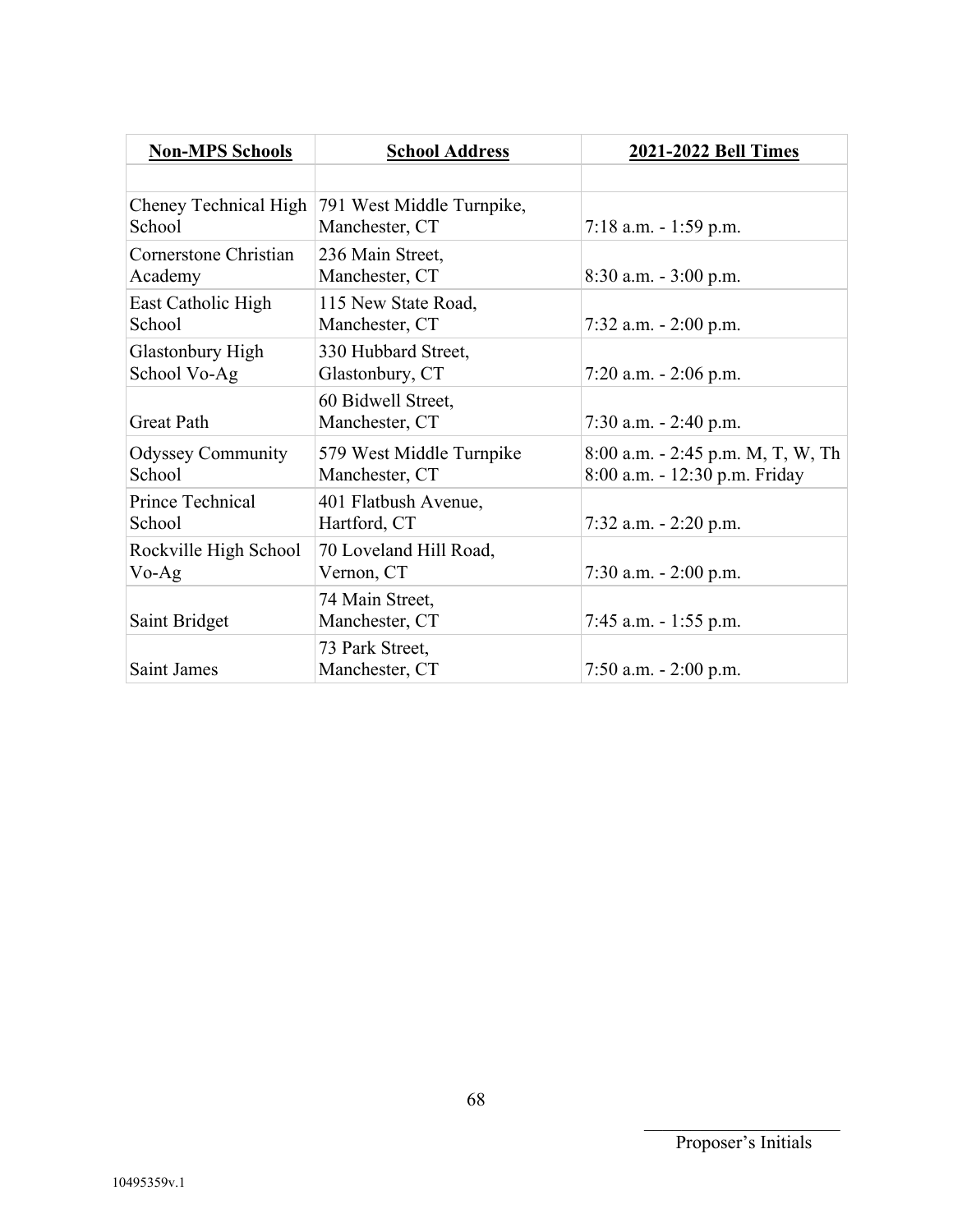| Non-MPS Schools | School Address | 2021-2022 Bell Times |
|---|---|---|
| | | |
| Cheney Technical High School | 791 West Middle Turnpike, Manchester, CT | 7:18 a.m. - 1:59 p.m. |
| Cornerstone Christian Academy | 236 Main Street, Manchester, CT | 8:30 a.m. - 3:00 p.m. |
| East Catholic High School | 115 New State Road, Manchester, CT | 7:32 a.m. - 2:00 p.m. |
| Glastonbury High School Vo-Ag | 330 Hubbard Street, Glastonbury, CT | 7:20 a.m. - 2:06 p.m. |
| Great Path | 60 Bidwell Street, Manchester, CT | 7:30 a.m. - 2:40 p.m. |
| Odyssey Community School | 579 West Middle Turnpike Manchester, CT | 8:00 a.m. - 2:45 p.m. M, T, W, Th<br>8:00 a.m. - 12:30 p.m. Friday |
| Prince Technical School | 401 Flatbush Avenue, Hartford, CT | 7:32 a.m. - 2:20 p.m. |
| Rockville High School Vo-Ag | 70 Loveland Hill Road, Vernon, CT | 7:30 a.m. - 2:00 p.m. |
| Saint Bridget | 74 Main Street, Manchester, CT | 7:45 a.m. - 1:55 p.m. |
| Saint James | 73 Park Street, Manchester, CT | 7:50 a.m. - 2:00 p.m. |

______________________
Proposer's Initials

10495359v.1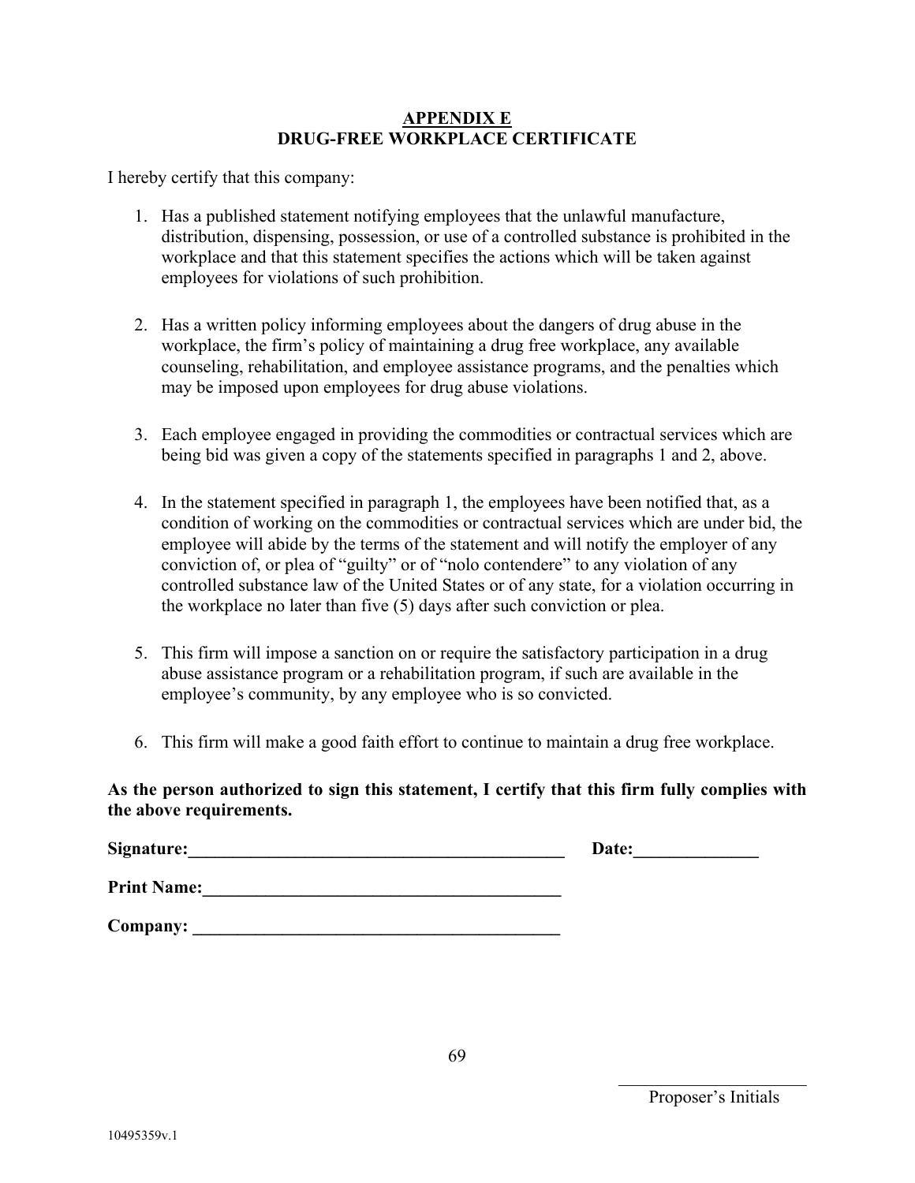# APPENDIX E
# DRUG-FREE WORKPLACE CERTIFICATE

I hereby certify that this company:

1. Has a published statement notifying employees that the unlawful manufacture, distribution, dispensing, possession, or use of a controlled substance is prohibited in the workplace and that this statement specifies the actions which will be taken against employees for violations of such prohibition.

2. Has a written policy informing employees about the dangers of drug abuse in the workplace, the firm's policy of maintaining a drug free workplace, any available counseling, rehabilitation, and employee assistance programs, and the penalties which may be imposed upon employees for drug abuse violations.

3. Each employee engaged in providing the commodities or contractual services which are being bid was given a copy of the statements specified in paragraphs 1 and 2, above.

4. In the statement specified in paragraph 1, the employees have been notified that, as a condition of working on the commodities or contractual services which are under bid, the employee will abide by the terms of the statement and will notify the employer of any conviction of, or plea of "guilty" or of "nolo contendere" to any violation of any controlled substance law of the United States or of any state, for a violation occurring in the workplace no later than five (5) days after such conviction or plea.

5. This firm will impose a sanction on or require the satisfactory participation in a drug abuse assistance program or a rehabilitation program, if such are available in the employee's community, by any employee who is so convicted.

6. This firm will make a good faith effort to continue to maintain a drug free workplace.

**As the person authorized to sign this statement, I certify that this firm fully complies with the above requirements.**

**Signature:**_____________________________________________ **Date:**______________

**Print Name:**__________________________________________

**Company:** ___________________________________________

______________________
Proposer's Initials

10495359v.1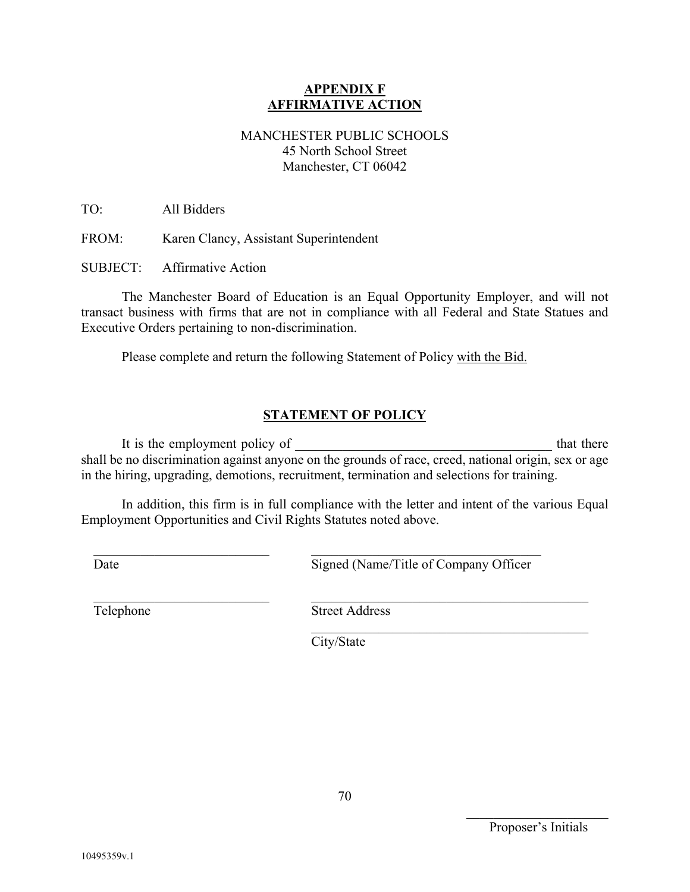# APPENDIX F
# AFFIRMATIVE ACTION

MANCHESTER PUBLIC SCHOOLS
45 North School Street
Manchester, CT 06042

TO: All Bidders

FROM: Karen Clancy, Assistant Superintendent

SUBJECT: Affirmative Action

The Manchester Board of Education is an Equal Opportunity Employer, and will not transact business with firms that are not in compliance with all Federal and State Statues and Executive Orders pertaining to non-discrimination.

Please complete and return the following Statement of Policy with the Bid.

## STATEMENT OF POLICY

It is the employment policy of ________________________________________ that there shall be no discrimination against anyone on the grounds of race, creed, national origin, sex or age in the hiring, upgrading, demotions, recruitment, termination and selections for training.

In addition, this firm is in full compliance with the letter and intent of the various Equal Employment Opportunities and Civil Rights Statutes noted above.

___________________________ Date

___________________________________ Signed (Name/Title of Company Officer

___________________________ Telephone

___________________________________________ Street Address

___________________________________________ City/State

______________________ Proposer's Initials

10495359v.1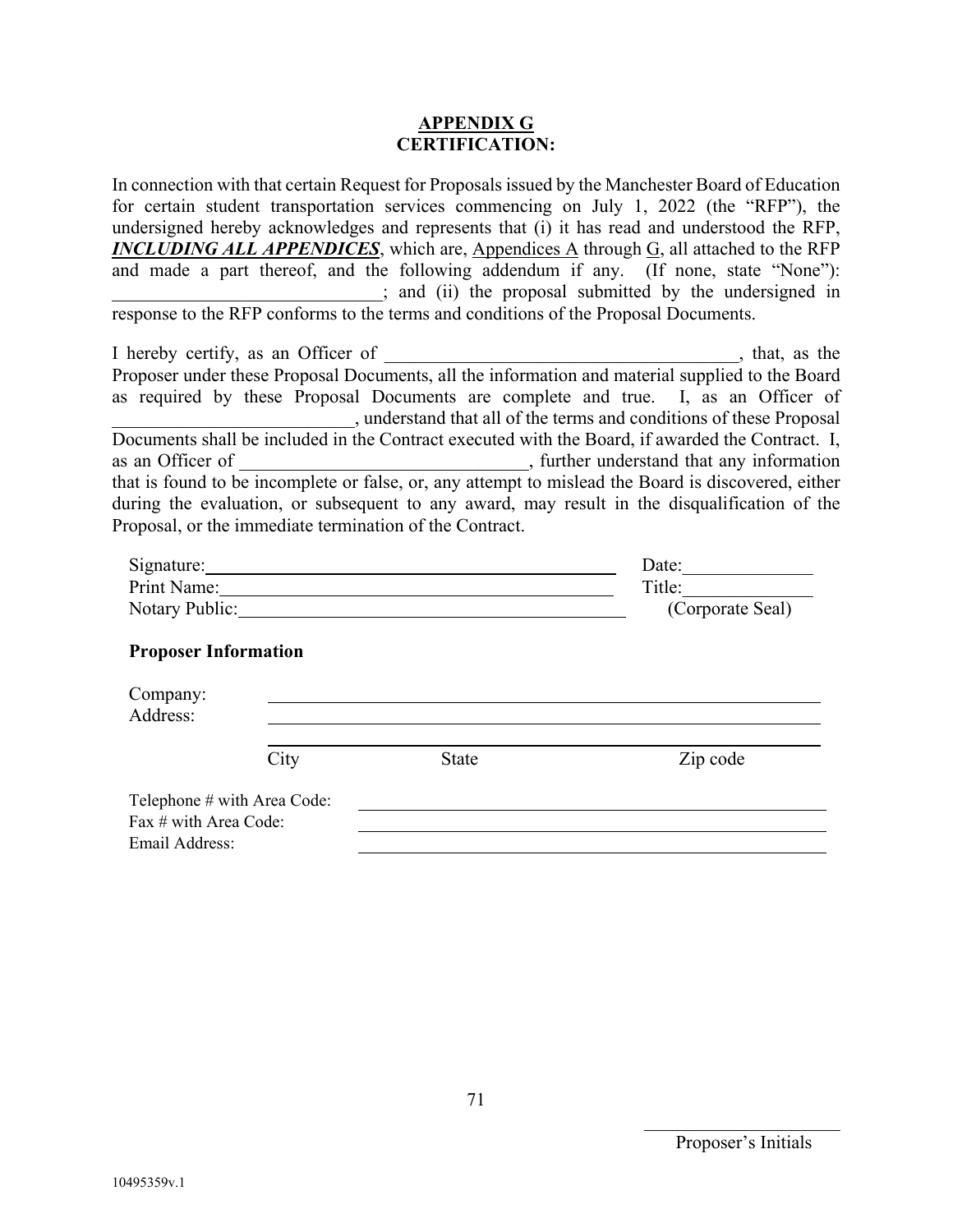# APPENDIX G
## CERTIFICATION:

In connection with that certain Request for Proposals issued by the Manchester Board of Education for certain student transportation services commencing on July 1, 2022 (the "RFP"), the undersigned hereby acknowledges and represents that (i) it has read and understood the RFP, ***INCLUDING ALL APPENDICES***, which are, Appendices A through G, all attached to the RFP and made a part thereof, and the following addendum if any. (If none, state "None"): ______________________________; and (ii) the proposal submitted by the undersigned in response to the RFP conforms to the terms and conditions of the Proposal Documents.

I hereby certify, as an Officer of ________________________________________, that, as the Proposer under these Proposal Documents, all the information and material supplied to the Board as required by these Proposal Documents are complete and true. I, as an Officer of ___________________________, understand that all of the terms and conditions of these Proposal Documents shall be included in the Contract executed with the Board, if awarded the Contract. I, as an Officer of _______________________________, further understand that any information that is found to be incomplete or false, or, any attempt to mislead the Board is discovered, either during the evaluation, or subsequent to any award, may result in the disqualification of the Proposal, or the immediate termination of the Contract.

Signature: _______________________________________________ Date: ______________

Print Name: _____________________________________________ Title: ______________

Notary Public: ___________________________________________ (Corporate Seal)

**Proposer Information**

Company: ____________________________________________________________

Address: ____________________________________________________________

____________________________________________________________

City State Zip code

Telephone # with Area Code: ____________________________________________

Fax # with Area Code: ____________________________________________

Email Address: ____________________________________________

______________________

Proposer's Initials

10495359v.1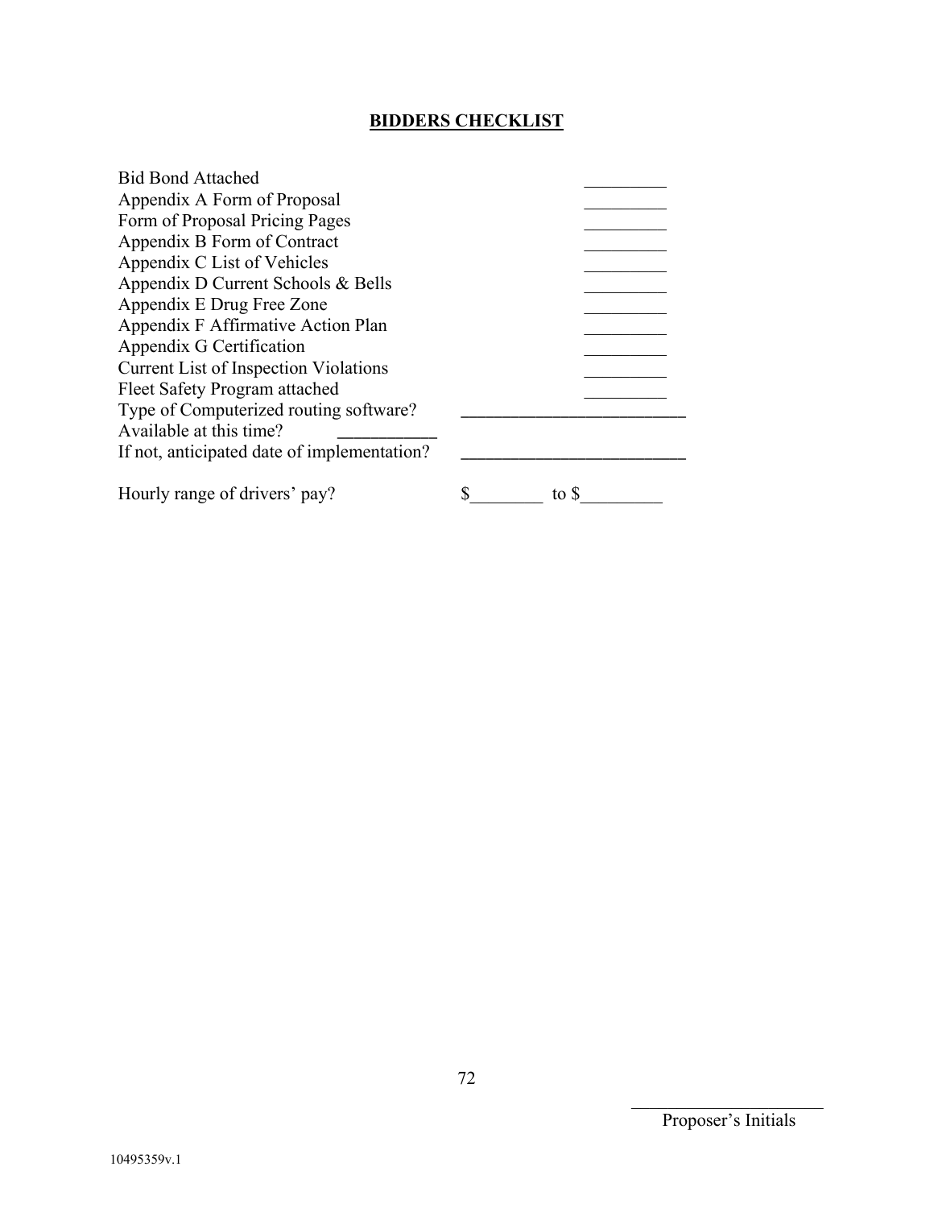**BIDDERS CHECKLIST**

| | |
|---|---|
| Bid Bond Attached | _________ |
| Appendix A Form of Proposal | _________ |
| Form of Proposal Pricing Pages | _________ |
| Appendix B Form of Contract | _________ |
| Appendix C List of Vehicles | _________ |
| Appendix D Current Schools & Bells | _________ |
| Appendix E Drug Free Zone | _________ |
| Appendix F Affirmative Action Plan | _________ |
| Appendix G Certification | _________ |
| Current List of Inspection Violations | _________ |
| Fleet Safety Program attached | _________ |
| Type of Computerized routing software? | ________________________ |
| Available at this time? __________ | |
| If not, anticipated date of implementation? | ________________________ |
| Hourly range of drivers' pay? | $________ to $_________ |

_____________________
Proposer's Initials

10495359v.1